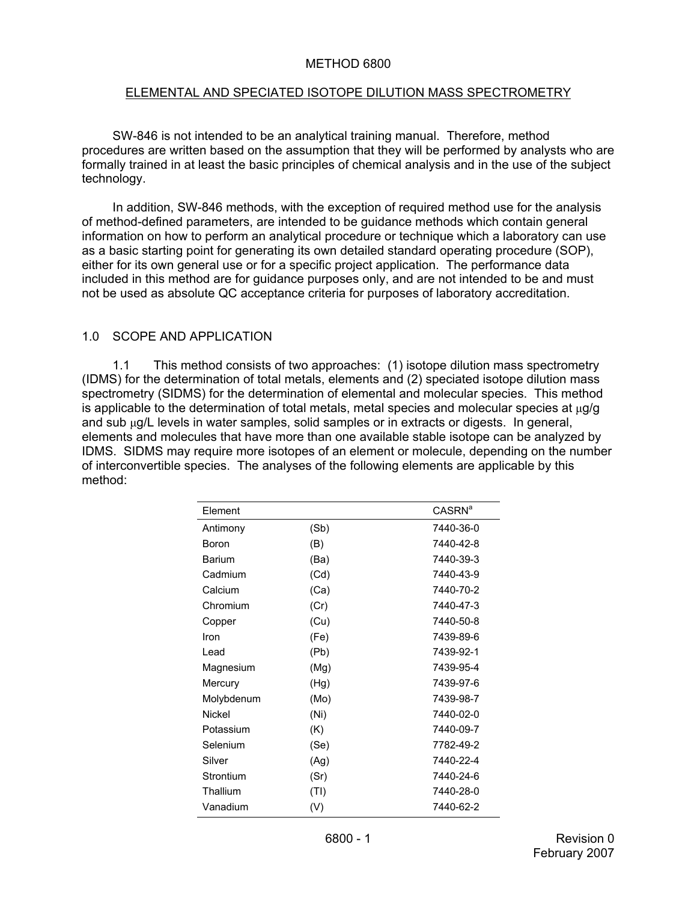# METHOD 6800

## ELEMENTAL AND SPECIATED ISOTOPE DILUTION MASS SPECTROMETRY

SW-846 is not intended to be an analytical training manual. Therefore, method procedures are written based on the assumption that they will be performed by analysts who are formally trained in at least the basic principles of chemical analysis and in the use of the subject technology.

In addition, SW-846 methods, with the exception of required method use for the analysis of method-defined parameters, are intended to be guidance methods which contain general information on how to perform an analytical procedure or technique which a laboratory can use as a basic starting point for generating its own detailed standard operating procedure (SOP), either for its own general use or for a specific project application. The performance data included in this method are for guidance purposes only, and are not intended to be and must not be used as absolute QC acceptance criteria for purposes of laboratory accreditation.

## 1.0 SCOPE AND APPLICATION

1.1 This method consists of two approaches: (1) isotope dilution mass spectrometry (IDMS) for the determination of total metals, elements and (2) speciated isotope dilution mass spectrometry (SIDMS) for the determination of elemental and molecular species. This method is applicable to the determination of total metals, metal species and molecular species at μg/g and sub μg/L levels in water samples, solid samples or in extracts or digests. In general, elements and molecules that have more than one available stable isotope can be analyzed by IDMS. SIDMS may require more isotopes of an element or molecule, depending on the number of interconvertible species. The analyses of the following elements are applicable by this method:

| Element | | CASRN[a] |
|---|---|---|
| Antimony | (Sb) | 7440-36-0 |
| Boron | (B) | 7440-42-8 |
| Barium | (Ba) | 7440-39-3 |
| Cadmium | (Cd) | 7440-43-9 |
| Calcium | (Ca) | 7440-70-2 |
| Chromium | (Cr) | 7440-47-3 |
| Copper | (Cu) | 7440-50-8 |
| Iron | (Fe) | 7439-89-6 |
| Lead | (Pb) | 7439-92-1 |
| Magnesium | (Mg) | 7439-95-4 |
| Mercury | (Hg) | 7439-97-6 |
| Molybdenum | (Mo) | 7439-98-7 |
| Nickel | (Ni) | 7440-02-0 |
| Potassium | (K) | 7440-09-7 |
| Selenium | (Se) | 7782-49-2 |
| Silver | (Ag) | 7440-22-4 |
| Strontium | (Sr) | 7440-24-6 |
| Thallium | (Tl) | 7440-28-0 |
| Vanadium | (V) | 7440-62-2 |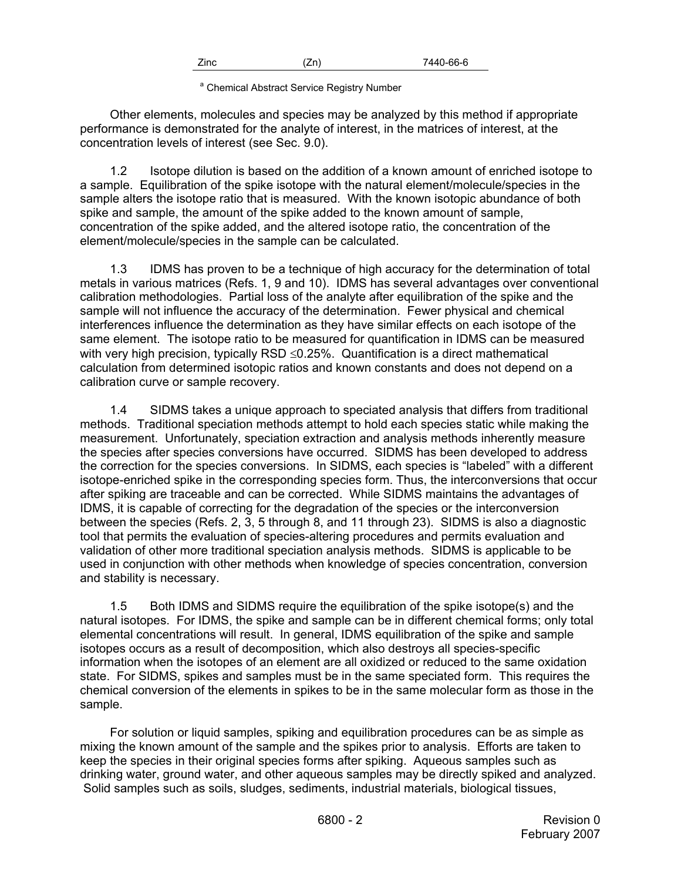| Zinc | (Zn) | 7440-66-6 |
|---|---|---|

[a] Chemical Abstract Service Registry Number

Other elements, molecules and species may be analyzed by this method if appropriate performance is demonstrated for the analyte of interest, in the matrices of interest, at the concentration levels of interest (see Sec. 9.0).

1.2 Isotope dilution is based on the addition of a known amount of enriched isotope to a sample. Equilibration of the spike isotope with the natural element/molecule/species in the sample alters the isotope ratio that is measured. With the known isotopic abundance of both spike and sample, the amount of the spike added to the known amount of sample, concentration of the spike added, and the altered isotope ratio, the concentration of the element/molecule/species in the sample can be calculated.

1.3 IDMS has proven to be a technique of high accuracy for the determination of total metals in various matrices (Refs. 1, 9 and 10). IDMS has several advantages over conventional calibration methodologies. Partial loss of the analyte after equilibration of the spike and the sample will not influence the accuracy of the determination. Fewer physical and chemical interferences influence the determination as they have similar effects on each isotope of the same element. The isotope ratio to be measured for quantification in IDMS can be measured with very high precision, typically RSD $\leq$0.25%. Quantification is a direct mathematical calculation from determined isotopic ratios and known constants and does not depend on a calibration curve or sample recovery.

1.4 SIDMS takes a unique approach to speciated analysis that differs from traditional methods. Traditional speciation methods attempt to hold each species static while making the measurement. Unfortunately, speciation extraction and analysis methods inherently measure the species after species conversions have occurred. SIDMS has been developed to address the correction for the species conversions. In SIDMS, each species is "labeled" with a different isotope-enriched spike in the corresponding species form. Thus, the interconversions that occur after spiking are traceable and can be corrected. While SIDMS maintains the advantages of IDMS, it is capable of correcting for the degradation of the species or the interconversion between the species (Refs. 2, 3, 5 through 8, and 11 through 23). SIDMS is also a diagnostic tool that permits the evaluation of species-altering procedures and permits evaluation and validation of other more traditional speciation analysis methods. SIDMS is applicable to be used in conjunction with other methods when knowledge of species concentration, conversion and stability is necessary.

1.5 Both IDMS and SIDMS require the equilibration of the spike isotope(s) and the natural isotopes. For IDMS, the spike and sample can be in different chemical forms; only total elemental concentrations will result. In general, IDMS equilibration of the spike and sample isotopes occurs as a result of decomposition, which also destroys all species-specific information when the isotopes of an element are all oxidized or reduced to the same oxidation state. For SIDMS, spikes and samples must be in the same speciated form. This requires the chemical conversion of the elements in spikes to be in the same molecular form as those in the sample.

For solution or liquid samples, spiking and equilibration procedures can be as simple as mixing the known amount of the sample and the spikes prior to analysis. Efforts are taken to keep the species in their original species forms after spiking. Aqueous samples such as drinking water, ground water, and other aqueous samples may be directly spiked and analyzed. Solid samples such as soils, sludges, sediments, industrial materials, biological tissues,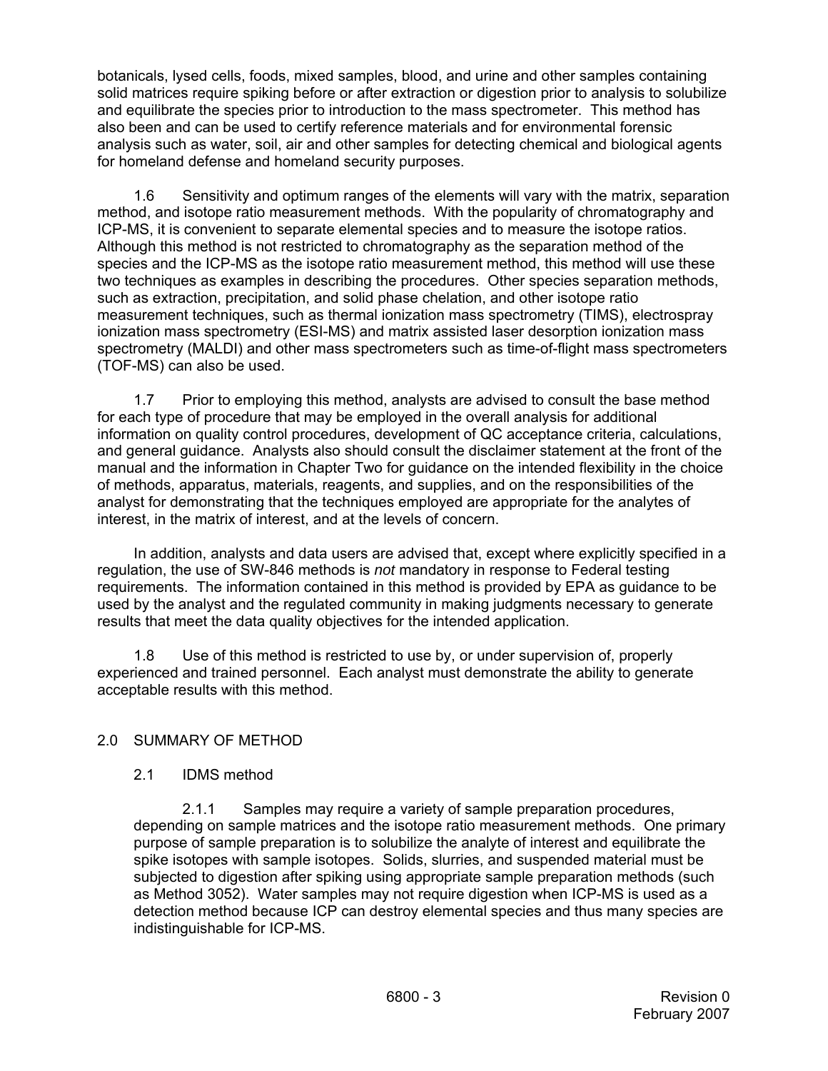botanicals, lysed cells, foods, mixed samples, blood, and urine and other samples containing solid matrices require spiking before or after extraction or digestion prior to analysis to solubilize and equilibrate the species prior to introduction to the mass spectrometer. This method has also been and can be used to certify reference materials and for environmental forensic analysis such as water, soil, air and other samples for detecting chemical and biological agents for homeland defense and homeland security purposes.

1.6 Sensitivity and optimum ranges of the elements will vary with the matrix, separation method, and isotope ratio measurement methods. With the popularity of chromatography and ICP-MS, it is convenient to separate elemental species and to measure the isotope ratios. Although this method is not restricted to chromatography as the separation method of the species and the ICP-MS as the isotope ratio measurement method, this method will use these two techniques as examples in describing the procedures. Other species separation methods, such as extraction, precipitation, and solid phase chelation, and other isotope ratio measurement techniques, such as thermal ionization mass spectrometry (TIMS), electrospray ionization mass spectrometry (ESI-MS) and matrix assisted laser desorption ionization mass spectrometry (MALDI) and other mass spectrometers such as time-of-flight mass spectrometers (TOF-MS) can also be used.

1.7 Prior to employing this method, analysts are advised to consult the base method for each type of procedure that may be employed in the overall analysis for additional information on quality control procedures, development of QC acceptance criteria, calculations, and general guidance. Analysts also should consult the disclaimer statement at the front of the manual and the information in Chapter Two for guidance on the intended flexibility in the choice of methods, apparatus, materials, reagents, and supplies, and on the responsibilities of the analyst for demonstrating that the techniques employed are appropriate for the analytes of interest, in the matrix of interest, and at the levels of concern.

In addition, analysts and data users are advised that, except where explicitly specified in a regulation, the use of SW-846 methods is *not* mandatory in response to Federal testing requirements. The information contained in this method is provided by EPA as guidance to be used by the analyst and the regulated community in making judgments necessary to generate results that meet the data quality objectives for the intended application.

1.8 Use of this method is restricted to use by, or under supervision of, properly experienced and trained personnel. Each analyst must demonstrate the ability to generate acceptable results with this method.

## 2.0 SUMMARY OF METHOD

### 2.1 IDMS method

2.1.1 Samples may require a variety of sample preparation procedures, depending on sample matrices and the isotope ratio measurement methods. One primary purpose of sample preparation is to solubilize the analyte of interest and equilibrate the spike isotopes with sample isotopes. Solids, slurries, and suspended material must be subjected to digestion after spiking using appropriate sample preparation methods (such as Method 3052). Water samples may not require digestion when ICP-MS is used as a detection method because ICP can destroy elemental species and thus many species are indistinguishable for ICP-MS.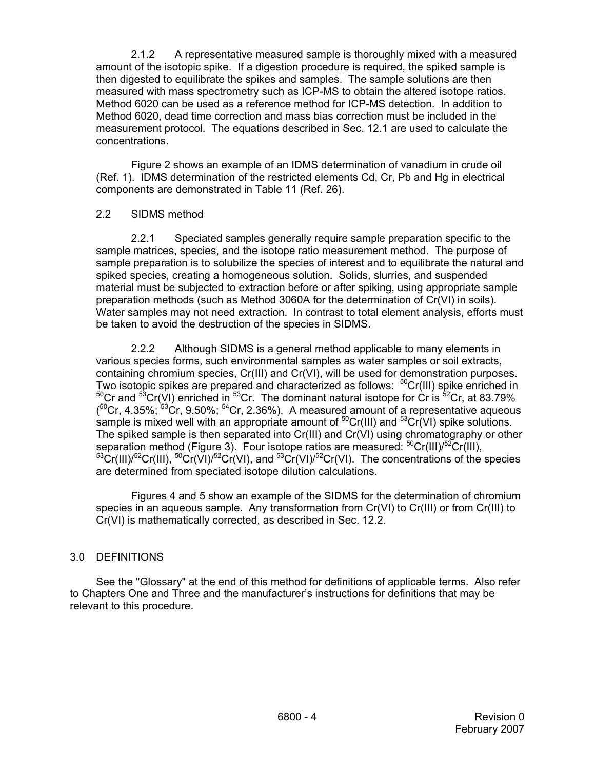2.1.2 A representative measured sample is thoroughly mixed with a measured amount of the isotopic spike. If a digestion procedure is required, the spiked sample is then digested to equilibrate the spikes and samples. The sample solutions are then measured with mass spectrometry such as ICP-MS to obtain the altered isotope ratios. Method 6020 can be used as a reference method for ICP-MS detection. In addition to Method 6020, dead time correction and mass bias correction must be included in the measurement protocol. The equations described in Sec. 12.1 are used to calculate the concentrations.

Figure 2 shows an example of an IDMS determination of vanadium in crude oil (Ref. 1). IDMS determination of the restricted elements Cd, Cr, Pb and Hg in electrical components are demonstrated in Table 11 (Ref. 26).

## 2.2 SIDMS method

2.2.1 Speciated samples generally require sample preparation specific to the sample matrices, species, and the isotope ratio measurement method. The purpose of sample preparation is to solubilize the species of interest and to equilibrate the natural and spiked species, creating a homogeneous solution. Solids, slurries, and suspended material must be subjected to extraction before or after spiking, using appropriate sample preparation methods (such as Method 3060A for the determination of Cr(VI) in soils). Water samples may not need extraction. In contrast to total element analysis, efforts must be taken to avoid the destruction of the species in SIDMS.

2.2.2 Although SIDMS is a general method applicable to many elements in various species forms, such environmental samples as water samples or soil extracts, containing chromium species, Cr(III) and Cr(VI), will be used for demonstration purposes. Two isotopic spikes are prepared and characterized as follows: $^{50}$Cr(III) spike enriched in $^{50}$Cr and $^{53}$Cr(VI) enriched in $^{53}$Cr. The dominant natural isotope for Cr is $^{52}$Cr, at 83.79% ($^{50}$Cr, 4.35%; $^{53}$Cr, 9.50%; $^{54}$Cr, 2.36%). A measured amount of a representative aqueous sample is mixed well with an appropriate amount of $^{50}$Cr(III) and $^{53}$Cr(VI) spike solutions. The spiked sample is then separated into Cr(III) and Cr(VI) using chromatography or other separation method (Figure 3). Four isotope ratios are measured: $^{50}$Cr(III)/$^{52}$Cr(III), $^{53}$Cr(III)/$^{52}$Cr(III), $^{50}$Cr(VI)/$^{52}$Cr(VI), and $^{53}$Cr(VI)/$^{52}$Cr(VI). The concentrations of the species are determined from speciated isotope dilution calculations.

Figures 4 and 5 show an example of the SIDMS for the determination of chromium species in an aqueous sample. Any transformation from Cr(VI) to Cr(III) or from Cr(III) to Cr(VI) is mathematically corrected, as described in Sec. 12.2.

# 3.0 DEFINITIONS

See the "Glossary" at the end of this method for definitions of applicable terms. Also refer to Chapters One and Three and the manufacturer's instructions for definitions that may be relevant to this procedure.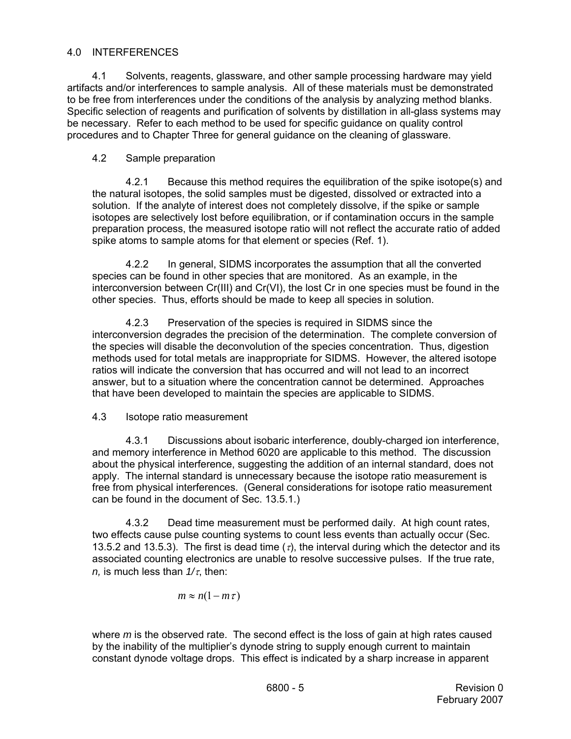## 4.0 INTERFERENCES

4.1 Solvents, reagents, glassware, and other sample processing hardware may yield artifacts and/or interferences to sample analysis. All of these materials must be demonstrated to be free from interferences under the conditions of the analysis by analyzing method blanks. Specific selection of reagents and purification of solvents by distillation in all-glass systems may be necessary. Refer to each method to be used for specific guidance on quality control procedures and to Chapter Three for general guidance on the cleaning of glassware.

4.2 Sample preparation

4.2.1 Because this method requires the equilibration of the spike isotope(s) and the natural isotopes, the solid samples must be digested, dissolved or extracted into a solution. If the analyte of interest does not completely dissolve, if the spike or sample isotopes are selectively lost before equilibration, or if contamination occurs in the sample preparation process, the measured isotope ratio will not reflect the accurate ratio of added spike atoms to sample atoms for that element or species (Ref. 1).

4.2.2 In general, SIDMS incorporates the assumption that all the converted species can be found in other species that are monitored. As an example, in the interconversion between Cr(III) and Cr(VI), the lost Cr in one species must be found in the other species. Thus, efforts should be made to keep all species in solution.

4.2.3 Preservation of the species is required in SIDMS since the interconversion degrades the precision of the determination. The complete conversion of the species will disable the deconvolution of the species concentration. Thus, digestion methods used for total metals are inappropriate for SIDMS. However, the altered isotope ratios will indicate the conversion that has occurred and will not lead to an incorrect answer, but to a situation where the concentration cannot be determined. Approaches that have been developed to maintain the species are applicable to SIDMS.

4.3 Isotope ratio measurement

4.3.1 Discussions about isobaric interference, doubly-charged ion interference, and memory interference in Method 6020 are applicable to this method. The discussion about the physical interference, suggesting the addition of an internal standard, does not apply. The internal standard is unnecessary because the isotope ratio measurement is free from physical interferences. (General considerations for isotope ratio measurement can be found in the document of Sec. 13.5.1.)

4.3.2 Dead time measurement must be performed daily. At high count rates, two effects cause pulse counting systems to count less events than actually occur (Sec. 13.5.2 and 13.5.3). The first is dead time ($\tau$), the interval during which the detector and its associated counting electronics are unable to resolve successive pulses. If the true rate, $n$, is much less than $1/\tau$, then:

$$m \approx n(1 - m\tau)$$

where $m$ is the observed rate. The second effect is the loss of gain at high rates caused by the inability of the multiplier's dynode string to supply enough current to maintain constant dynode voltage drops. This effect is indicated by a sharp increase in apparent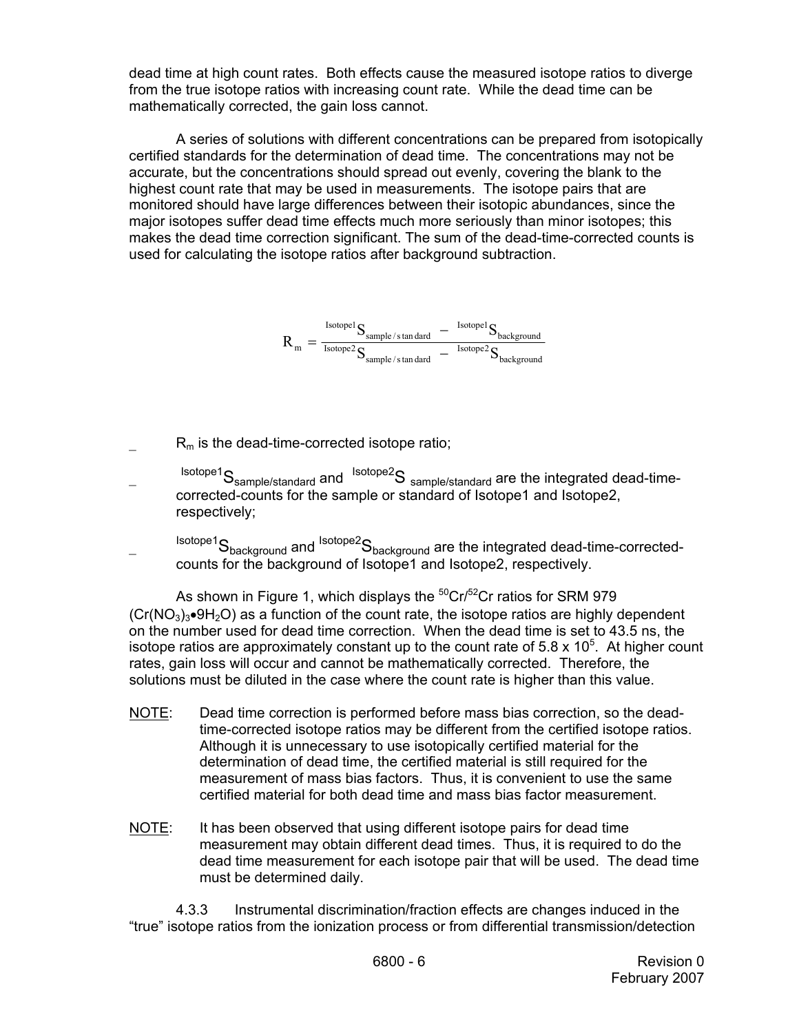dead time at high count rates. Both effects cause the measured isotope ratios to diverge from the true isotope ratios with increasing count rate. While the dead time can be mathematically corrected, the gain loss cannot.

A series of solutions with different concentrations can be prepared from isotopically certified standards for the determination of dead time. The concentrations may not be accurate, but the concentrations should spread out evenly, covering the blank to the highest count rate that may be used in measurements. The isotope pairs that are monitored should have large differences between their isotopic abundances, since the major isotopes suffer dead time effects much more seriously than minor isotopes; this makes the dead time correction significant. The sum of the dead-time-corrected counts is used for calculating the isotope ratios after background subtraction.

$$R_m = \frac{{}^{\text{Isotope1}}S_{\text{sample/standard}} - {}^{\text{Isotope1}}S_{\text{background}}}{{}^{\text{Isotope2}}S_{\text{sample/standard}} - {}^{\text{Isotope2}}S_{\text{background}}}$$

- $R_m$ is the dead-time-corrected isotope ratio;
- ${}^{\text{Isotope1}}S_{\text{sample/standard}}$ and ${}^{\text{Isotope2}}S_{\text{sample/standard}}$ are the integrated dead-time-corrected-counts for the sample or standard of Isotope1 and Isotope2, respectively;
- ${}^{\text{Isotope1}}S_{\text{background}}$ and ${}^{\text{Isotope2}}S_{\text{background}}$ are the integrated dead-time-corrected-counts for the background of Isotope1 and Isotope2, respectively.

As shown in Figure 1, which displays the $^{50}Cr/^{52}Cr$ ratios for SRM 979 ($Cr(NO_3)_3 \bullet 9H_2O$) as a function of the count rate, the isotope ratios are highly dependent on the number used for dead time correction. When the dead time is set to 43.5 ns, the isotope ratios are approximately constant up to the count rate of $5.8 \times 10^5$. At higher count rates, gain loss will occur and cannot be mathematically corrected. Therefore, the solutions must be diluted in the case where the count rate is higher than this value.

NOTE: Dead time correction is performed before mass bias correction, so the dead-time-corrected isotope ratios may be different from the certified isotope ratios. Although it is unnecessary to use isotopically certified material for the determination of dead time, the certified material is still required for the measurement of mass bias factors. Thus, it is convenient to use the same certified material for both dead time and mass bias factor measurement.

NOTE: It has been observed that using different isotope pairs for dead time measurement may obtain different dead times. Thus, it is required to do the dead time measurement for each isotope pair that will be used. The dead time must be determined daily.

4.3.3 Instrumental discrimination/fraction effects are changes induced in the "true" isotope ratios from the ionization process or from differential transmission/detection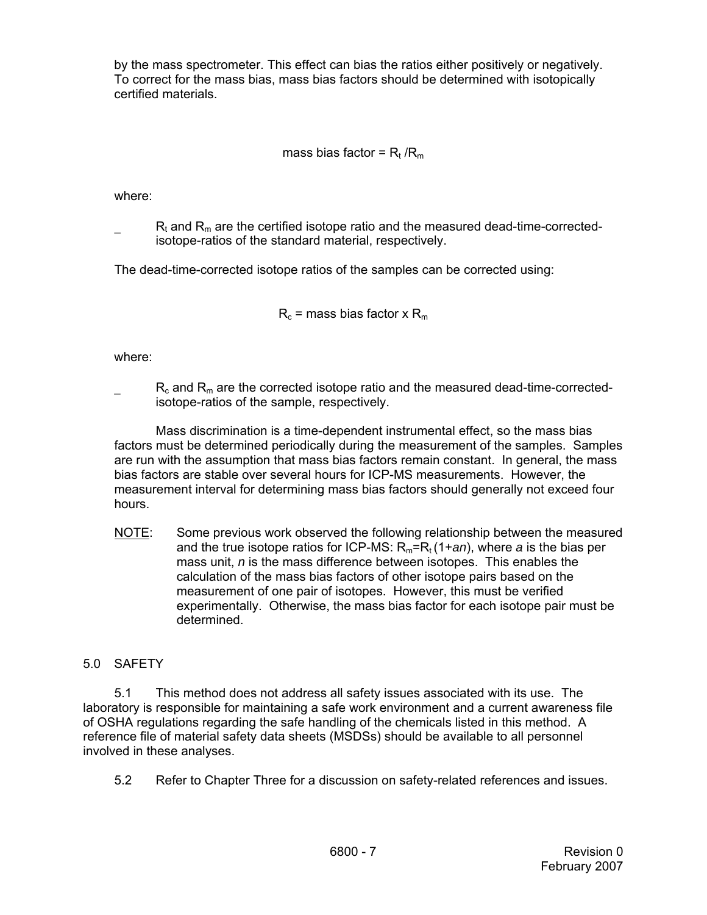by the mass spectrometer. This effect can bias the ratios either positively or negatively. To correct for the mass bias, mass bias factors should be determined with isotopically certified materials.

$$\text{mass bias factor} = R_t / R_m$$

where:

- $R_t$ and $R_m$ are the certified isotope ratio and the measured dead-time-corrected-isotope-ratios of the standard material, respectively.

The dead-time-corrected isotope ratios of the samples can be corrected using:

$$R_c = \text{mass bias factor} \times R_m$$

where:

- $R_c$ and $R_m$ are the corrected isotope ratio and the measured dead-time-corrected-isotope-ratios of the sample, respectively.

Mass discrimination is a time-dependent instrumental effect, so the mass bias factors must be determined periodically during the measurement of the samples. Samples are run with the assumption that mass bias factors remain constant. In general, the mass bias factors are stable over several hours for ICP-MS measurements. However, the measurement interval for determining mass bias factors should generally not exceed four hours.

NOTE: Some previous work observed the following relationship between the measured and the true isotope ratios for ICP-MS: $R_m = R_t (1 + an)$, where *a* is the bias per mass unit, *n* is the mass difference between isotopes. This enables the calculation of the mass bias factors of other isotope pairs based on the measurement of one pair of isotopes. However, this must be verified experimentally. Otherwise, the mass bias factor for each isotope pair must be determined.

## 5.0 SAFETY

5.1 This method does not address all safety issues associated with its use. The laboratory is responsible for maintaining a safe work environment and a current awareness file of OSHA regulations regarding the safe handling of the chemicals listed in this method. A reference file of material safety data sheets (MSDSs) should be available to all personnel involved in these analyses.

5.2 Refer to Chapter Three for a discussion on safety-related references and issues.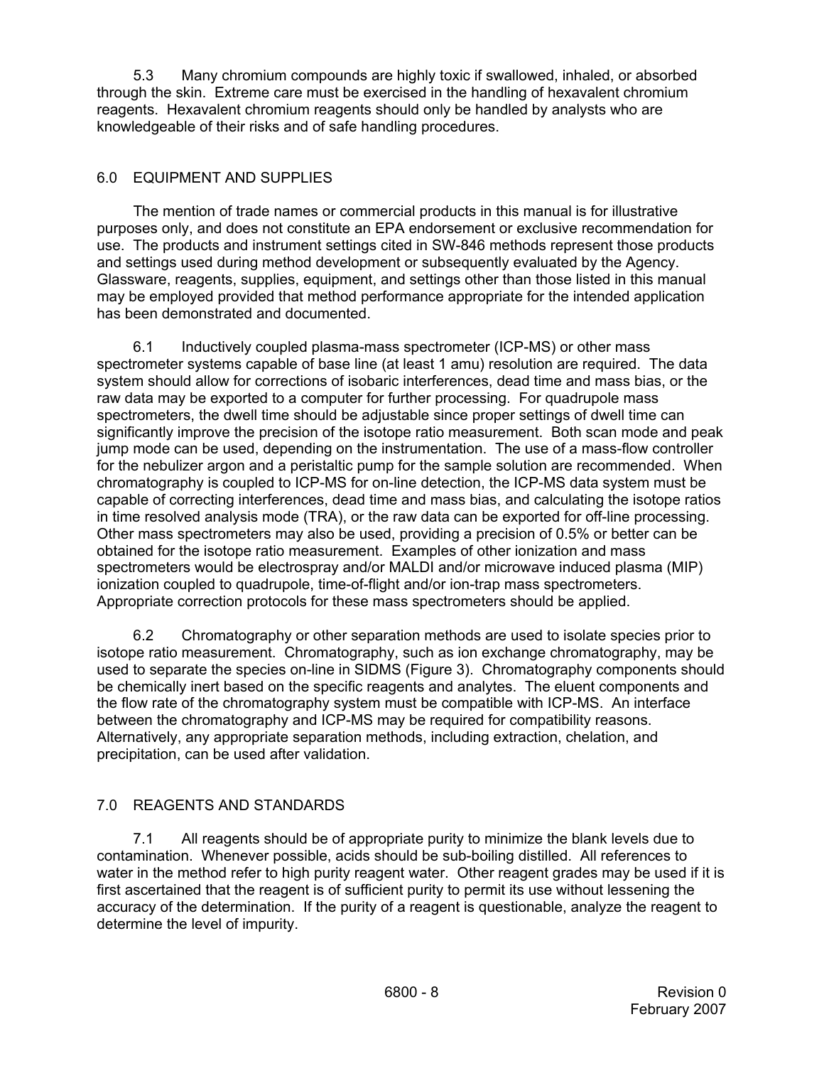5.3 Many chromium compounds are highly toxic if swallowed, inhaled, or absorbed through the skin. Extreme care must be exercised in the handling of hexavalent chromium reagents. Hexavalent chromium reagents should only be handled by analysts who are knowledgeable of their risks and of safe handling procedures.

## 6.0 EQUIPMENT AND SUPPLIES

The mention of trade names or commercial products in this manual is for illustrative purposes only, and does not constitute an EPA endorsement or exclusive recommendation for use. The products and instrument settings cited in SW-846 methods represent those products and settings used during method development or subsequently evaluated by the Agency. Glassware, reagents, supplies, equipment, and settings other than those listed in this manual may be employed provided that method performance appropriate for the intended application has been demonstrated and documented.

6.1 Inductively coupled plasma-mass spectrometer (ICP-MS) or other mass spectrometer systems capable of base line (at least 1 amu) resolution are required. The data system should allow for corrections of isobaric interferences, dead time and mass bias, or the raw data may be exported to a computer for further processing. For quadrupole mass spectrometers, the dwell time should be adjustable since proper settings of dwell time can significantly improve the precision of the isotope ratio measurement. Both scan mode and peak jump mode can be used, depending on the instrumentation. The use of a mass-flow controller for the nebulizer argon and a peristaltic pump for the sample solution are recommended. When chromatography is coupled to ICP-MS for on-line detection, the ICP-MS data system must be capable of correcting interferences, dead time and mass bias, and calculating the isotope ratios in time resolved analysis mode (TRA), or the raw data can be exported for off-line processing. Other mass spectrometers may also be used, providing a precision of 0.5% or better can be obtained for the isotope ratio measurement. Examples of other ionization and mass spectrometers would be electrospray and/or MALDI and/or microwave induced plasma (MIP) ionization coupled to quadrupole, time-of-flight and/or ion-trap mass spectrometers. Appropriate correction protocols for these mass spectrometers should be applied.

6.2 Chromatography or other separation methods are used to isolate species prior to isotope ratio measurement. Chromatography, such as ion exchange chromatography, may be used to separate the species on-line in SIDMS (Figure 3). Chromatography components should be chemically inert based on the specific reagents and analytes. The eluent components and the flow rate of the chromatography system must be compatible with ICP-MS. An interface between the chromatography and ICP-MS may be required for compatibility reasons. Alternatively, any appropriate separation methods, including extraction, chelation, and precipitation, can be used after validation.

## 7.0 REAGENTS AND STANDARDS

7.1 All reagents should be of appropriate purity to minimize the blank levels due to contamination. Whenever possible, acids should be sub-boiling distilled. All references to water in the method refer to high purity reagent water. Other reagent grades may be used if it is first ascertained that the reagent is of sufficient purity to permit its use without lessening the accuracy of the determination. If the purity of a reagent is questionable, analyze the reagent to determine the level of impurity.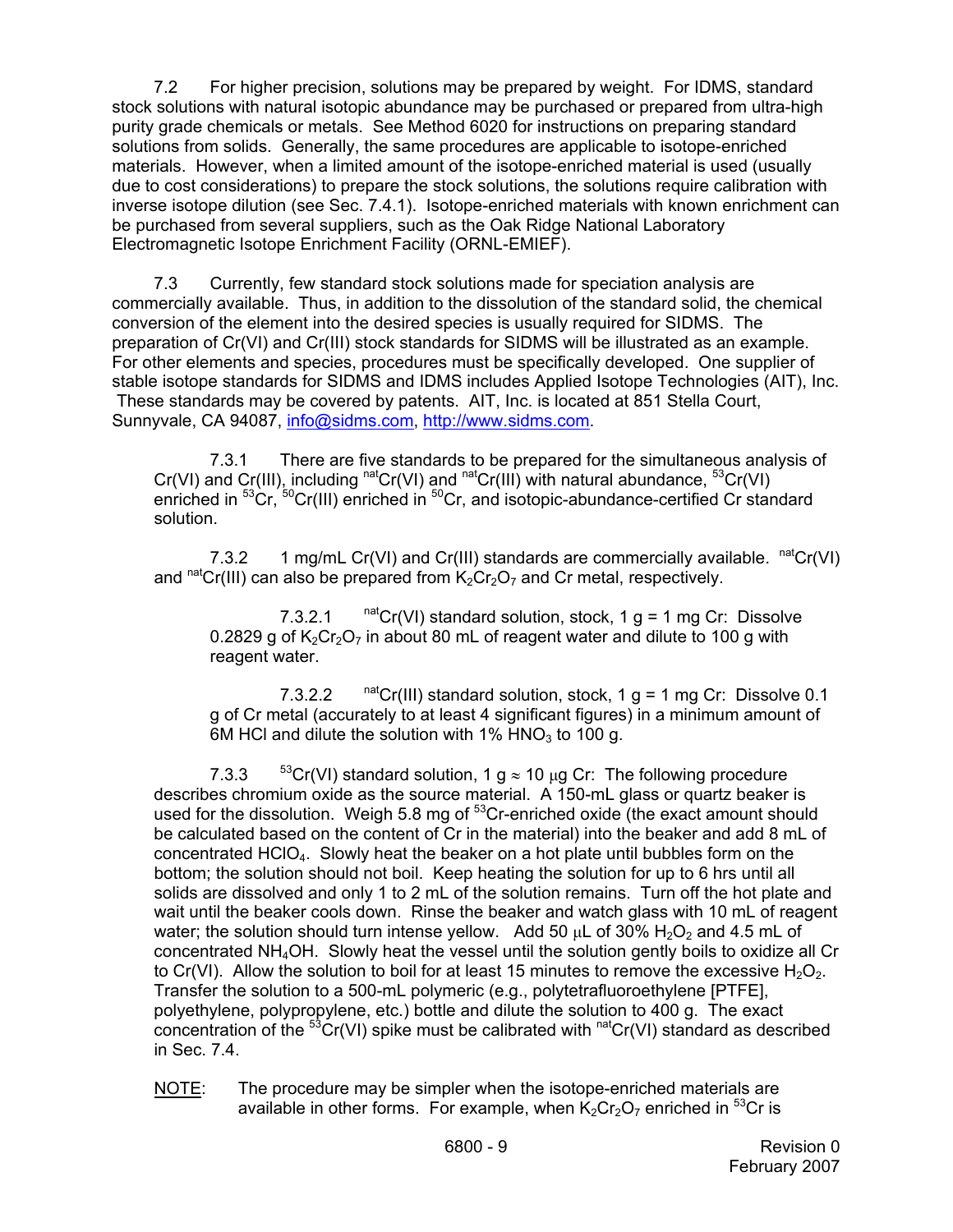7.2 For higher precision, solutions may be prepared by weight. For IDMS, standard stock solutions with natural isotopic abundance may be purchased or prepared from ultra-high purity grade chemicals or metals. See Method 6020 for instructions on preparing standard solutions from solids. Generally, the same procedures are applicable to isotope-enriched materials. However, when a limited amount of the isotope-enriched material is used (usually due to cost considerations) to prepare the stock solutions, the solutions require calibration with inverse isotope dilution (see Sec. 7.4.1). Isotope-enriched materials with known enrichment can be purchased from several suppliers, such as the Oak Ridge National Laboratory Electromagnetic Isotope Enrichment Facility (ORNL-EMIEF).

7.3 Currently, few standard stock solutions made for speciation analysis are commercially available. Thus, in addition to the dissolution of the standard solid, the chemical conversion of the element into the desired species is usually required for SIDMS. The preparation of Cr(VI) and Cr(III) stock standards for SIDMS will be illustrated as an example. For other elements and species, procedures must be specifically developed. One supplier of stable isotope standards for SIDMS and IDMS includes Applied Isotope Technologies (AIT), Inc. These standards may be covered by patents. AIT, Inc. is located at 851 Stella Court, Sunnyvale, CA 94087, info@sidms.com, http://www.sidms.com.

7.3.1 There are five standards to be prepared for the simultaneous analysis of Cr(VI) and Cr(III), including $^{nat}$Cr(VI) and $^{nat}$Cr(III) with natural abundance, $^{53}$Cr(VI) enriched in $^{53}$Cr, $^{50}$Cr(III) enriched in $^{50}$Cr, and isotopic-abundance-certified Cr standard solution.

7.3.2 1 mg/mL Cr(VI) and Cr(III) standards are commercially available. $^{nat}$Cr(VI) and $^{nat}$Cr(III) can also be prepared from $K_2Cr_2O_7$ and Cr metal, respectively.

7.3.2.1 $^{nat}$Cr(VI) standard solution, stock, 1 g = 1 mg Cr: Dissolve 0.2829 g of $K_2Cr_2O_7$ in about 80 mL of reagent water and dilute to 100 g with reagent water.

7.3.2.2 $^{nat}$Cr(III) standard solution, stock, 1 g = 1 mg Cr: Dissolve 0.1 g of Cr metal (accurately to at least 4 significant figures) in a minimum amount of 6M HCl and dilute the solution with 1% $HNO_3$ to 100 g.

7.3.3 $^{53}$Cr(VI) standard solution, 1 g $\approx$ 10 $\mu$g Cr: The following procedure describes chromium oxide as the source material. A 150-mL glass or quartz beaker is used for the dissolution. Weigh 5.8 mg of $^{53}$Cr-enriched oxide (the exact amount should be calculated based on the content of Cr in the material) into the beaker and add 8 mL of concentrated $HClO_4$. Slowly heat the beaker on a hot plate until bubbles form on the bottom; the solution should not boil. Keep heating the solution for up to 6 hrs until all solids are dissolved and only 1 to 2 mL of the solution remains. Turn off the hot plate and wait until the beaker cools down. Rinse the beaker and watch glass with 10 mL of reagent water; the solution should turn intense yellow. Add 50 $\mu$L of 30% $H_2O_2$ and 4.5 mL of concentrated $NH_4OH$. Slowly heat the vessel until the solution gently boils to oxidize all Cr to Cr(VI). Allow the solution to boil for at least 15 minutes to remove the excessive $H_2O_2$. Transfer the solution to a 500-mL polymeric (e.g., polytetrafluoroethylene [PTFE], polyethylene, polypropylene, etc.) bottle and dilute the solution to 400 g. The exact concentration of the $^{53}$Cr(VI) spike must be calibrated with $^{nat}$Cr(VI) standard as described in Sec. 7.4.

NOTE: The procedure may be simpler when the isotope-enriched materials are available in other forms. For example, when $K_2Cr_2O_7$ enriched in $^{53}$Cr is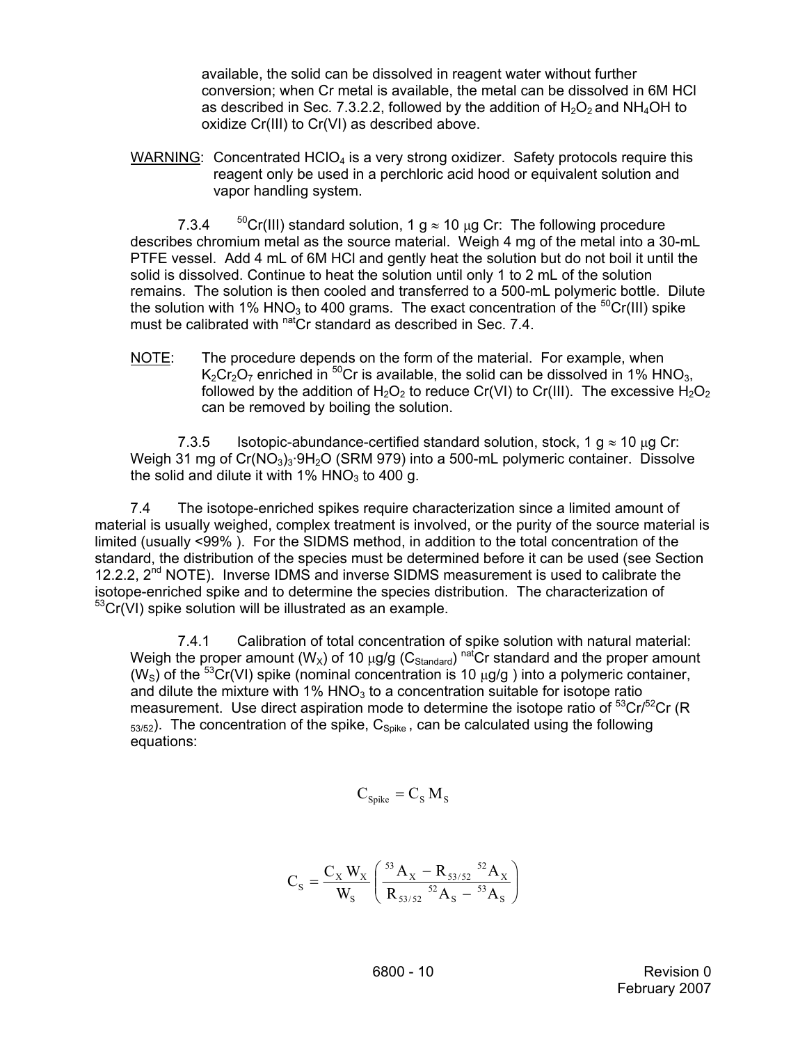available, the solid can be dissolved in reagent water without further conversion; when Cr metal is available, the metal can be dissolved in 6M HCl as described in Sec. 7.3.2.2, followed by the addition of $H_2O_2$ and $NH_4OH$ to oxidize Cr(III) to Cr(VI) as described above.

WARNING: Concentrated $HClO_4$ is a very strong oxidizer. Safety protocols require this reagent only be used in a perchloric acid hood or equivalent solution and vapor handling system.

7.3.4 $^{50}$Cr(III) standard solution, 1 g $\approx$ 10 $\mu$g Cr: The following procedure describes chromium metal as the source material. Weigh 4 mg of the metal into a 30-mL PTFE vessel. Add 4 mL of 6M HCl and gently heat the solution but do not boil it until the solid is dissolved. Continue to heat the solution until only 1 to 2 mL of the solution remains. The solution is then cooled and transferred to a 500-mL polymeric bottle. Dilute the solution with 1% $HNO_3$ to 400 grams. The exact concentration of the $^{50}$Cr(III) spike must be calibrated with $^{nat}$Cr standard as described in Sec. 7.4.

NOTE: The procedure depends on the form of the material. For example, when $K_2Cr_2O_7$ enriched in $^{50}$Cr is available, the solid can be dissolved in 1% $HNO_3$, followed by the addition of $H_2O_2$ to reduce Cr(VI) to Cr(III). The excessive $H_2O_2$ can be removed by boiling the solution.

7.3.5 Isotopic-abundance-certified standard solution, stock, 1 g $\approx$ 10 $\mu$g Cr: Weigh 31 mg of $Cr(NO_3)_3 \cdot 9H_2O$ (SRM 979) into a 500-mL polymeric container. Dissolve the solid and dilute it with 1% $HNO_3$ to 400 g.

7.4 The isotope-enriched spikes require characterization since a limited amount of material is usually weighed, complex treatment is involved, or the purity of the source material is limited (usually <99% ). For the SIDMS method, in addition to the total concentration of the standard, the distribution of the species must be determined before it can be used (see Section 12.2.2, 2nd NOTE). Inverse IDMS and inverse SIDMS measurement is used to calibrate the isotope-enriched spike and to determine the species distribution. The characterization of $^{53}$Cr(VI) spike solution will be illustrated as an example.

7.4.1 Calibration of total concentration of spike solution with natural material: Weigh the proper amount ($W_X$) of 10 $\mu$g/g ($C_{Standard}$) $^{nat}$Cr standard and the proper amount ($W_S$) of the $^{53}$Cr(VI) spike (nominal concentration is 10 $\mu$g/g ) into a polymeric container, and dilute the mixture with 1% $HNO_3$ to a concentration suitable for isotope ratio measurement. Use direct aspiration mode to determine the isotope ratio of $^{53}$Cr/$^{52}$Cr ($R_{53/52}$). The concentration of the spike, $C_{Spike}$ , can be calculated using the following equations:

$$C_{Spike} = C_S \, M_S$$

$$C_S = \frac{C_X \, W_X}{W_S} \left( \frac{{}^{53}A_X - R_{53/52} \; {}^{52}A_X}{R_{53/52} \; {}^{52}A_S - {}^{53}A_S} \right)$$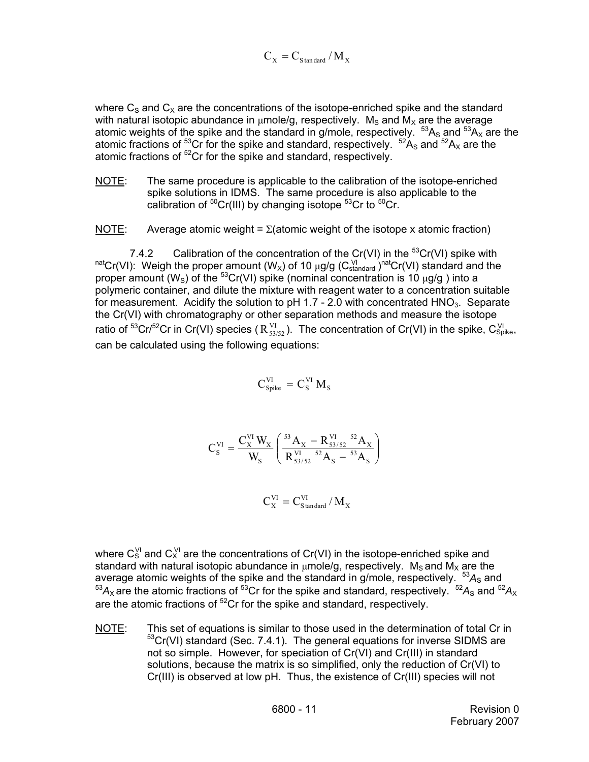$$C_X = C_{Standard} / M_X$$

where $C_S$ and $C_X$ are the concentrations of the isotope-enriched spike and the standard with natural isotopic abundance in μmole/g, respectively. $M_S$ and $M_X$ are the average atomic weights of the spike and the standard in g/mole, respectively. $^{53}A_S$ and $^{53}A_X$ are the atomic fractions of $^{53}Cr$ for the spike and standard, respectively. $^{52}A_S$ and $^{52}A_X$ are the atomic fractions of $^{52}Cr$ for the spike and standard, respectively.

NOTE: The same procedure is applicable to the calibration of the isotope-enriched spike solutions in IDMS. The same procedure is also applicable to the calibration of $^{50}Cr(III)$ by changing isotope $^{53}Cr$ to $^{50}Cr$.

NOTE: Average atomic weight = Σ(atomic weight of the isotope x atomic fraction)

7.4.2 Calibration of the concentration of the Cr(VI) in the $^{53}Cr(VI)$ spike with $^{nat}Cr(VI)$: Weigh the proper amount ($W_X$) of 10 μg/g ($C^{VI}_{standard}$) $^{nat}Cr(VI)$ standard and the proper amount ($W_S$) of the $^{53}Cr(VI)$ spike (nominal concentration is 10 μg/g ) into a polymeric container, and dilute the mixture with reagent water to a concentration suitable for measurement. Acidify the solution to pH 1.7 - 2.0 with concentrated $HNO_3$. Separate the Cr(VI) with chromatography or other separation methods and measure the isotope ratio of $^{53}Cr/^{52}Cr$ in Cr(VI) species ($R^{VI}_{53/52}$). The concentration of Cr(VI) in the spike, $C^{VI}_{Spike}$, can be calculated using the following equations:

$$C^{VI}_{Spike} = C^{VI}_{S} M_S$$

$$C^{VI}_{S} = \frac{C^{VI}_{X} W_X}{W_S} \left( \frac{^{53}A_X - R^{VI}_{53/52} \; ^{52}A_X}{R^{VI}_{53/52} \; ^{52}A_S - \, ^{53}A_S} \right)$$

$$C^{VI}_{X} = C^{VI}_{Standard} / M_X$$

where $C^{VI}_{S}$ and $C^{VI}_{X}$ are the concentrations of Cr(VI) in the isotope-enriched spike and standard with natural isotopic abundance in μmole/g, respectively. $M_S$ and $M_X$ are the average atomic weights of the spike and the standard in g/mole, respectively. $^{53}A_S$ and $^{53}A_X$ are the atomic fractions of $^{53}Cr$ for the spike and standard, respectively. $^{52}A_S$ and $^{52}A_X$ are the atomic fractions of $^{52}Cr$ for the spike and standard, respectively.

NOTE: This set of equations is similar to those used in the determination of total Cr in $^{53}Cr(VI)$ standard (Sec. 7.4.1). The general equations for inverse SIDMS are not so simple. However, for speciation of Cr(VI) and Cr(III) in standard solutions, because the matrix is so simplified, only the reduction of Cr(VI) to Cr(III) is observed at low pH. Thus, the existence of Cr(III) species will not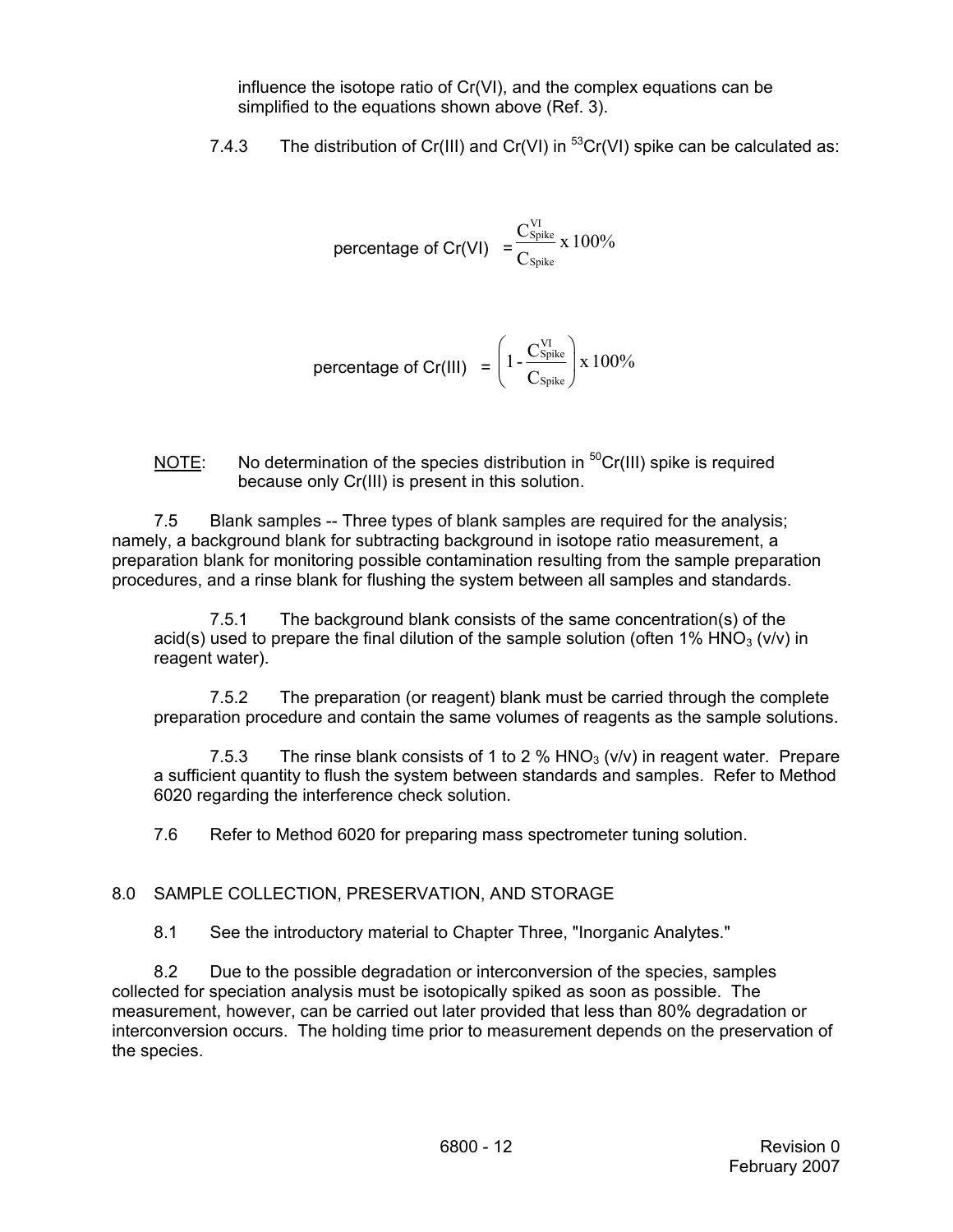influence the isotope ratio of Cr(VI), and the complex equations can be simplified to the equations shown above (Ref. 3).

7.4.3 The distribution of Cr(III) and Cr(VI) in $^{53}Cr(VI)$ spike can be calculated as:

$$\text{percentage of Cr(VI)} = \frac{C_{\text{Spike}}^{\text{VI}}}{C_{\text{Spike}}} \times 100\%$$

$$\text{percentage of Cr(III)} = \left(1 - \frac{C_{\text{Spike}}^{\text{VI}}}{C_{\text{Spike}}}\right) \times 100\%$$

NOTE: No determination of the species distribution in $^{50}Cr(III)$ spike is required because only Cr(III) is present in this solution.

7.5 Blank samples -- Three types of blank samples are required for the analysis; namely, a background blank for subtracting background in isotope ratio measurement, a preparation blank for monitoring possible contamination resulting from the sample preparation procedures, and a rinse blank for flushing the system between all samples and standards.

7.5.1 The background blank consists of the same concentration(s) of the acid(s) used to prepare the final dilution of the sample solution (often 1% $HNO_3$ (v/v) in reagent water).

7.5.2 The preparation (or reagent) blank must be carried through the complete preparation procedure and contain the same volumes of reagents as the sample solutions.

7.5.3 The rinse blank consists of 1 to 2 % $HNO_3$ (v/v) in reagent water. Prepare a sufficient quantity to flush the system between standards and samples. Refer to Method 6020 regarding the interference check solution.

7.6 Refer to Method 6020 for preparing mass spectrometer tuning solution.

## 8.0 SAMPLE COLLECTION, PRESERVATION, AND STORAGE

8.1 See the introductory material to Chapter Three, "Inorganic Analytes."

8.2 Due to the possible degradation or interconversion of the species, samples collected for speciation analysis must be isotopically spiked as soon as possible. The measurement, however, can be carried out later provided that less than 80% degradation or interconversion occurs. The holding time prior to measurement depends on the preservation of the species.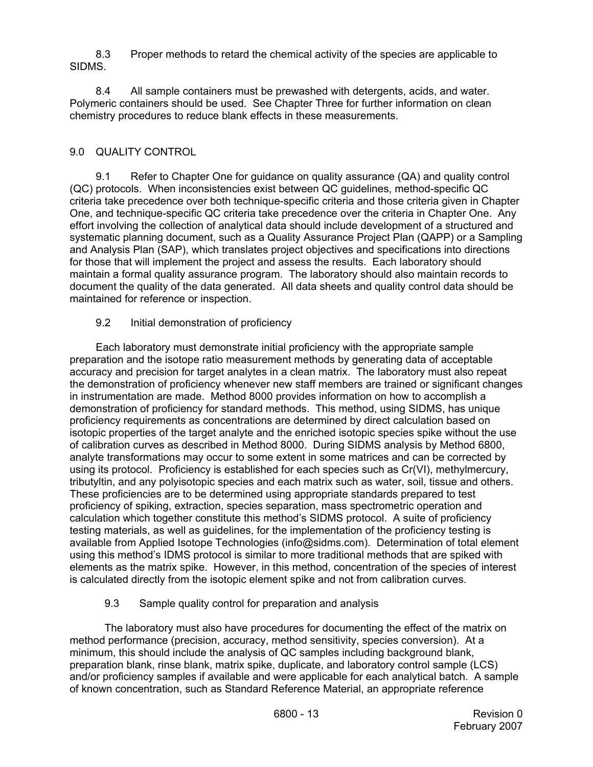8.3 Proper methods to retard the chemical activity of the species are applicable to SIDMS.

8.4 All sample containers must be prewashed with detergents, acids, and water. Polymeric containers should be used. See Chapter Three for further information on clean chemistry procedures to reduce blank effects in these measurements.

## 9.0 QUALITY CONTROL

9.1 Refer to Chapter One for guidance on quality assurance (QA) and quality control (QC) protocols. When inconsistencies exist between QC guidelines, method-specific QC criteria take precedence over both technique-specific criteria and those criteria given in Chapter One, and technique-specific QC criteria take precedence over the criteria in Chapter One. Any effort involving the collection of analytical data should include development of a structured and systematic planning document, such as a Quality Assurance Project Plan (QAPP) or a Sampling and Analysis Plan (SAP), which translates project objectives and specifications into directions for those that will implement the project and assess the results. Each laboratory should maintain a formal quality assurance program. The laboratory should also maintain records to document the quality of the data generated. All data sheets and quality control data should be maintained for reference or inspection.

9.2 Initial demonstration of proficiency

Each laboratory must demonstrate initial proficiency with the appropriate sample preparation and the isotope ratio measurement methods by generating data of acceptable accuracy and precision for target analytes in a clean matrix. The laboratory must also repeat the demonstration of proficiency whenever new staff members are trained or significant changes in instrumentation are made. Method 8000 provides information on how to accomplish a demonstration of proficiency for standard methods. This method, using SIDMS, has unique proficiency requirements as concentrations are determined by direct calculation based on isotopic properties of the target analyte and the enriched isotopic species spike without the use of calibration curves as described in Method 8000. During SIDMS analysis by Method 6800, analyte transformations may occur to some extent in some matrices and can be corrected by using its protocol. Proficiency is established for each species such as Cr(VI), methylmercury, tributyltin, and any polyisotopic species and each matrix such as water, soil, tissue and others. These proficiencies are to be determined using appropriate standards prepared to test proficiency of spiking, extraction, species separation, mass spectrometric operation and calculation which together constitute this method's SIDMS protocol. A suite of proficiency testing materials, as well as guidelines, for the implementation of the proficiency testing is available from Applied Isotope Technologies (info@sidms.com). Determination of total element using this method's IDMS protocol is similar to more traditional methods that are spiked with elements as the matrix spike. However, in this method, concentration of the species of interest is calculated directly from the isotopic element spike and not from calibration curves.

9.3 Sample quality control for preparation and analysis

The laboratory must also have procedures for documenting the effect of the matrix on method performance (precision, accuracy, method sensitivity, species conversion). At a minimum, this should include the analysis of QC samples including background blank, preparation blank, rinse blank, matrix spike, duplicate, and laboratory control sample (LCS) and/or proficiency samples if available and were applicable for each analytical batch. A sample of known concentration, such as Standard Reference Material, an appropriate reference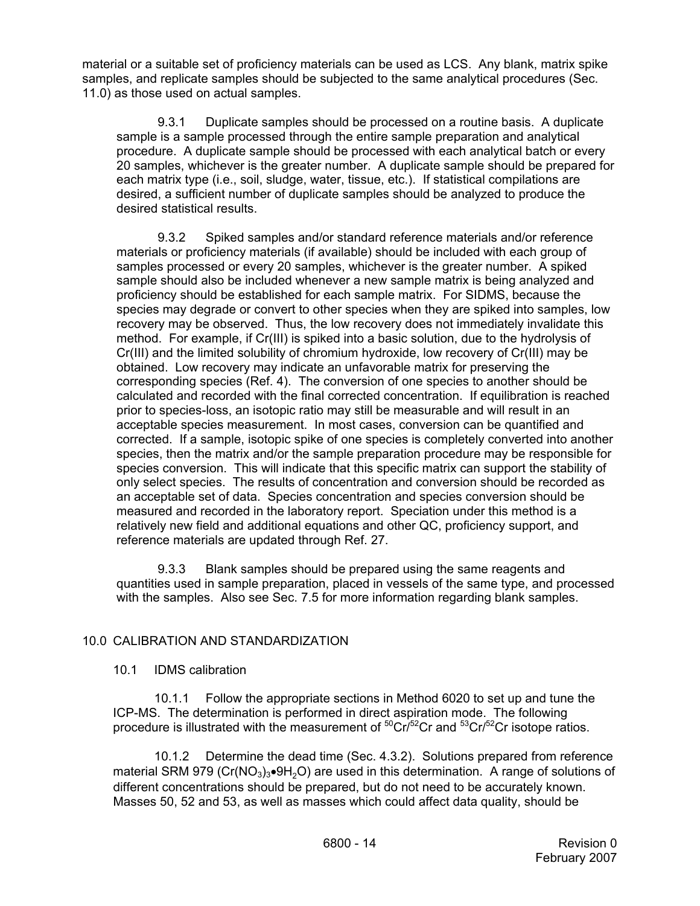material or a suitable set of proficiency materials can be used as LCS. Any blank, matrix spike samples, and replicate samples should be subjected to the same analytical procedures (Sec. 11.0) as those used on actual samples.

9.3.1 Duplicate samples should be processed on a routine basis. A duplicate sample is a sample processed through the entire sample preparation and analytical procedure. A duplicate sample should be processed with each analytical batch or every 20 samples, whichever is the greater number. A duplicate sample should be prepared for each matrix type (i.e., soil, sludge, water, tissue, etc.). If statistical compilations are desired, a sufficient number of duplicate samples should be analyzed to produce the desired statistical results.

9.3.2 Spiked samples and/or standard reference materials and/or reference materials or proficiency materials (if available) should be included with each group of samples processed or every 20 samples, whichever is the greater number. A spiked sample should also be included whenever a new sample matrix is being analyzed and proficiency should be established for each sample matrix. For SIDMS, because the species may degrade or convert to other species when they are spiked into samples, low recovery may be observed. Thus, the low recovery does not immediately invalidate this method. For example, if Cr(III) is spiked into a basic solution, due to the hydrolysis of Cr(III) and the limited solubility of chromium hydroxide, low recovery of Cr(III) may be obtained. Low recovery may indicate an unfavorable matrix for preserving the corresponding species (Ref. 4). The conversion of one species to another should be calculated and recorded with the final corrected concentration. If equilibration is reached prior to species-loss, an isotopic ratio may still be measurable and will result in an acceptable species measurement. In most cases, conversion can be quantified and corrected. If a sample, isotopic spike of one species is completely converted into another species, then the matrix and/or the sample preparation procedure may be responsible for species conversion. This will indicate that this specific matrix can support the stability of only select species. The results of concentration and conversion should be recorded as an acceptable set of data. Species concentration and species conversion should be measured and recorded in the laboratory report. Speciation under this method is a relatively new field and additional equations and other QC, proficiency support, and reference materials are updated through Ref. 27.

9.3.3 Blank samples should be prepared using the same reagents and quantities used in sample preparation, placed in vessels of the same type, and processed with the samples. Also see Sec. 7.5 for more information regarding blank samples.

## 10.0 CALIBRATION AND STANDARDIZATION

### 10.1 IDMS calibration

10.1.1 Follow the appropriate sections in Method 6020 to set up and tune the ICP-MS. The determination is performed in direct aspiration mode. The following procedure is illustrated with the measurement of $^{50}Cr/^{52}Cr$ and $^{53}Cr/^{52}Cr$ isotope ratios.

10.1.2 Determine the dead time (Sec. 4.3.2). Solutions prepared from reference material SRM 979 ($Cr(NO_3)_3 \bullet 9H_2O$) are used in this determination. A range of solutions of different concentrations should be prepared, but do not need to be accurately known. Masses 50, 52 and 53, as well as masses which could affect data quality, should be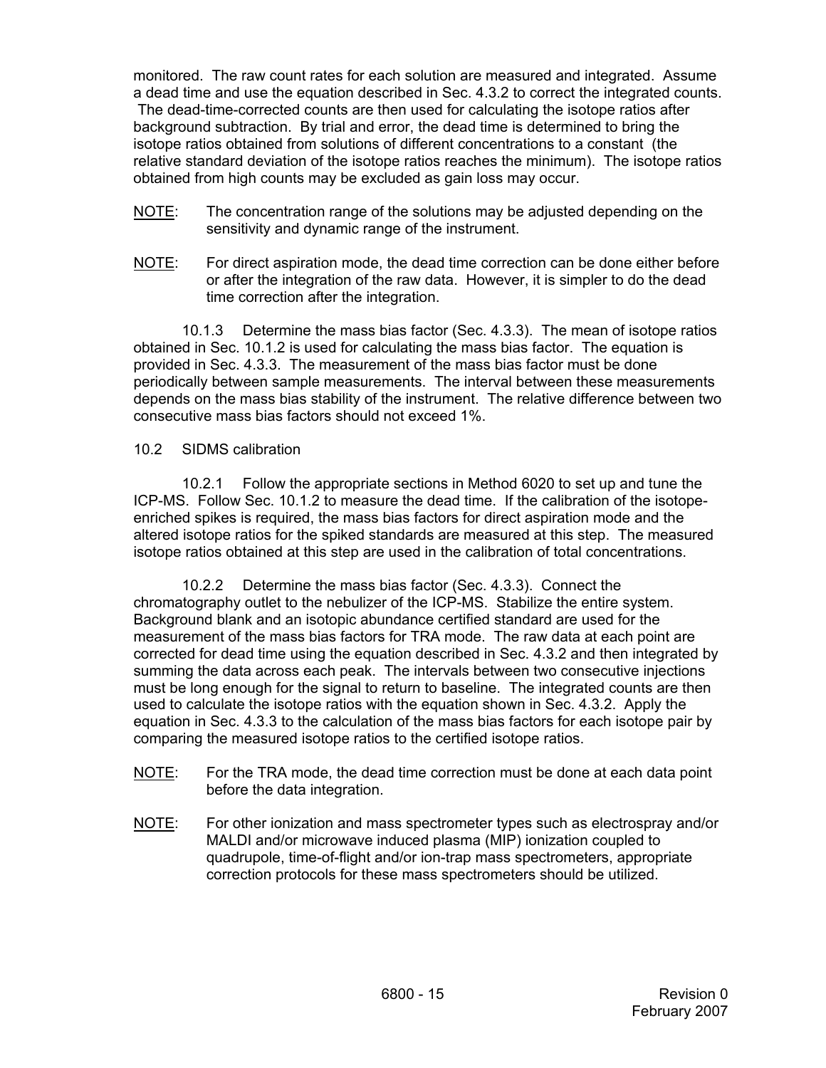monitored. The raw count rates for each solution are measured and integrated. Assume a dead time and use the equation described in Sec. 4.3.2 to correct the integrated counts. The dead-time-corrected counts are then used for calculating the isotope ratios after background subtraction. By trial and error, the dead time is determined to bring the isotope ratios obtained from solutions of different concentrations to a constant (the relative standard deviation of the isotope ratios reaches the minimum). The isotope ratios obtained from high counts may be excluded as gain loss may occur.

NOTE: The concentration range of the solutions may be adjusted depending on the sensitivity and dynamic range of the instrument.

NOTE: For direct aspiration mode, the dead time correction can be done either before or after the integration of the raw data. However, it is simpler to do the dead time correction after the integration.

10.1.3 Determine the mass bias factor (Sec. 4.3.3). The mean of isotope ratios obtained in Sec. 10.1.2 is used for calculating the mass bias factor. The equation is provided in Sec. 4.3.3. The measurement of the mass bias factor must be done periodically between sample measurements. The interval between these measurements depends on the mass bias stability of the instrument. The relative difference between two consecutive mass bias factors should not exceed 1%.

10.2 SIDMS calibration

10.2.1 Follow the appropriate sections in Method 6020 to set up and tune the ICP-MS. Follow Sec. 10.1.2 to measure the dead time. If the calibration of the isotope-enriched spikes is required, the mass bias factors for direct aspiration mode and the altered isotope ratios for the spiked standards are measured at this step. The measured isotope ratios obtained at this step are used in the calibration of total concentrations.

10.2.2 Determine the mass bias factor (Sec. 4.3.3). Connect the chromatography outlet to the nebulizer of the ICP-MS. Stabilize the entire system. Background blank and an isotopic abundance certified standard are used for the measurement of the mass bias factors for TRA mode. The raw data at each point are corrected for dead time using the equation described in Sec. 4.3.2 and then integrated by summing the data across each peak. The intervals between two consecutive injections must be long enough for the signal to return to baseline. The integrated counts are then used to calculate the isotope ratios with the equation shown in Sec. 4.3.2. Apply the equation in Sec. 4.3.3 to the calculation of the mass bias factors for each isotope pair by comparing the measured isotope ratios to the certified isotope ratios.

NOTE: For the TRA mode, the dead time correction must be done at each data point before the data integration.

NOTE: For other ionization and mass spectrometer types such as electrospray and/or MALDI and/or microwave induced plasma (MIP) ionization coupled to quadrupole, time-of-flight and/or ion-trap mass spectrometers, appropriate correction protocols for these mass spectrometers should be utilized.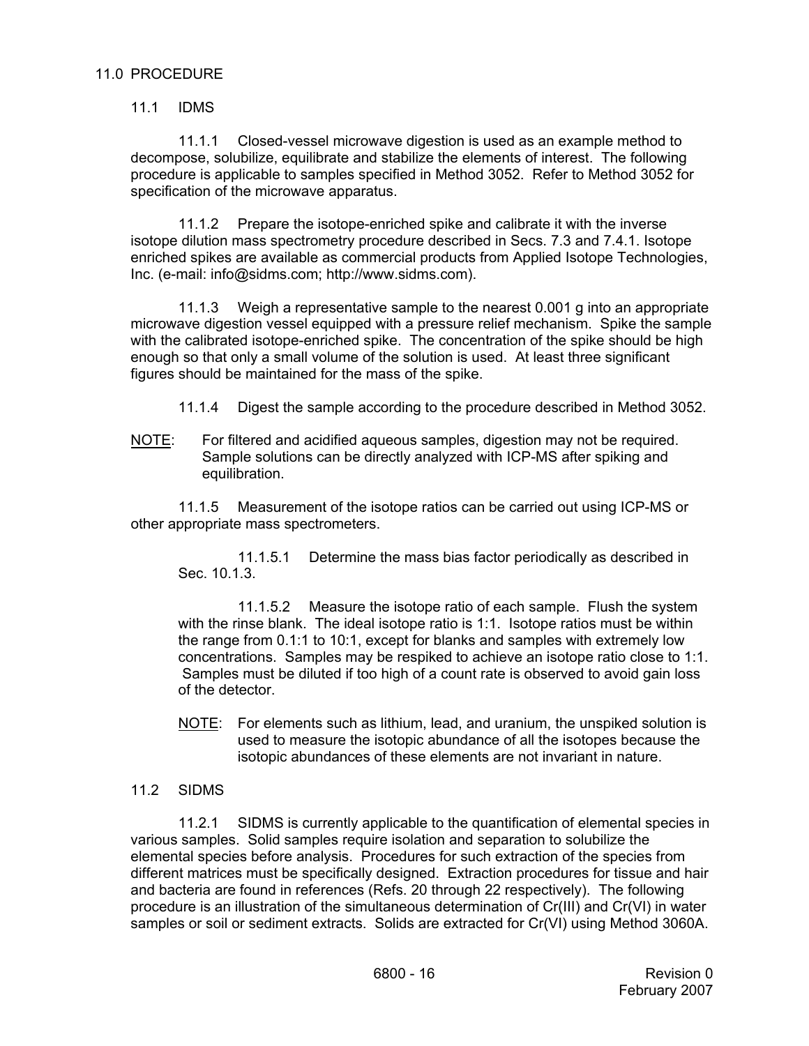## 11.0 PROCEDURE

### 11.1 IDMS

11.1.1 Closed-vessel microwave digestion is used as an example method to decompose, solubilize, equilibrate and stabilize the elements of interest. The following procedure is applicable to samples specified in Method 3052. Refer to Method 3052 for specification of the microwave apparatus.

11.1.2 Prepare the isotope-enriched spike and calibrate it with the inverse isotope dilution mass spectrometry procedure described in Secs. 7.3 and 7.4.1. Isotope enriched spikes are available as commercial products from Applied Isotope Technologies, Inc. (e-mail: info@sidms.com; http://www.sidms.com).

11.1.3 Weigh a representative sample to the nearest 0.001 g into an appropriate microwave digestion vessel equipped with a pressure relief mechanism. Spike the sample with the calibrated isotope-enriched spike. The concentration of the spike should be high enough so that only a small volume of the solution is used. At least three significant figures should be maintained for the mass of the spike.

11.1.4 Digest the sample according to the procedure described in Method 3052.

NOTE: For filtered and acidified aqueous samples, digestion may not be required. Sample solutions can be directly analyzed with ICP-MS after spiking and equilibration.

11.1.5 Measurement of the isotope ratios can be carried out using ICP-MS or other appropriate mass spectrometers.

11.1.5.1 Determine the mass bias factor periodically as described in Sec. 10.1.3.

11.1.5.2 Measure the isotope ratio of each sample. Flush the system with the rinse blank. The ideal isotope ratio is 1:1. Isotope ratios must be within the range from 0.1:1 to 10:1, except for blanks and samples with extremely low concentrations. Samples may be respiked to achieve an isotope ratio close to 1:1. Samples must be diluted if too high of a count rate is observed to avoid gain loss of the detector.

NOTE: For elements such as lithium, lead, and uranium, the unspiked solution is used to measure the isotopic abundance of all the isotopes because the isotopic abundances of these elements are not invariant in nature.

### 11.2 SIDMS

11.2.1 SIDMS is currently applicable to the quantification of elemental species in various samples. Solid samples require isolation and separation to solubilize the elemental species before analysis. Procedures for such extraction of the species from different matrices must be specifically designed. Extraction procedures for tissue and hair and bacteria are found in references (Refs. 20 through 22 respectively). The following procedure is an illustration of the simultaneous determination of Cr(III) and Cr(VI) in water samples or soil or sediment extracts. Solids are extracted for Cr(VI) using Method 3060A.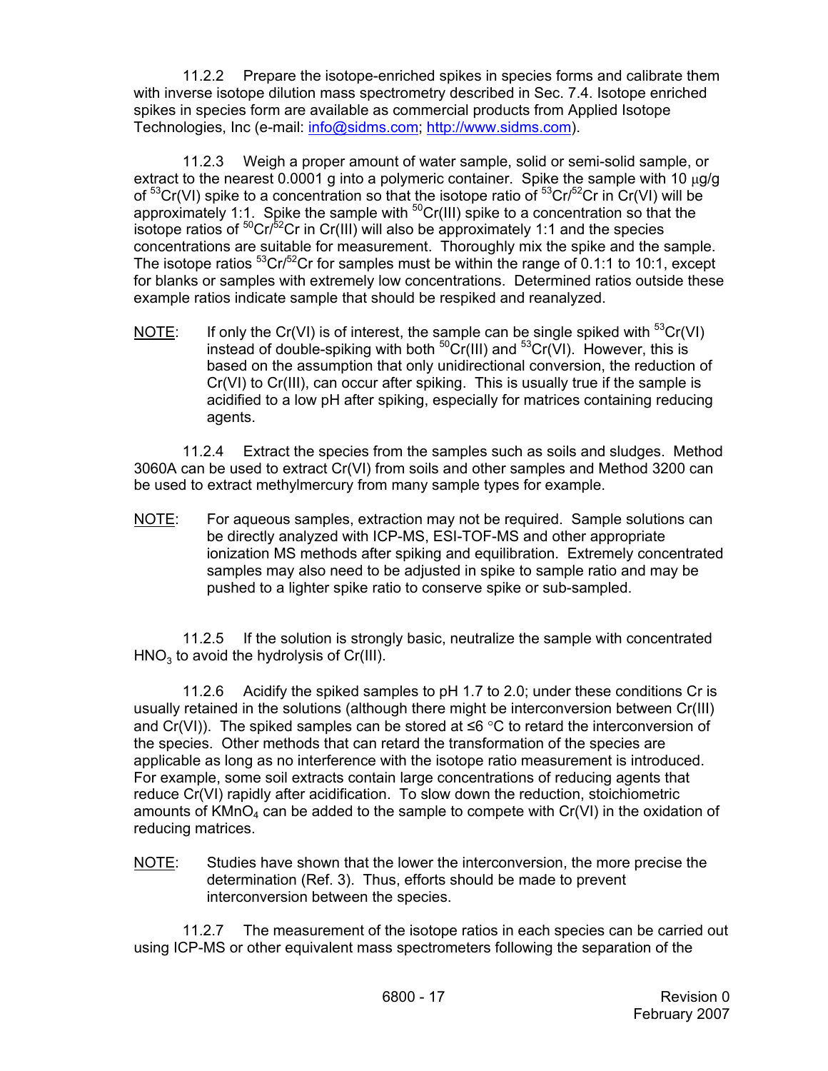11.2.2 Prepare the isotope-enriched spikes in species forms and calibrate them with inverse isotope dilution mass spectrometry described in Sec. 7.4. Isotope enriched spikes in species form are available as commercial products from Applied Isotope Technologies, Inc (e-mail: info@sidms.com; http://www.sidms.com).

11.2.3 Weigh a proper amount of water sample, solid or semi-solid sample, or extract to the nearest 0.0001 g into a polymeric container. Spike the sample with 10 μg/g of $^{53}Cr(VI)$ spike to a concentration so that the isotope ratio of $^{53}Cr/^{52}Cr$ in Cr(VI) will be approximately 1:1. Spike the sample with $^{50}Cr(III)$ spike to a concentration so that the isotope ratios of $^{50}Cr/^{52}Cr$ in Cr(III) will also be approximately 1:1 and the species concentrations are suitable for measurement. Thoroughly mix the spike and the sample. The isotope ratios $^{53}Cr/^{52}Cr$ for samples must be within the range of 0.1:1 to 10:1, except for blanks or samples with extremely low concentrations. Determined ratios outside these example ratios indicate sample that should be respiked and reanalyzed.

NOTE: If only the Cr(VI) is of interest, the sample can be single spiked with $^{53}Cr(VI)$ instead of double-spiking with both $^{50}Cr(III)$ and $^{53}Cr(VI)$. However, this is based on the assumption that only unidirectional conversion, the reduction of Cr(VI) to Cr(III), can occur after spiking. This is usually true if the sample is acidified to a low pH after spiking, especially for matrices containing reducing agents.

11.2.4 Extract the species from the samples such as soils and sludges. Method 3060A can be used to extract Cr(VI) from soils and other samples and Method 3200 can be used to extract methylmercury from many sample types for example.

NOTE: For aqueous samples, extraction may not be required. Sample solutions can be directly analyzed with ICP-MS, ESI-TOF-MS and other appropriate ionization MS methods after spiking and equilibration. Extremely concentrated samples may also need to be adjusted in spike to sample ratio and may be pushed to a lighter spike ratio to conserve spike or sub-sampled.

11.2.5 If the solution is strongly basic, neutralize the sample with concentrated $HNO_3$ to avoid the hydrolysis of Cr(III).

11.2.6 Acidify the spiked samples to pH 1.7 to 2.0; under these conditions Cr is usually retained in the solutions (although there might be interconversion between Cr(III) and Cr(VI)). The spiked samples can be stored at ≤6 °C to retard the interconversion of the species. Other methods that can retard the transformation of the species are applicable as long as no interference with the isotope ratio measurement is introduced. For example, some soil extracts contain large concentrations of reducing agents that reduce Cr(VI) rapidly after acidification. To slow down the reduction, stoichiometric amounts of $KMnO_4$ can be added to the sample to compete with Cr(VI) in the oxidation of reducing matrices.

NOTE: Studies have shown that the lower the interconversion, the more precise the determination (Ref. 3). Thus, efforts should be made to prevent interconversion between the species.

11.2.7 The measurement of the isotope ratios in each species can be carried out using ICP-MS or other equivalent mass spectrometers following the separation of the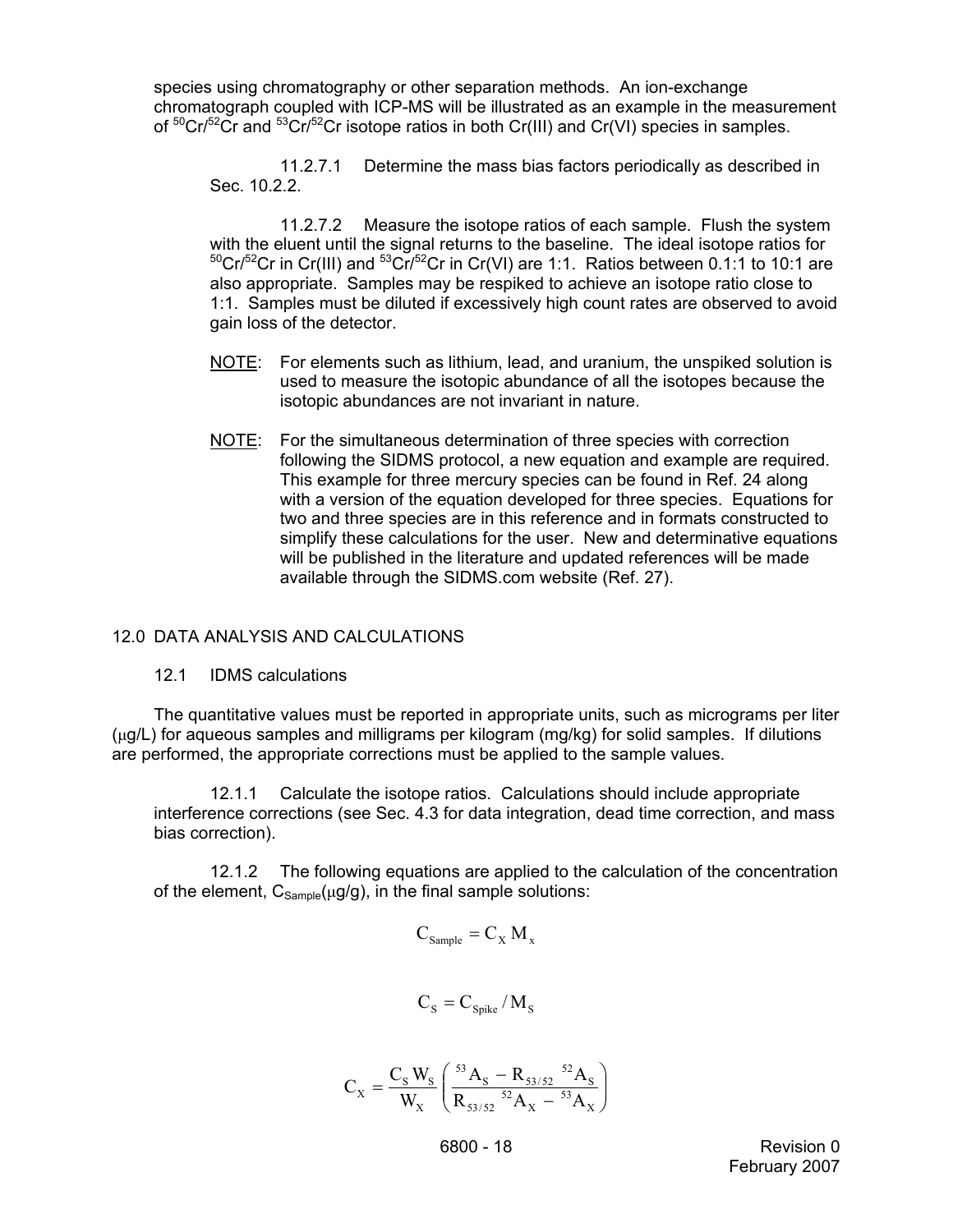species using chromatography or other separation methods. An ion-exchange chromatograph coupled with ICP-MS will be illustrated as an example in the measurement of $^{50}Cr/^{52}Cr$ and $^{53}Cr/^{52}Cr$ isotope ratios in both Cr(III) and Cr(VI) species in samples.

11.2.7.1 Determine the mass bias factors periodically as described in Sec. 10.2.2.

11.2.7.2 Measure the isotope ratios of each sample. Flush the system with the eluent until the signal returns to the baseline. The ideal isotope ratios for $^{50}Cr/^{52}Cr$ in Cr(III) and $^{53}Cr/^{52}Cr$ in Cr(VI) are 1:1. Ratios between 0.1:1 to 10:1 are also appropriate. Samples may be respiked to achieve an isotope ratio close to 1:1. Samples must be diluted if excessively high count rates are observed to avoid gain loss of the detector.

NOTE: For elements such as lithium, lead, and uranium, the unspiked solution is used to measure the isotopic abundance of all the isotopes because the isotopic abundances are not invariant in nature.

NOTE: For the simultaneous determination of three species with correction following the SIDMS protocol, a new equation and example are required. This example for three mercury species can be found in Ref. 24 along with a version of the equation developed for three species. Equations for two and three species are in this reference and in formats constructed to simplify these calculations for the user. New and determinative equations will be published in the literature and updated references will be made available through the SIDMS.com website (Ref. 27).

## 12.0 DATA ANALYSIS AND CALCULATIONS

### 12.1 IDMS calculations

The quantitative values must be reported in appropriate units, such as micrograms per liter (μg/L) for aqueous samples and milligrams per kilogram (mg/kg) for solid samples. If dilutions are performed, the appropriate corrections must be applied to the sample values.

12.1.1 Calculate the isotope ratios. Calculations should include appropriate interference corrections (see Sec. 4.3 for data integration, dead time correction, and mass bias correction).

12.1.2 The following equations are applied to the calculation of the concentration of the element, $C_{Sample}$(μg/g), in the final sample solutions:

$$C_{Sample} = C_X \, M_x$$

$$C_S = C_{Spike} / M_S$$

$$C_X = \frac{C_S \, W_S}{W_X} \left( \frac{^{53}A_S - R_{53/52} \; ^{52}A_S}{R_{53/52} \; ^{52}A_X - \; ^{53}A_X} \right)$$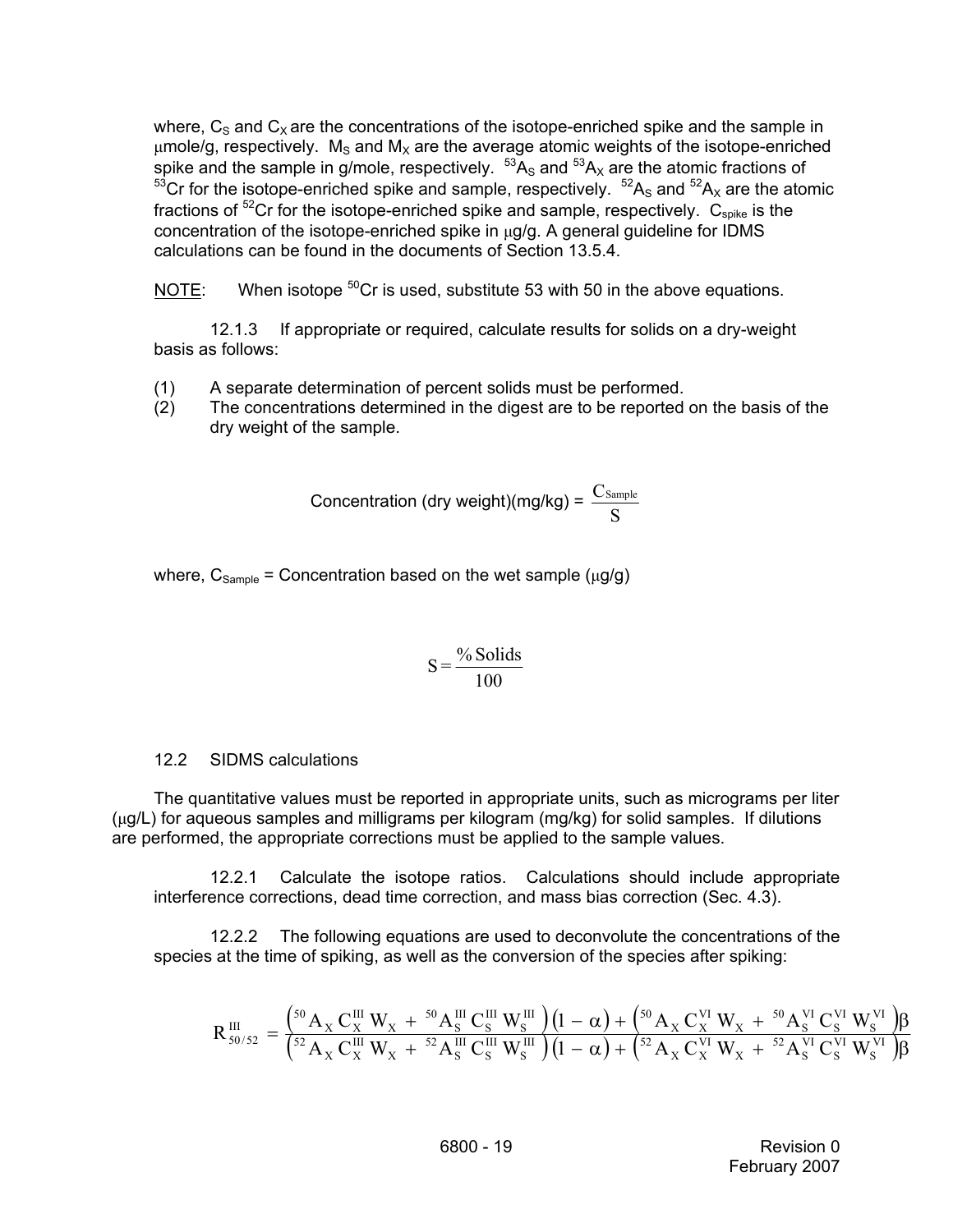where, $C_S$ and $C_X$ are the concentrations of the isotope-enriched spike and the sample in μmole/g, respectively. $M_S$ and $M_X$ are the average atomic weights of the isotope-enriched spike and the sample in g/mole, respectively. $^{53}A_S$ and $^{53}A_X$ are the atomic fractions of $^{53}Cr$ for the isotope-enriched spike and sample, respectively. $^{52}A_S$ and $^{52}A_X$ are the atomic fractions of $^{52}Cr$ for the isotope-enriched spike and sample, respectively. $C_{spike}$ is the concentration of the isotope-enriched spike in μg/g. A general guideline for IDMS calculations can be found in the documents of Section 13.5.4.

NOTE: When isotope $^{50}Cr$ is used, substitute 53 with 50 in the above equations.

12.1.3 If appropriate or required, calculate results for solids on a dry-weight basis as follows:

(1) A separate determination of percent solids must be performed.
(2) The concentrations determined in the digest are to be reported on the basis of the dry weight of the sample.

$$\text{Concentration (dry weight)(mg/kg)} = \frac{C_{Sample}}{S}$$

where, $C_{Sample}$ = Concentration based on the wet sample (μg/g)

$$S = \frac{\%\,\text{Solids}}{100}$$

12.2 SIDMS calculations

The quantitative values must be reported in appropriate units, such as micrograms per liter (μg/L) for aqueous samples and milligrams per kilogram (mg/kg) for solid samples. If dilutions are performed, the appropriate corrections must be applied to the sample values.

12.2.1 Calculate the isotope ratios. Calculations should include appropriate interference corrections, dead time correction, and mass bias correction (Sec. 4.3).

12.2.2 The following equations are used to deconvolute the concentrations of the species at the time of spiking, as well as the conversion of the species after spiking:

$$R^{III}_{50/52} = \frac{\left({}^{50}A_X\,C_X^{III}\,W_X + {}^{50}A_S^{III}\,C_S^{III}\,W_S^{III}\right)(1-\alpha) + \left({}^{50}A_X\,C_X^{VI}\,W_X + {}^{50}A_S^{VI}\,C_S^{VI}\,W_S^{VI}\right)\beta}{\left({}^{52}A_X\,C_X^{III}\,W_X + {}^{52}A_S^{III}\,C_S^{III}\,W_S^{III}\right)(1-\alpha) + \left({}^{52}A_X\,C_X^{VI}\,W_X + {}^{52}A_S^{VI}\,C_S^{VI}\,W_S^{VI}\right)\beta}$$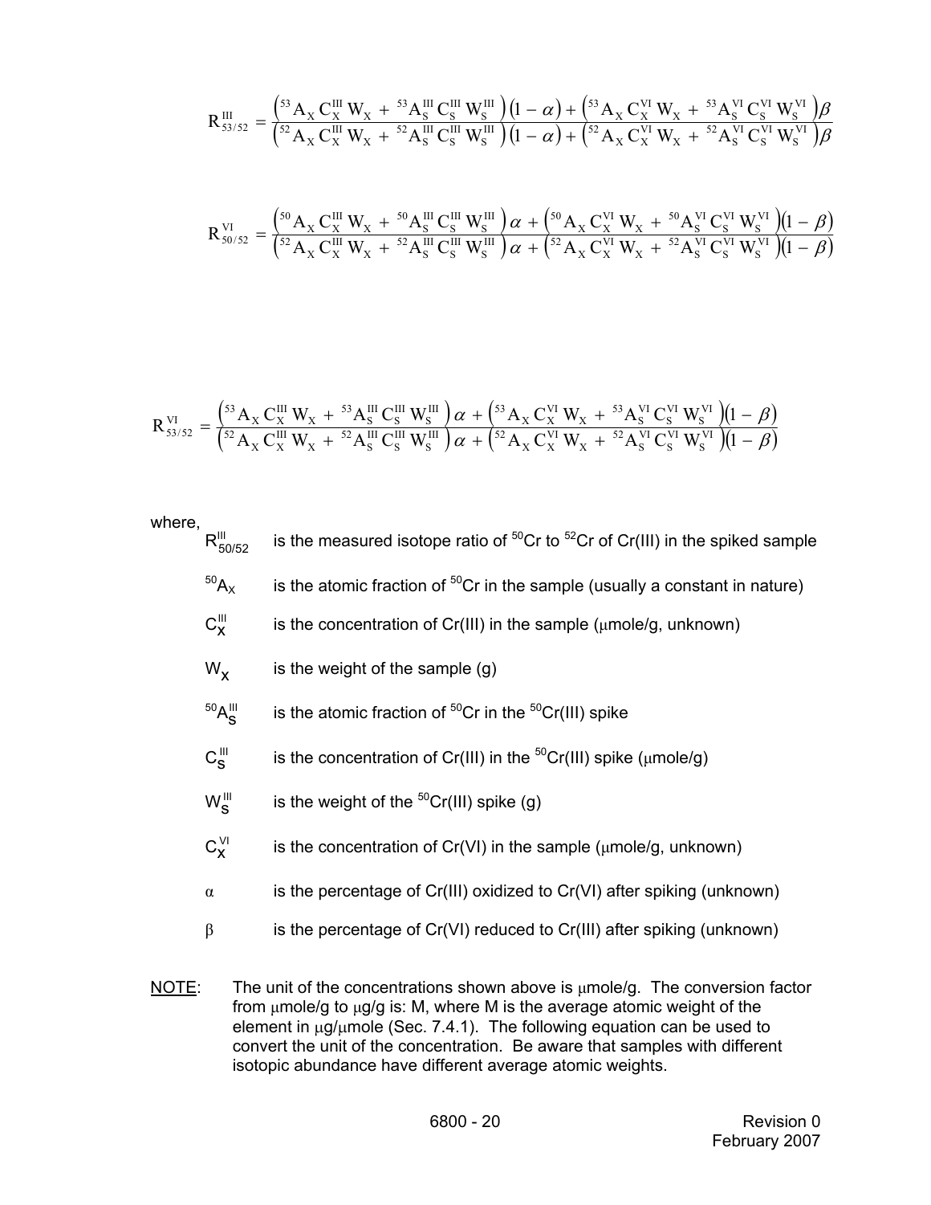$$R^{III}_{53/52} = \frac{\left({}^{53}A_X\, C^{III}_X\, W_X + {}^{53}A^{III}_S\, C^{III}_S\, W^{III}_S\right)(1-\alpha) + \left({}^{53}A_X\, C^{VI}_X\, W_X + {}^{53}A^{VI}_S\, C^{VI}_S\, W^{VI}_S\right)\beta}{\left({}^{52}A_X\, C^{III}_X\, W_X + {}^{52}A^{III}_S\, C^{III}_S\, W^{III}_S\right)(1-\alpha) + \left({}^{52}A_X\, C^{VI}_X\, W_X + {}^{52}A^{VI}_S\, C^{VI}_S\, W^{VI}_S\right)\beta}$$

$$R^{VI}_{50/52} = \frac{\left({}^{50}A_X\, C^{III}_X\, W_X + {}^{50}A^{III}_S\, C^{III}_S\, W^{III}_S\right)\alpha + \left({}^{50}A_X\, C^{VI}_X\, W_X + {}^{50}A^{VI}_S\, C^{VI}_S\, W^{VI}_S\right)(1-\beta)}{\left({}^{52}A_X\, C^{III}_X\, W_X + {}^{52}A^{III}_S\, C^{III}_S\, W^{III}_S\right)\alpha + \left({}^{52}A_X\, C^{VI}_X\, W_X + {}^{52}A^{VI}_S\, C^{VI}_S\, W^{VI}_S\right)(1-\beta)}$$

$$R^{VI}_{53/52} = \frac{\left({}^{53}A_X\, C^{III}_X\, W_X + {}^{53}A^{III}_S\, C^{III}_S\, W^{III}_S\right)\alpha + \left({}^{53}A_X\, C^{VI}_X\, W_X + {}^{53}A^{VI}_S\, C^{VI}_S\, W^{VI}_S\right)(1-\beta)}{\left({}^{52}A_X\, C^{III}_X\, W_X + {}^{52}A^{III}_S\, C^{III}_S\, W^{III}_S\right)\alpha + \left({}^{52}A_X\, C^{VI}_X\, W_X + {}^{52}A^{VI}_S\, C^{VI}_S\, W^{VI}_S\right)(1-\beta)}$$

where,

- $R^{III}_{50/52}$ is the measured isotope ratio of $^{50}Cr$ to $^{52}Cr$ of Cr(III) in the spiked sample
- $^{50}A_X$ is the atomic fraction of $^{50}Cr$ in the sample (usually a constant in nature)
- $C^{III}_X$ is the concentration of Cr(III) in the sample (μmole/g, unknown)
- $W_X$ is the weight of the sample (g)
- $^{50}A^{III}_S$ is the atomic fraction of $^{50}Cr$ in the $^{50}Cr$(III) spike
- $C^{III}_S$ is the concentration of Cr(III) in the $^{50}Cr$(III) spike (μmole/g)
- $W^{III}_S$ is the weight of the $^{50}Cr$(III) spike (g)
- $C^{VI}_X$ is the concentration of Cr(VI) in the sample (μmole/g, unknown)
- $\alpha$ is the percentage of Cr(III) oxidized to Cr(VI) after spiking (unknown)
- $\beta$ is the percentage of Cr(VI) reduced to Cr(III) after spiking (unknown)

NOTE: The unit of the concentrations shown above is μmole/g. The conversion factor from μmole/g to μg/g is: M, where M is the average atomic weight of the element in μg/μmole (Sec. 7.4.1). The following equation can be used to convert the unit of the concentration. Be aware that samples with different isotopic abundance have different average atomic weights.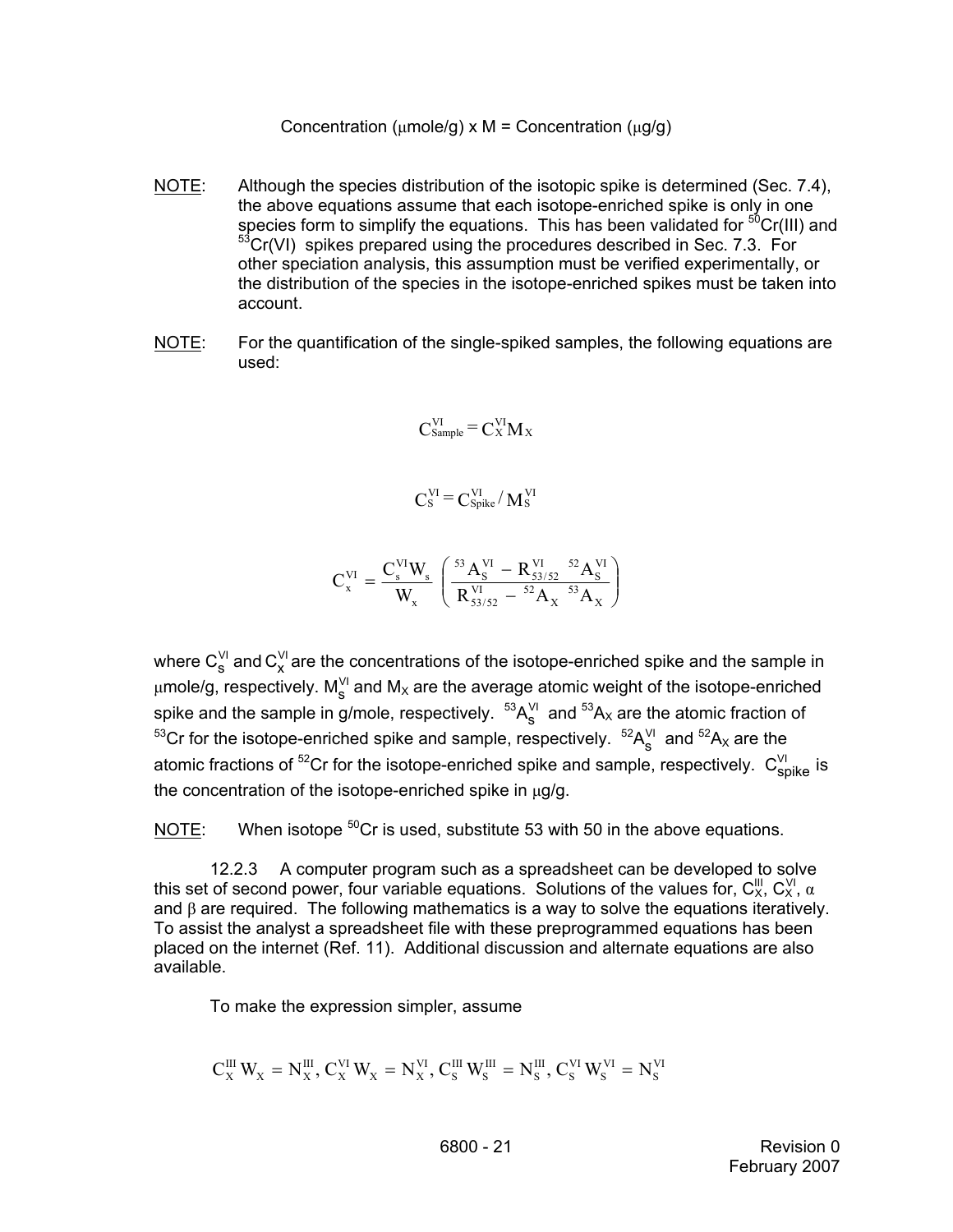Concentration (μmole/g) x M = Concentration (μg/g)

NOTE: Although the species distribution of the isotopic spike is determined (Sec. 7.4), the above equations assume that each isotope-enriched spike is only in one species form to simplify the equations. This has been validated for $^{50}Cr(III)$ and $^{53}Cr(VI)$ spikes prepared using the procedures described in Sec. 7.3. For other speciation analysis, this assumption must be verified experimentally, or the distribution of the species in the isotope-enriched spikes must be taken into account.

NOTE: For the quantification of the single-spiked samples, the following equations are used:

$$C_{Sample}^{VI} = C_X^{VI} M_X$$

$$C_S^{VI} = C_{Spike}^{VI} / M_S^{VI}$$

$$C_x^{VI} = \frac{C_s^{VI} W_s}{W_x} \left( \frac{{}^{53}A_S^{VI} - R_{53/52}^{VI} \ {}^{52}A_S^{VI}}{R_{53/52}^{VI} - {}^{52}A_X \ {}^{53}A_X} \right)$$

where $C_s^{VI}$ and $C_x^{VI}$ are the concentrations of the isotope-enriched spike and the sample in μmole/g, respectively. $M_s^{VI}$ and $M_X$ are the average atomic weight of the isotope-enriched spike and the sample in g/mole, respectively. ${}^{53}A_s^{VI}$ and ${}^{53}A_X$ are the atomic fraction of $^{53}Cr$ for the isotope-enriched spike and sample, respectively. ${}^{52}A_s^{VI}$ and ${}^{52}A_X$ are the atomic fractions of $^{52}Cr$ for the isotope-enriched spike and sample, respectively. $C_{spike}^{VI}$ is the concentration of the isotope-enriched spike in μg/g.

NOTE: When isotope $^{50}Cr$ is used, substitute 53 with 50 in the above equations.

12.2.3 A computer program such as a spreadsheet can be developed to solve this set of second power, four variable equations. Solutions of the values for, $C_X^{III}$, $C_X^{VI}$, $\alpha$ and $\beta$ are required. The following mathematics is a way to solve the equations iteratively. To assist the analyst a spreadsheet file with these preprogrammed equations has been placed on the internet (Ref. 11). Additional discussion and alternate equations are also available.

To make the expression simpler, assume

$$C_X^{III} W_X = N_X^{III}, C_X^{VI} W_X = N_X^{VI}, C_S^{III} W_S^{III} = N_S^{III}, C_S^{VI} W_S^{VI} = N_S^{VI}$$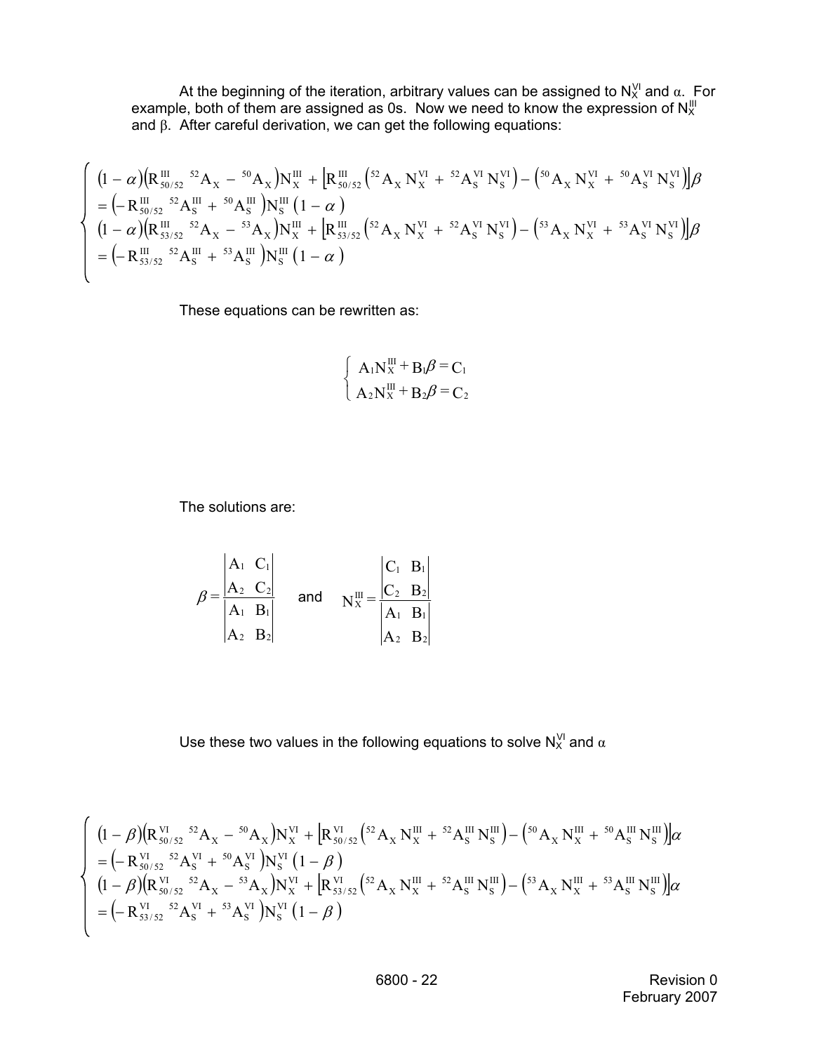At the beginning of the iteration, arbitrary values can be assigned to $N_X^{VI}$ and $\alpha$. For example, both of them are assigned as 0s. Now we need to know the expression of $N_X^{III}$ and $\beta$. After careful derivation, we can get the following equations:

$$
\begin{cases}
(1-\alpha)\left(R_{50/52}^{III}\ {}^{52}A_X - {}^{50}A_X\right)N_X^{III} + \left[R_{50/52}^{III}\left({}^{52}A_X\ N_X^{VI} + {}^{52}A_S^{VI}\ N_S^{VI}\right) - \left({}^{50}A_X\ N_X^{VI} + {}^{50}A_S^{VI}\ N_S^{VI}\right)\right]\beta \\
= \left(-R_{50/52}^{III}\ {}^{52}A_S^{III} + {}^{50}A_S^{III}\right)N_S^{III}\left(1-\alpha\right) \\
(1-\alpha)\left(R_{53/52}^{III}\ {}^{52}A_X - {}^{53}A_X\right)N_X^{III} + \left[R_{53/52}^{III}\left({}^{52}A_X\ N_X^{VI} + {}^{52}A_S^{VI}\ N_S^{VI}\right) - \left({}^{53}A_X\ N_X^{VI} + {}^{53}A_S^{VI}\ N_S^{VI}\right)\right]\beta \\
= \left(-R_{53/52}^{III}\ {}^{52}A_S^{III} + {}^{53}A_S^{III}\right)N_S^{III}\left(1-\alpha\right)
\end{cases}
$$

These equations can be rewritten as:

$$
\begin{cases}
A_1 N_X^{III} + B_1\beta = C_1 \\
A_2 N_X^{III} + B_2\beta = C_2
\end{cases}
$$

The solutions are:

$$
\beta = \frac{\begin{vmatrix} A_1 & C_1 \\ A_2 & C_2 \end{vmatrix}}{\begin{vmatrix} A_1 & B_1 \\ A_2 & B_2 \end{vmatrix}} \quad \text{and} \quad N_X^{III} = \frac{\begin{vmatrix} C_1 & B_1 \\ C_2 & B_2 \end{vmatrix}}{\begin{vmatrix} A_1 & B_1 \\ A_2 & B_2 \end{vmatrix}}
$$

Use these two values in the following equations to solve $N_X^{VI}$ and $\alpha$

$$
\begin{cases}
(1-\beta)\left(R_{50/52}^{VI}\ {}^{52}A_X - {}^{50}A_X\right)N_X^{VI} + \left[R_{50/52}^{VI}\left({}^{52}A_X\ N_X^{III} + {}^{52}A_S^{III}\ N_S^{III}\right) - \left({}^{50}A_X\ N_X^{III} + {}^{50}A_S^{III}\ N_S^{III}\right)\right]\alpha \\
= \left(-R_{50/52}^{VI}\ {}^{52}A_S^{VI} + {}^{50}A_S^{VI}\right)N_S^{VI}\left(1-\beta\right) \\
(1-\beta)\left(R_{50/52}^{VI}\ {}^{52}A_X - {}^{53}A_X\right)N_X^{VI} + \left[R_{53/52}^{VI}\left({}^{52}A_X\ N_X^{III} + {}^{52}A_S^{III}\ N_S^{III}\right) - \left({}^{53}A_X\ N_X^{III} + {}^{53}A_S^{III}\ N_S^{III}\right)\right]\alpha \\
= \left(-R_{53/52}^{VI}\ {}^{52}A_S^{VI} + {}^{53}A_S^{VI}\right)N_S^{VI}\left(1-\beta\right)
\end{cases}
$$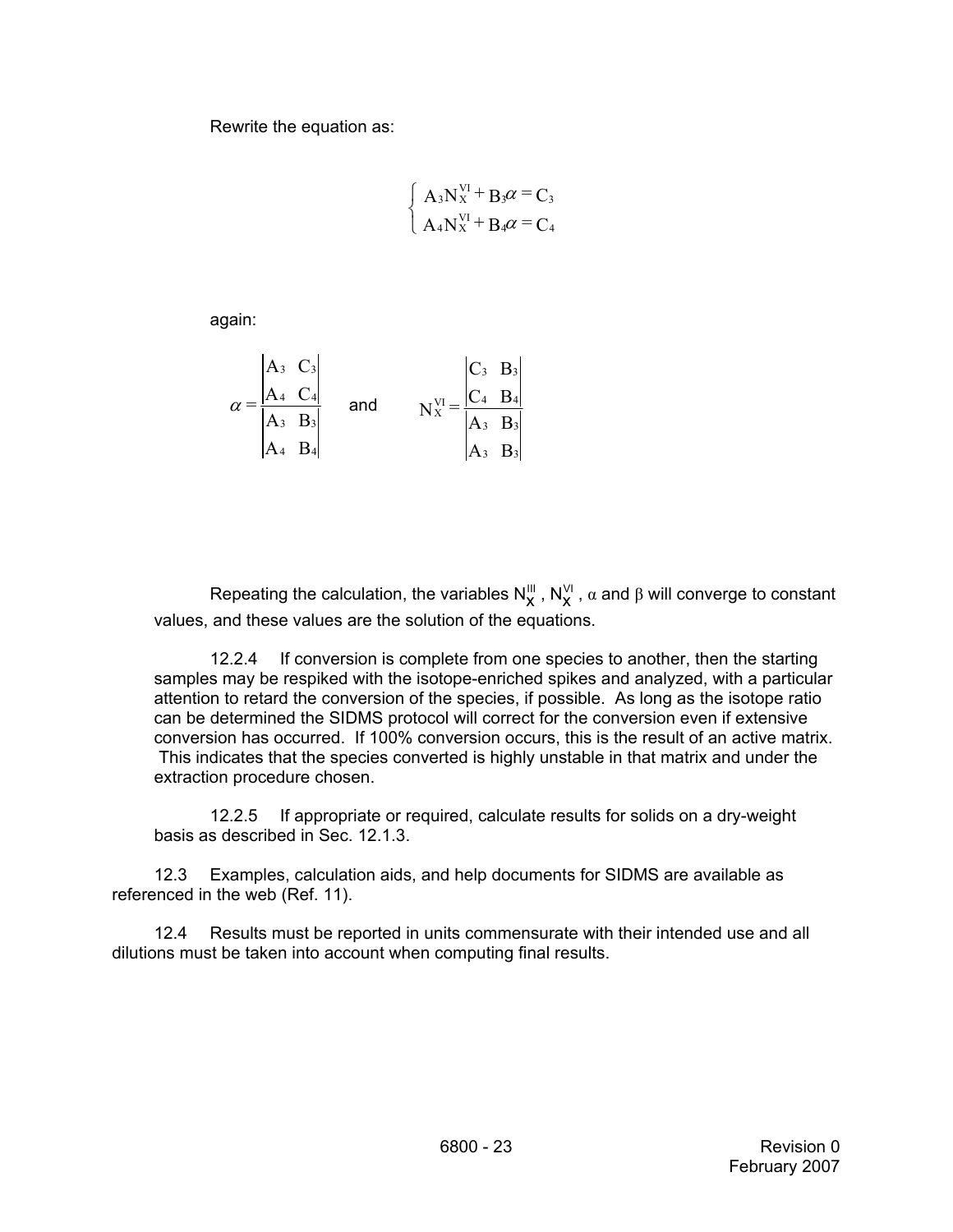Rewrite the equation as:

$$\begin{cases} A_3 N_X^{VI} + B_3 \alpha = C_3 \\ A_4 N_X^{VI} + B_4 \alpha = C_4 \end{cases}$$

again:

$$\alpha = \frac{\begin{vmatrix} A_3 & C_3 \\ A_4 & C_4 \end{vmatrix}}{\begin{vmatrix} A_3 & B_3 \\ A_4 & B_4 \end{vmatrix}} \quad \text{and} \quad N_X^{VI} = \frac{\begin{vmatrix} C_3 & B_3 \\ C_4 & B_4 \end{vmatrix}}{\begin{vmatrix} A_3 & B_3 \\ A_3 & B_3 \end{vmatrix}}$$

Repeating the calculation, the variables $N_X^{III}$, $N_X^{VI}$, $\alpha$ and $\beta$ will converge to constant values, and these values are the solution of the equations.

12.2.4 If conversion is complete from one species to another, then the starting samples may be respiked with the isotope-enriched spikes and analyzed, with a particular attention to retard the conversion of the species, if possible. As long as the isotope ratio can be determined the SIDMS protocol will correct for the conversion even if extensive conversion has occurred. If 100% conversion occurs, this is the result of an active matrix. This indicates that the species converted is highly unstable in that matrix and under the extraction procedure chosen.

12.2.5 If appropriate or required, calculate results for solids on a dry-weight basis as described in Sec. 12.1.3.

12.3 Examples, calculation aids, and help documents for SIDMS are available as referenced in the web (Ref. 11).

12.4 Results must be reported in units commensurate with their intended use and all dilutions must be taken into account when computing final results.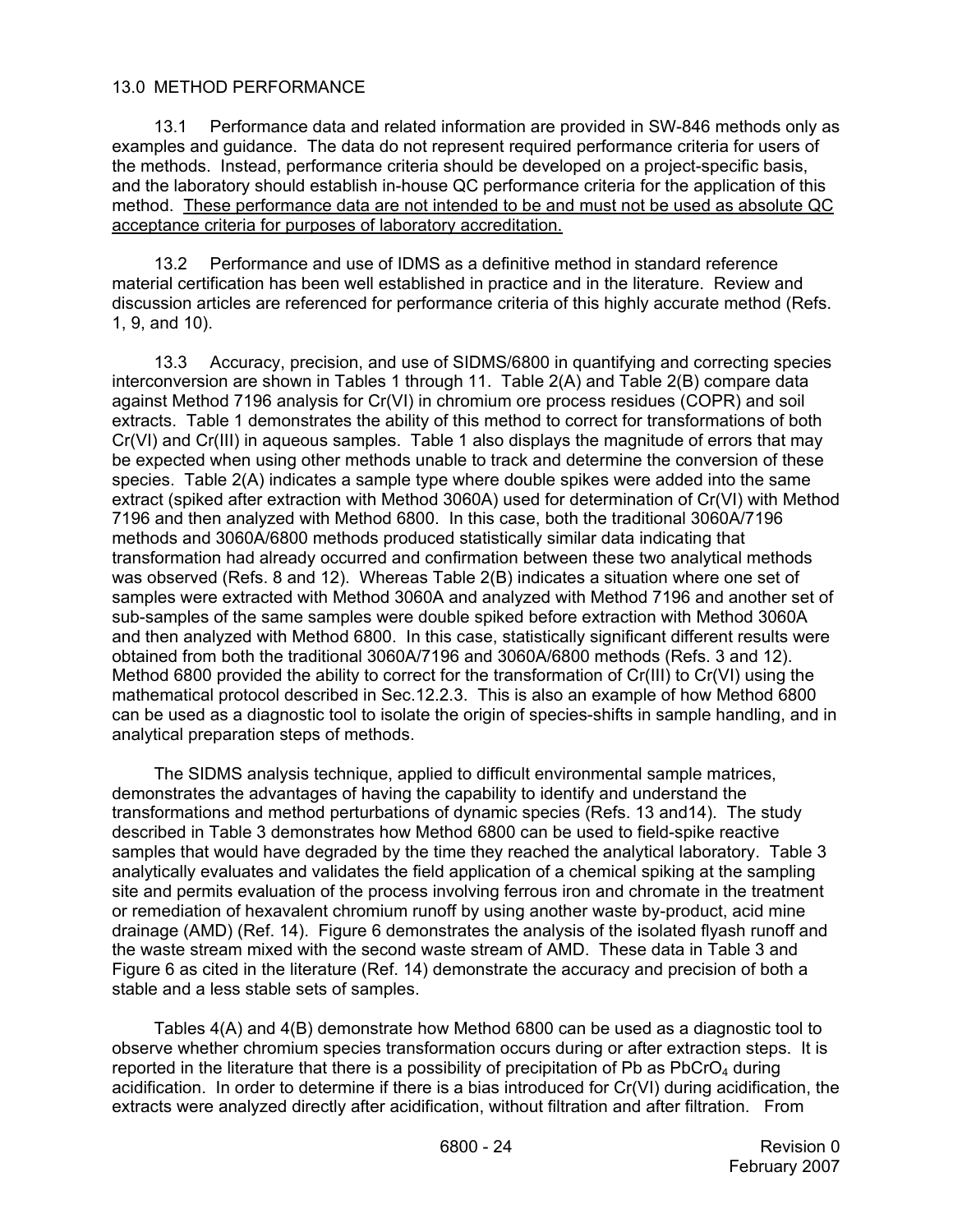## 13.0 METHOD PERFORMANCE

13.1 Performance data and related information are provided in SW-846 methods only as examples and guidance. The data do not represent required performance criteria for users of the methods. Instead, performance criteria should be developed on a project-specific basis, and the laboratory should establish in-house QC performance criteria for the application of this method. These performance data are not intended to be and must not be used as absolute QC acceptance criteria for purposes of laboratory accreditation.

13.2 Performance and use of IDMS as a definitive method in standard reference material certification has been well established in practice and in the literature. Review and discussion articles are referenced for performance criteria of this highly accurate method (Refs. 1, 9, and 10).

13.3 Accuracy, precision, and use of SIDMS/6800 in quantifying and correcting species interconversion are shown in Tables 1 through 11. Table 2(A) and Table 2(B) compare data against Method 7196 analysis for Cr(VI) in chromium ore process residues (COPR) and soil extracts. Table 1 demonstrates the ability of this method to correct for transformations of both Cr(VI) and Cr(III) in aqueous samples. Table 1 also displays the magnitude of errors that may be expected when using other methods unable to track and determine the conversion of these species. Table 2(A) indicates a sample type where double spikes were added into the same extract (spiked after extraction with Method 3060A) used for determination of Cr(VI) with Method 7196 and then analyzed with Method 6800. In this case, both the traditional 3060A/7196 methods and 3060A/6800 methods produced statistically similar data indicating that transformation had already occurred and confirmation between these two analytical methods was observed (Refs. 8 and 12). Whereas Table 2(B) indicates a situation where one set of samples were extracted with Method 3060A and analyzed with Method 7196 and another set of sub-samples of the same samples were double spiked before extraction with Method 3060A and then analyzed with Method 6800. In this case, statistically significant different results were obtained from both the traditional 3060A/7196 and 3060A/6800 methods (Refs. 3 and 12). Method 6800 provided the ability to correct for the transformation of Cr(III) to Cr(VI) using the mathematical protocol described in Sec.12.2.3. This is also an example of how Method 6800 can be used as a diagnostic tool to isolate the origin of species-shifts in sample handling, and in analytical preparation steps of methods.

The SIDMS analysis technique, applied to difficult environmental sample matrices, demonstrates the advantages of having the capability to identify and understand the transformations and method perturbations of dynamic species (Refs. 13 and14). The study described in Table 3 demonstrates how Method 6800 can be used to field-spike reactive samples that would have degraded by the time they reached the analytical laboratory. Table 3 analytically evaluates and validates the field application of a chemical spiking at the sampling site and permits evaluation of the process involving ferrous iron and chromate in the treatment or remediation of hexavalent chromium runoff by using another waste by-product, acid mine drainage (AMD) (Ref. 14). Figure 6 demonstrates the analysis of the isolated flyash runoff and the waste stream mixed with the second waste stream of AMD. These data in Table 3 and Figure 6 as cited in the literature (Ref. 14) demonstrate the accuracy and precision of both a stable and a less stable sets of samples.

Tables 4(A) and 4(B) demonstrate how Method 6800 can be used as a diagnostic tool to observe whether chromium species transformation occurs during or after extraction steps. It is reported in the literature that there is a possibility of precipitation of Pb as $PbCrO_4$ during acidification. In order to determine if there is a bias introduced for Cr(VI) during acidification, the extracts were analyzed directly after acidification, without filtration and after filtration. From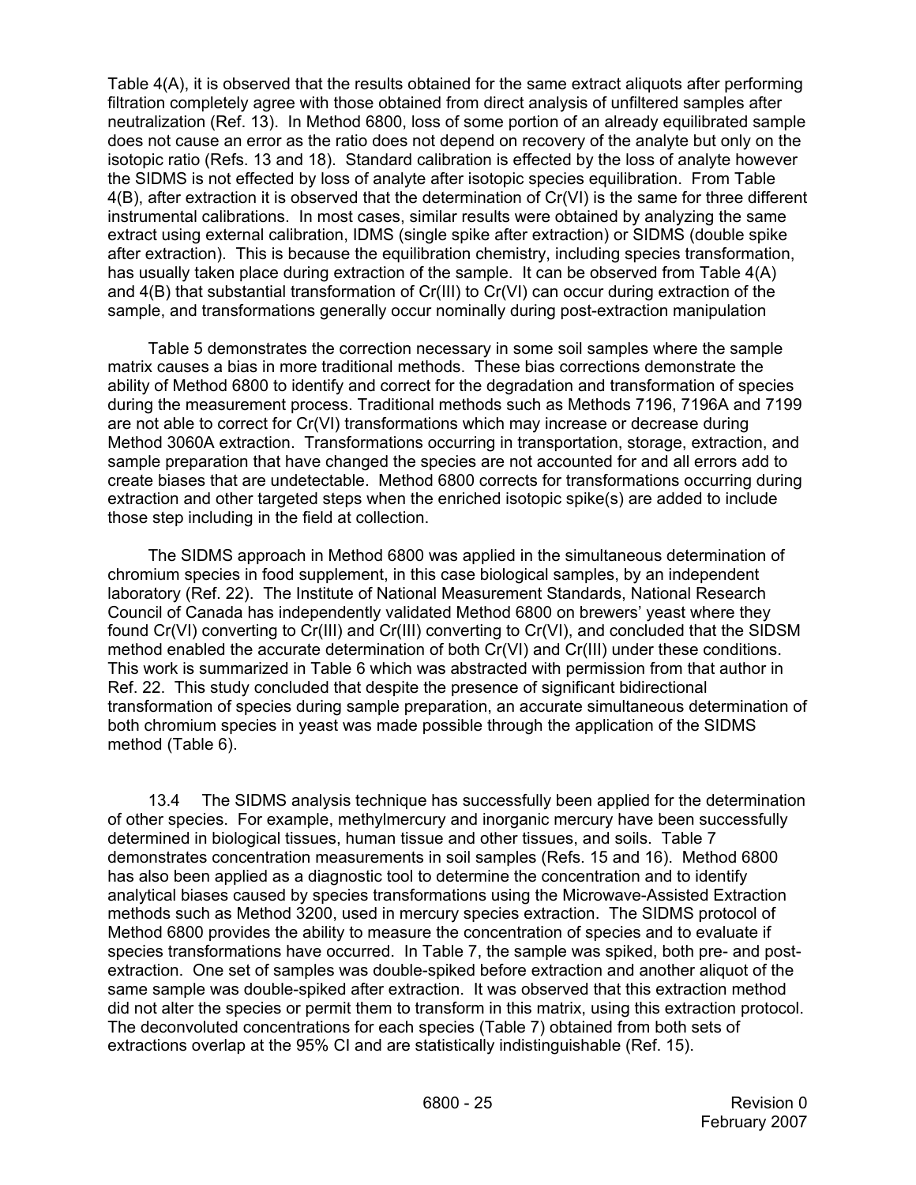Table 4(A), it is observed that the results obtained for the same extract aliquots after performing filtration completely agree with those obtained from direct analysis of unfiltered samples after neutralization (Ref. 13). In Method 6800, loss of some portion of an already equilibrated sample does not cause an error as the ratio does not depend on recovery of the analyte but only on the isotopic ratio (Refs. 13 and 18). Standard calibration is effected by the loss of analyte however the SIDMS is not effected by loss of analyte after isotopic species equilibration. From Table 4(B), after extraction it is observed that the determination of Cr(VI) is the same for three different instrumental calibrations. In most cases, similar results were obtained by analyzing the same extract using external calibration, IDMS (single spike after extraction) or SIDMS (double spike after extraction). This is because the equilibration chemistry, including species transformation, has usually taken place during extraction of the sample. It can be observed from Table 4(A) and 4(B) that substantial transformation of Cr(III) to Cr(VI) can occur during extraction of the sample, and transformations generally occur nominally during post-extraction manipulation

Table 5 demonstrates the correction necessary in some soil samples where the sample matrix causes a bias in more traditional methods. These bias corrections demonstrate the ability of Method 6800 to identify and correct for the degradation and transformation of species during the measurement process. Traditional methods such as Methods 7196, 7196A and 7199 are not able to correct for Cr(VI) transformations which may increase or decrease during Method 3060A extraction. Transformations occurring in transportation, storage, extraction, and sample preparation that have changed the species are not accounted for and all errors add to create biases that are undetectable. Method 6800 corrects for transformations occurring during extraction and other targeted steps when the enriched isotopic spike(s) are added to include those step including in the field at collection.

The SIDMS approach in Method 6800 was applied in the simultaneous determination of chromium species in food supplement, in this case biological samples, by an independent laboratory (Ref. 22). The Institute of National Measurement Standards, National Research Council of Canada has independently validated Method 6800 on brewers' yeast where they found Cr(VI) converting to Cr(III) and Cr(III) converting to Cr(VI), and concluded that the SIDSM method enabled the accurate determination of both Cr(VI) and Cr(III) under these conditions. This work is summarized in Table 6 which was abstracted with permission from that author in Ref. 22. This study concluded that despite the presence of significant bidirectional transformation of species during sample preparation, an accurate simultaneous determination of both chromium species in yeast was made possible through the application of the SIDMS method (Table 6).

13.4 The SIDMS analysis technique has successfully been applied for the determination of other species. For example, methylmercury and inorganic mercury have been successfully determined in biological tissues, human tissue and other tissues, and soils. Table 7 demonstrates concentration measurements in soil samples (Refs. 15 and 16). Method 6800 has also been applied as a diagnostic tool to determine the concentration and to identify analytical biases caused by species transformations using the Microwave-Assisted Extraction methods such as Method 3200, used in mercury species extraction. The SIDMS protocol of Method 6800 provides the ability to measure the concentration of species and to evaluate if species transformations have occurred. In Table 7, the sample was spiked, both pre- and post-extraction. One set of samples was double-spiked before extraction and another aliquot of the same sample was double-spiked after extraction. It was observed that this extraction method did not alter the species or permit them to transform in this matrix, using this extraction protocol. The deconvoluted concentrations for each species (Table 7) obtained from both sets of extractions overlap at the 95% CI and are statistically indistinguishable (Ref. 15).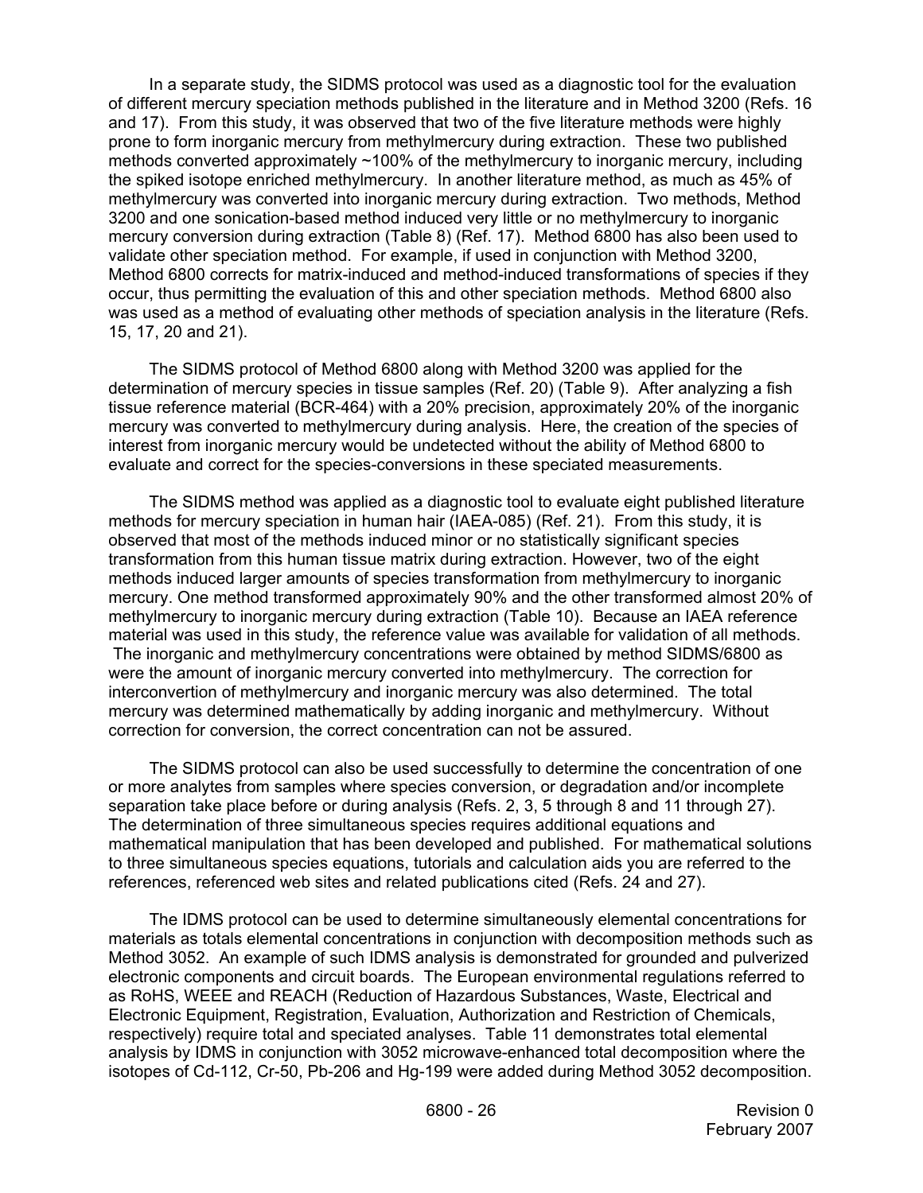In a separate study, the SIDMS protocol was used as a diagnostic tool for the evaluation of different mercury speciation methods published in the literature and in Method 3200 (Refs. 16 and 17). From this study, it was observed that two of the five literature methods were highly prone to form inorganic mercury from methylmercury during extraction. These two published methods converted approximately ~100% of the methylmercury to inorganic mercury, including the spiked isotope enriched methylmercury. In another literature method, as much as 45% of methylmercury was converted into inorganic mercury during extraction. Two methods, Method 3200 and one sonication-based method induced very little or no methylmercury to inorganic mercury conversion during extraction (Table 8) (Ref. 17). Method 6800 has also been used to validate other speciation method. For example, if used in conjunction with Method 3200, Method 6800 corrects for matrix-induced and method-induced transformations of species if they occur, thus permitting the evaluation of this and other speciation methods. Method 6800 also was used as a method of evaluating other methods of speciation analysis in the literature (Refs. 15, 17, 20 and 21).

The SIDMS protocol of Method 6800 along with Method 3200 was applied for the determination of mercury species in tissue samples (Ref. 20) (Table 9). After analyzing a fish tissue reference material (BCR-464) with a 20% precision, approximately 20% of the inorganic mercury was converted to methylmercury during analysis. Here, the creation of the species of interest from inorganic mercury would be undetected without the ability of Method 6800 to evaluate and correct for the species-conversions in these speciated measurements.

The SIDMS method was applied as a diagnostic tool to evaluate eight published literature methods for mercury speciation in human hair (IAEA-085) (Ref. 21). From this study, it is observed that most of the methods induced minor or no statistically significant species transformation from this human tissue matrix during extraction. However, two of the eight methods induced larger amounts of species transformation from methylmercury to inorganic mercury. One method transformed approximately 90% and the other transformed almost 20% of methylmercury to inorganic mercury during extraction (Table 10). Because an IAEA reference material was used in this study, the reference value was available for validation of all methods. The inorganic and methylmercury concentrations were obtained by method SIDMS/6800 as were the amount of inorganic mercury converted into methylmercury. The correction for interconvertion of methylmercury and inorganic mercury was also determined. The total mercury was determined mathematically by adding inorganic and methylmercury. Without correction for conversion, the correct concentration can not be assured.

The SIDMS protocol can also be used successfully to determine the concentration of one or more analytes from samples where species conversion, or degradation and/or incomplete separation take place before or during analysis (Refs. 2, 3, 5 through 8 and 11 through 27). The determination of three simultaneous species requires additional equations and mathematical manipulation that has been developed and published. For mathematical solutions to three simultaneous species equations, tutorials and calculation aids you are referred to the references, referenced web sites and related publications cited (Refs. 24 and 27).

The IDMS protocol can be used to determine simultaneously elemental concentrations for materials as totals elemental concentrations in conjunction with decomposition methods such as Method 3052. An example of such IDMS analysis is demonstrated for grounded and pulverized electronic components and circuit boards. The European environmental regulations referred to as RoHS, WEEE and REACH (Reduction of Hazardous Substances, Waste, Electrical and Electronic Equipment, Registration, Evaluation, Authorization and Restriction of Chemicals, respectively) require total and speciated analyses. Table 11 demonstrates total elemental analysis by IDMS in conjunction with 3052 microwave-enhanced total decomposition where the isotopes of Cd-112, Cr-50, Pb-206 and Hg-199 were added during Method 3052 decomposition.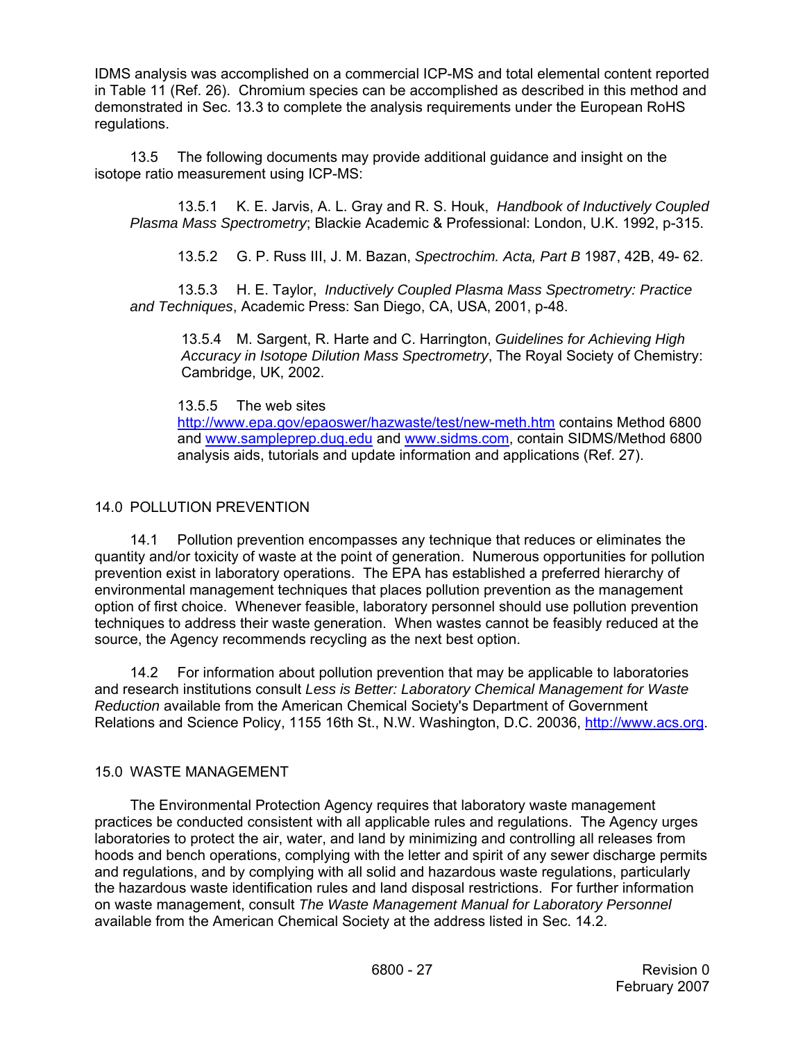IDMS analysis was accomplished on a commercial ICP-MS and total elemental content reported in Table 11 (Ref. 26). Chromium species can be accomplished as described in this method and demonstrated in Sec. 13.3 to complete the analysis requirements under the European RoHS regulations.

13.5 The following documents may provide additional guidance and insight on the isotope ratio measurement using ICP-MS:

13.5.1 K. E. Jarvis, A. L. Gray and R. S. Houk, *Handbook of Inductively Coupled Plasma Mass Spectrometry*; Blackie Academic & Professional: London, U.K. 1992, p-315.

13.5.2 G. P. Russ III, J. M. Bazan, *Spectrochim. Acta, Part B* 1987, 42B, 49- 62.

13.5.3 H. E. Taylor, *Inductively Coupled Plasma Mass Spectrometry: Practice and Techniques*, Academic Press: San Diego, CA, USA, 2001, p-48.

13.5.4 M. Sargent, R. Harte and C. Harrington, *Guidelines for Achieving High Accuracy in Isotope Dilution Mass Spectrometry*, The Royal Society of Chemistry: Cambridge, UK, 2002.

13.5.5 The web sites http://www.epa.gov/epaoswer/hazwaste/test/new-meth.htm contains Method 6800 and www.sampleprep.duq.edu and www.sidms.com, contain SIDMS/Method 6800 analysis aids, tutorials and update information and applications (Ref. 27).

## 14.0 POLLUTION PREVENTION

14.1 Pollution prevention encompasses any technique that reduces or eliminates the quantity and/or toxicity of waste at the point of generation. Numerous opportunities for pollution prevention exist in laboratory operations. The EPA has established a preferred hierarchy of environmental management techniques that places pollution prevention as the management option of first choice. Whenever feasible, laboratory personnel should use pollution prevention techniques to address their waste generation. When wastes cannot be feasibly reduced at the source, the Agency recommends recycling as the next best option.

14.2 For information about pollution prevention that may be applicable to laboratories and research institutions consult *Less is Better: Laboratory Chemical Management for Waste Reduction* available from the American Chemical Society's Department of Government Relations and Science Policy, 1155 16th St., N.W. Washington, D.C. 20036, http://www.acs.org.

## 15.0 WASTE MANAGEMENT

The Environmental Protection Agency requires that laboratory waste management practices be conducted consistent with all applicable rules and regulations. The Agency urges laboratories to protect the air, water, and land by minimizing and controlling all releases from hoods and bench operations, complying with the letter and spirit of any sewer discharge permits and regulations, and by complying with all solid and hazardous waste regulations, particularly the hazardous waste identification rules and land disposal restrictions. For further information on waste management, consult *The Waste Management Manual for Laboratory Personnel* available from the American Chemical Society at the address listed in Sec. 14.2.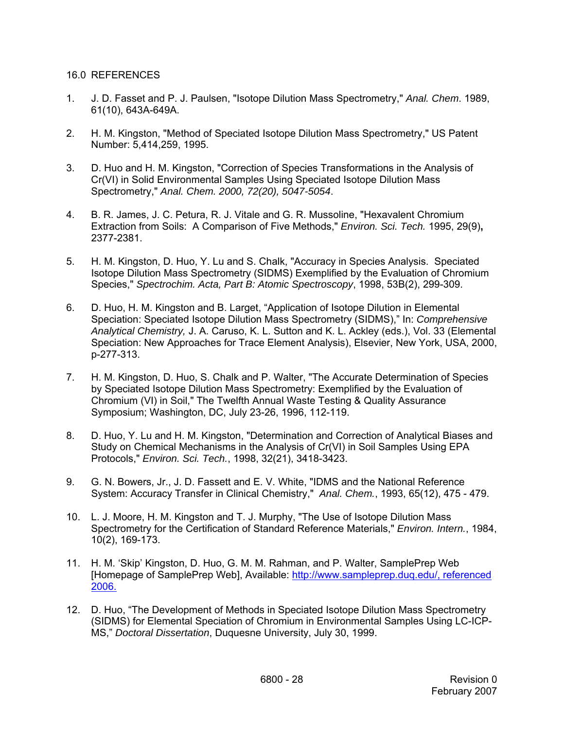## 16.0 REFERENCES

1. J. D. Fasset and P. J. Paulsen, "Isotope Dilution Mass Spectrometry," *Anal. Chem*. 1989, 61(10), 643A-649A.

2. H. M. Kingston, "Method of Speciated Isotope Dilution Mass Spectrometry," US Patent Number: 5,414,259, 1995.

3. D. Huo and H. M. Kingston, "Correction of Species Transformations in the Analysis of Cr(VI) in Solid Environmental Samples Using Speciated Isotope Dilution Mass Spectrometry," *Anal. Chem. 2000, 72(20), 5047-5054*.

4. B. R. James, J. C. Petura, R. J. Vitale and G. R. Mussoline, "Hexavalent Chromium Extraction from Soils: A Comparison of Five Methods," *Environ. Sci. Tech.* 1995, 29(9)**,** 2377-2381.

5. H. M. Kingston, D. Huo, Y. Lu and S. Chalk, "Accuracy in Species Analysis. Speciated Isotope Dilution Mass Spectrometry (SIDMS) Exemplified by the Evaluation of Chromium Species," *Spectrochim. Acta, Part B: Atomic Spectroscopy*, 1998, 53B(2), 299-309.

6. D. Huo, H. M. Kingston and B. Larget, "Application of Isotope Dilution in Elemental Speciation: Speciated Isotope Dilution Mass Spectrometry (SIDMS)," In: *Comprehensive Analytical Chemistry,* J. A. Caruso, K. L. Sutton and K. L. Ackley (eds.), Vol. 33 (Elemental Speciation: New Approaches for Trace Element Analysis), Elsevier, New York, USA, 2000, p-277-313.

7. H. M. Kingston, D. Huo, S. Chalk and P. Walter, "The Accurate Determination of Species by Speciated Isotope Dilution Mass Spectrometry: Exemplified by the Evaluation of Chromium (VI) in Soil," The Twelfth Annual Waste Testing & Quality Assurance Symposium; Washington, DC, July 23-26, 1996, 112-119.

8. D. Huo, Y. Lu and H. M. Kingston, "Determination and Correction of Analytical Biases and Study on Chemical Mechanisms in the Analysis of Cr(VI) in Soil Samples Using EPA Protocols," *Environ. Sci. Tech.*, 1998, 32(21), 3418-3423.

9. G. N. Bowers, Jr., J. D. Fassett and E. V. White, "IDMS and the National Reference System: Accuracy Transfer in Clinical Chemistry," *Anal. Chem.*, 1993, 65(12), 475 - 479.

10. L. J. Moore, H. M. Kingston and T. J. Murphy, "The Use of Isotope Dilution Mass Spectrometry for the Certification of Standard Reference Materials," *Environ. Intern.*, 1984, 10(2), 169-173.

11. H. M. 'Skip' Kingston, D. Huo, G. M. M. Rahman, and P. Walter, SamplePrep Web [Homepage of SamplePrep Web], Available: http://www.sampleprep.duq.edu/, referenced 2006.

12. D. Huo, "The Development of Methods in Speciated Isotope Dilution Mass Spectrometry (SIDMS) for Elemental Speciation of Chromium in Environmental Samples Using LC-ICP-MS," *Doctoral Dissertation*, Duquesne University, July 30, 1999.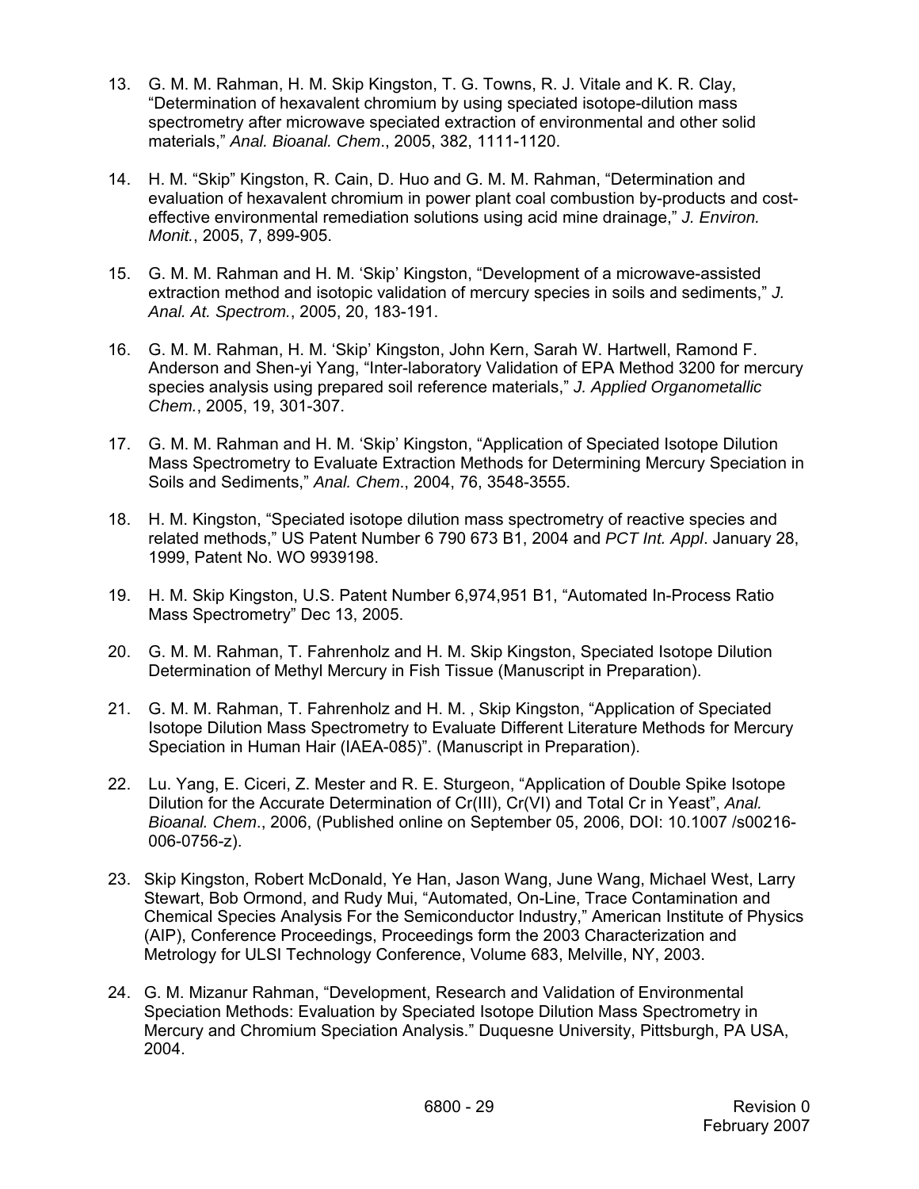13. G. M. M. Rahman, H. M. Skip Kingston, T. G. Towns, R. J. Vitale and K. R. Clay, “Determination of hexavalent chromium by using speciated isotope-dilution mass spectrometry after microwave speciated extraction of environmental and other solid materials,” *Anal. Bioanal. Chem*., 2005, 382, 1111-1120.

14. H. M. “Skip” Kingston, R. Cain, D. Huo and G. M. M. Rahman, “Determination and evaluation of hexavalent chromium in power plant coal combustion by-products and cost-effective environmental remediation solutions using acid mine drainage,” *J. Environ. Monit.*, 2005, 7, 899-905.

15. G. M. M. Rahman and H. M. ‘Skip’ Kingston, “Development of a microwave-assisted extraction method and isotopic validation of mercury species in soils and sediments,” *J. Anal. At. Spectrom.*, 2005, 20, 183-191.

16. G. M. M. Rahman, H. M. ‘Skip’ Kingston, John Kern, Sarah W. Hartwell, Ramond F. Anderson and Shen-yi Yang, “Inter-laboratory Validation of EPA Method 3200 for mercury species analysis using prepared soil reference materials,” *J. Applied Organometallic Chem.*, 2005, 19, 301-307.

17. G. M. M. Rahman and H. M. ‘Skip’ Kingston, “Application of Speciated Isotope Dilution Mass Spectrometry to Evaluate Extraction Methods for Determining Mercury Speciation in Soils and Sediments,” *Anal. Chem*., 2004, 76, 3548-3555.

18. H. M. Kingston, “Speciated isotope dilution mass spectrometry of reactive species and related methods,” US Patent Number 6 790 673 B1, 2004 and *PCT Int. Appl*. January 28, 1999, Patent No. WO 9939198.

19. H. M. Skip Kingston, U.S. Patent Number 6,974,951 B1, “Automated In-Process Ratio Mass Spectrometry” Dec 13, 2005.

20. G. M. M. Rahman, T. Fahrenholz and H. M. Skip Kingston, Speciated Isotope Dilution Determination of Methyl Mercury in Fish Tissue (Manuscript in Preparation).

21. G. M. M. Rahman, T. Fahrenholz and H. M. , Skip Kingston, “Application of Speciated Isotope Dilution Mass Spectrometry to Evaluate Different Literature Methods for Mercury Speciation in Human Hair (IAEA-085)”. (Manuscript in Preparation).

22. Lu. Yang, E. Ciceri, Z. Mester and R. E. Sturgeon, “Application of Double Spike Isotope Dilution for the Accurate Determination of Cr(III), Cr(VI) and Total Cr in Yeast”, *Anal. Bioanal. Chem*., 2006, (Published online on September 05, 2006, DOI: 10.1007 /s00216-006-0756-z).

23. Skip Kingston, Robert McDonald, Ye Han, Jason Wang, June Wang, Michael West, Larry Stewart, Bob Ormond, and Rudy Mui, “Automated, On-Line, Trace Contamination and Chemical Species Analysis For the Semiconductor Industry,” American Institute of Physics (AIP), Conference Proceedings, Proceedings form the 2003 Characterization and Metrology for ULSI Technology Conference, Volume 683, Melville, NY, 2003.

24. G. M. Mizanur Rahman, “Development, Research and Validation of Environmental Speciation Methods: Evaluation by Speciated Isotope Dilution Mass Spectrometry in Mercury and Chromium Speciation Analysis.” Duquesne University, Pittsburgh, PA USA, 2004.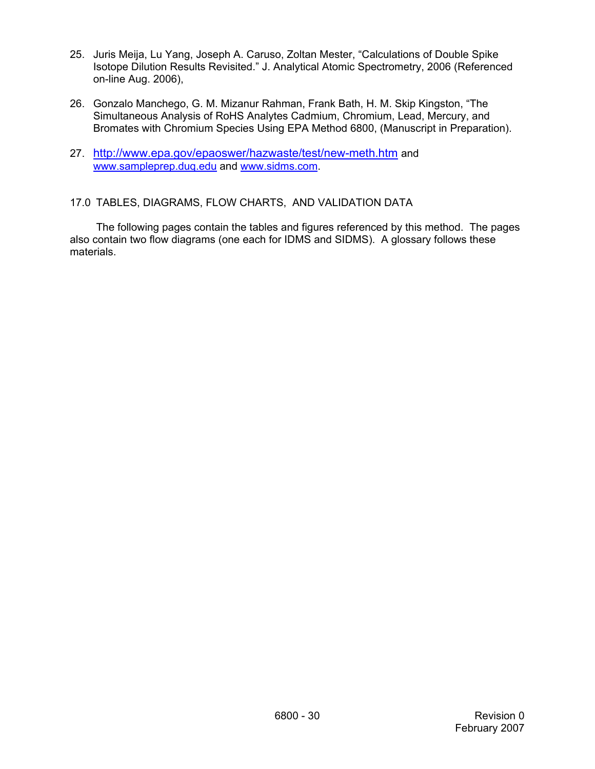25. Juris Meija, Lu Yang, Joseph A. Caruso, Zoltan Mester, "Calculations of Double Spike Isotope Dilution Results Revisited." J. Analytical Atomic Spectrometry, 2006 (Referenced on-line Aug. 2006),

26. Gonzalo Manchego, G. M. Mizanur Rahman, Frank Bath, H. M. Skip Kingston, "The Simultaneous Analysis of RoHS Analytes Cadmium, Chromium, Lead, Mercury, and Bromates with Chromium Species Using EPA Method 6800, (Manuscript in Preparation).

27. http://www.epa.gov/epaoswer/hazwaste/test/new-meth.htm and www.sampleprep.duq.edu and www.sidms.com.

## 17.0 TABLES, DIAGRAMS, FLOW CHARTS, AND VALIDATION DATA

The following pages contain the tables and figures referenced by this method. The pages also contain two flow diagrams (one each for IDMS and SIDMS). A glossary follows these materials.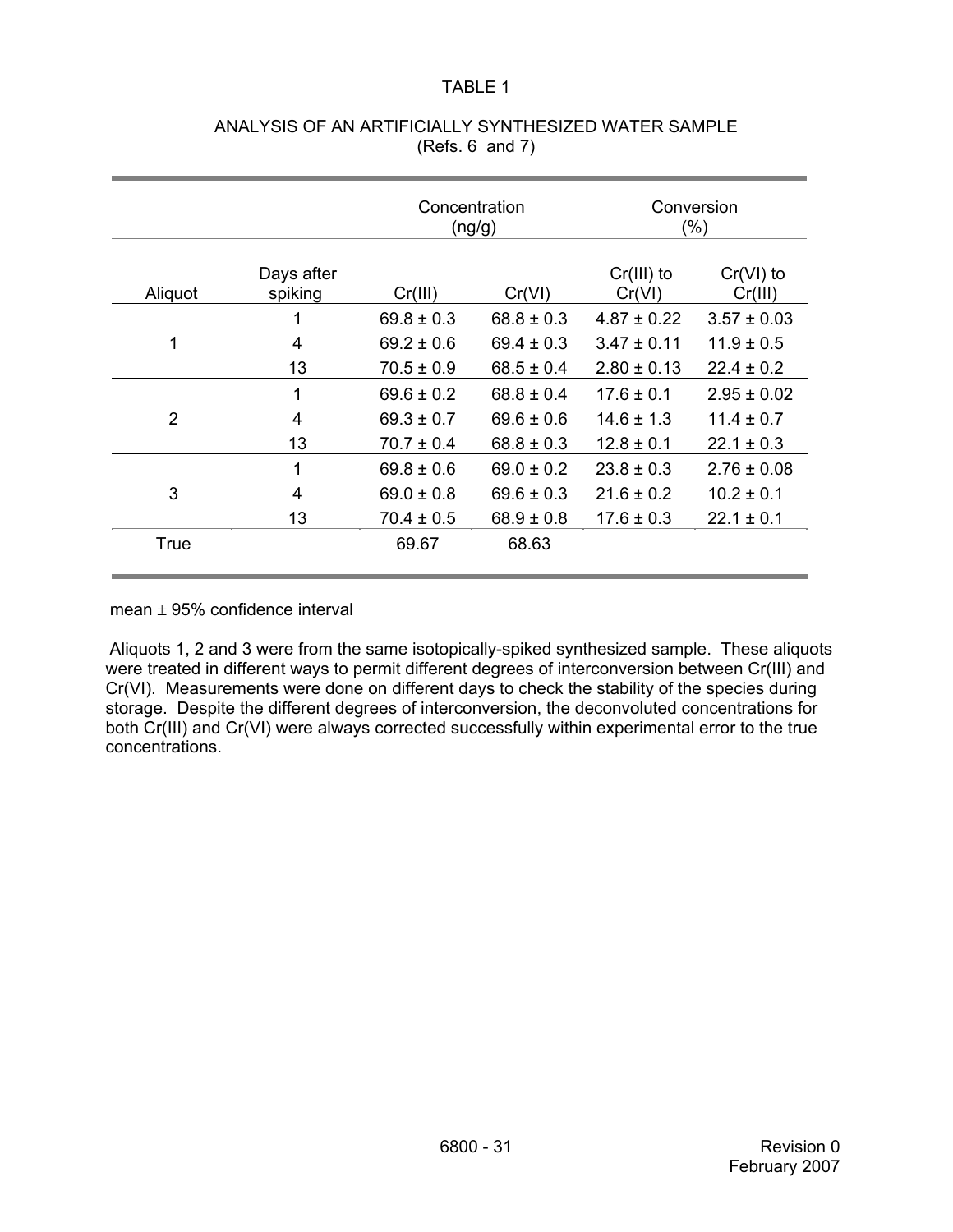# TABLE 1

## ANALYSIS OF AN ARTIFICIALLY SYNTHESIZED WATER SAMPLE (Refs. 6 and 7)

| | | Concentration (ng/g) | | Conversion (%) | |
|---|---|---|---|---|---|
| Aliquot | Days after spiking | Cr(III) | Cr(VI) | Cr(III) to Cr(VI) | Cr(VI) to Cr(III) |
| 1 | 1 | 69.8 ± 0.3 | 68.8 ± 0.3 | 4.87 ± 0.22 | 3.57 ± 0.03 |
| | 4 | 69.2 ± 0.6 | 69.4 ± 0.3 | 3.47 ± 0.11 | 11.9 ± 0.5 |
| | 13 | 70.5 ± 0.9 | 68.5 ± 0.4 | 2.80 ± 0.13 | 22.4 ± 0.2 |
| 2 | 1 | 69.6 ± 0.2 | 68.8 ± 0.4 | 17.6 ± 0.1 | 2.95 ± 0.02 |
| | 4 | 69.3 ± 0.7 | 69.6 ± 0.6 | 14.6 ± 1.3 | 11.4 ± 0.7 |
| | 13 | 70.7 ± 0.4 | 68.8 ± 0.3 | 12.8 ± 0.1 | 22.1 ± 0.3 |
| 3 | 1 | 69.8 ± 0.6 | 69.0 ± 0.2 | 23.8 ± 0.3 | 2.76 ± 0.08 |
| | 4 | 69.0 ± 0.8 | 69.6 ± 0.3 | 21.6 ± 0.2 | 10.2 ± 0.1 |
| | 13 | 70.4 ± 0.5 | 68.9 ± 0.8 | 17.6 ± 0.3 | 22.1 ± 0.1 |
| True | | 69.67 | 68.63 | | |

mean ± 95% confidence interval

Aliquots 1, 2 and 3 were from the same isotopically-spiked synthesized sample. These aliquots were treated in different ways to permit different degrees of interconversion between Cr(III) and Cr(VI). Measurements were done on different days to check the stability of the species during storage. Despite the different degrees of interconversion, the deconvoluted concentrations for both Cr(III) and Cr(VI) were always corrected successfully within experimental error to the true concentrations.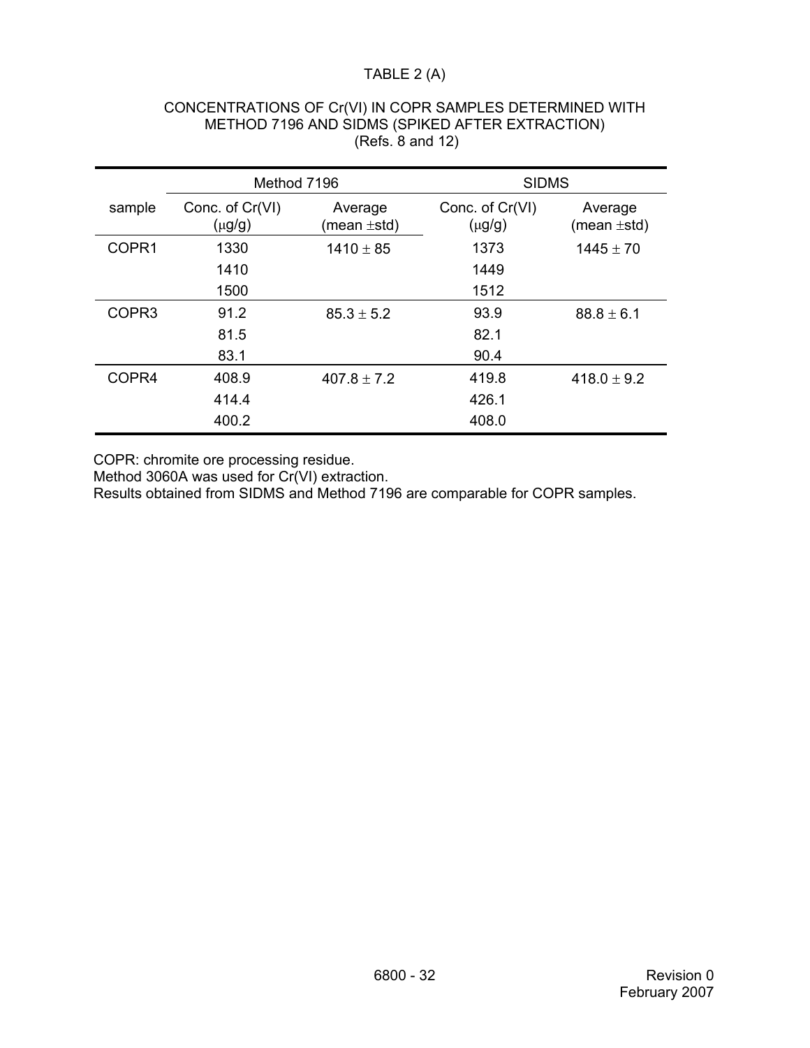TABLE 2 (A)

CONCENTRATIONS OF Cr(VI) IN COPR SAMPLES DETERMINED WITH METHOD 7196 AND SIDMS (SPIKED AFTER EXTRACTION)
(Refs. 8 and 12)

| | Method 7196 | | SIDMS | |
|---|---|---|---|---|
| sample | Conc. of Cr(VI) (μg/g) | Average (mean ±std) | Conc. of Cr(VI) (μg/g) | Average (mean ±std) |
| COPR1 | 1330 | 1410 ± 85 | 1373 | 1445 ± 70 |
| | 1410 | | 1449 | |
| | 1500 | | 1512 | |
| COPR3 | 91.2 | 85.3 ± 5.2 | 93.9 | 88.8 ± 6.1 |
| | 81.5 | | 82.1 | |
| | 83.1 | | 90.4 | |
| COPR4 | 408.9 | 407.8 ± 7.2 | 419.8 | 418.0 ± 9.2 |
| | 414.4 | | 426.1 | |
| | 400.2 | | 408.0 | |

COPR: chromite ore processing residue.
Method 3060A was used for Cr(VI) extraction.
Results obtained from SIDMS and Method 7196 are comparable for COPR samples.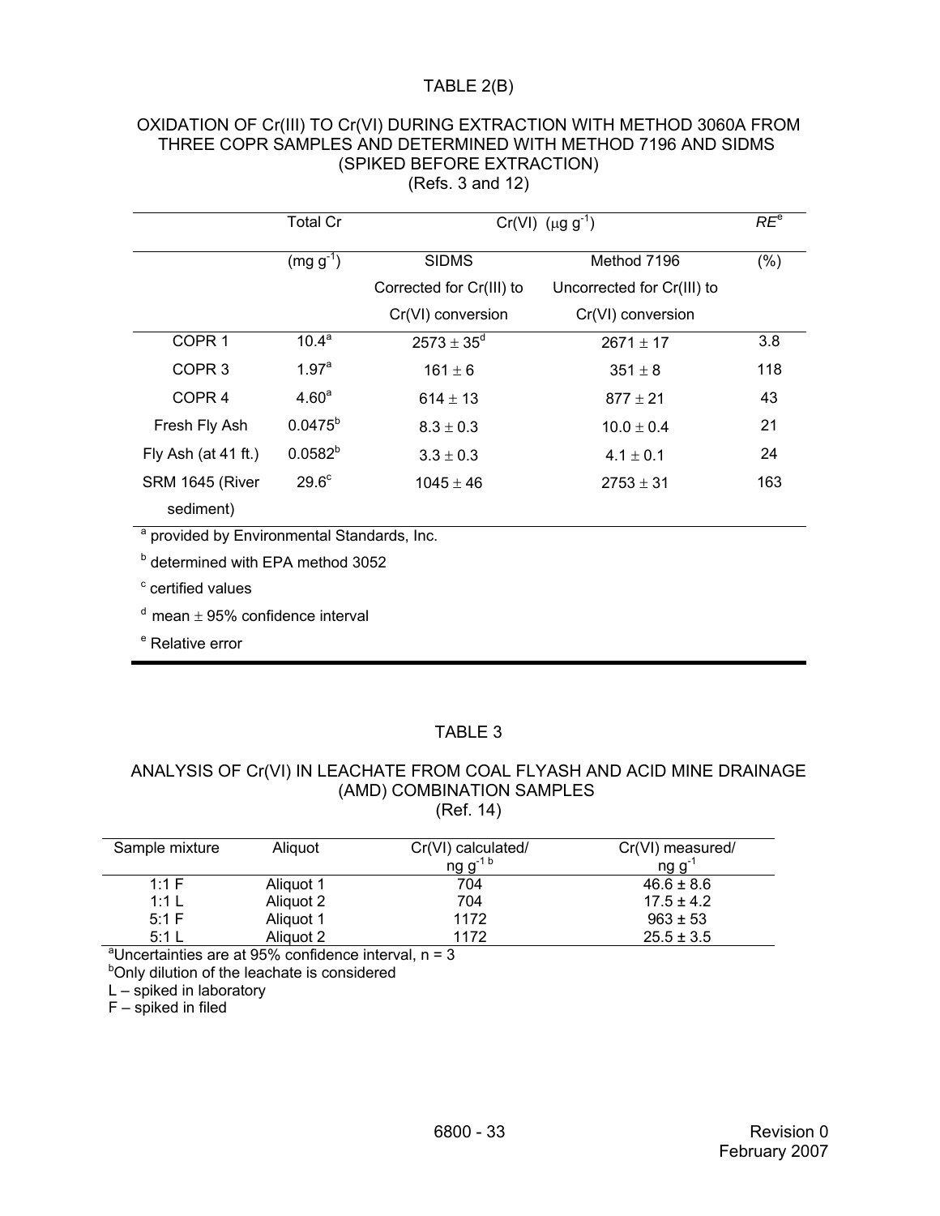TABLE 2(B)

OXIDATION OF Cr(III) TO Cr(VI) DURING EXTRACTION WITH METHOD 3060A FROM THREE COPR SAMPLES AND DETERMINED WITH METHOD 7196 AND SIDMS (SPIKED BEFORE EXTRACTION)
(Refs. 3 and 12)

| | Total Cr | Cr(VI) ($\mu g\ g^{-1}$) | | $RE$[e] |
|---|---|---|---|---|
| | ($mg\ g^{-1}$) | SIDMS Corrected for Cr(III) to Cr(VI) conversion | Method 7196 Uncorrected for Cr(III) to Cr(VI) conversion | (%) |
| COPR 1 | 10.4[a] | 2573 ± 35[d] | 2671 ± 17 | 3.8 |
| COPR 3 | 1.97[a] | 161 ± 6 | 351 ± 8 | 118 |
| COPR 4 | 4.60[a] | 614 ± 13 | 877 ± 21 | 43 |
| Fresh Fly Ash | 0.0475[b] | 8.3 ± 0.3 | 10.0 ± 0.4 | 21 |
| Fly Ash (at 41 ft.) | 0.0582[b] | 3.3 ± 0.3 | 4.1 ± 0.1 | 24 |
| SRM 1645 (River sediment) | 29.6[c] | 1045 ± 46 | 2753 ± 31 | 163 |

[a] provided by Environmental Standards, Inc.

[b] determined with EPA method 3052

[c] certified values

[d] mean ± 95% confidence interval

[e] Relative error

TABLE 3

ANALYSIS OF Cr(VI) IN LEACHATE FROM COAL FLYASH AND ACID MINE DRAINAGE (AMD) COMBINATION SAMPLES
(Ref. 14)

| Sample mixture | Aliquot | Cr(VI) calculated/ $ng\ g^{-1}$ [b] | Cr(VI) measured/ $ng\ g^{-1}$ |
|---|---|---|---|
| 1:1 F | Aliquot 1 | 704 | 46.6 ± 8.6 |
| 1:1 L | Aliquot 2 | 704 | 17.5 ± 4.2 |
| 5:1 F | Aliquot 1 | 1172 | 963 ± 53 |
| 5:1 L | Aliquot 2 | 1172 | 25.5 ± 3.5 |

[a]Uncertainties are at 95% confidence interval, n = 3

[b]Only dilution of the leachate is considered

L – spiked in laboratory

F – spiked in filed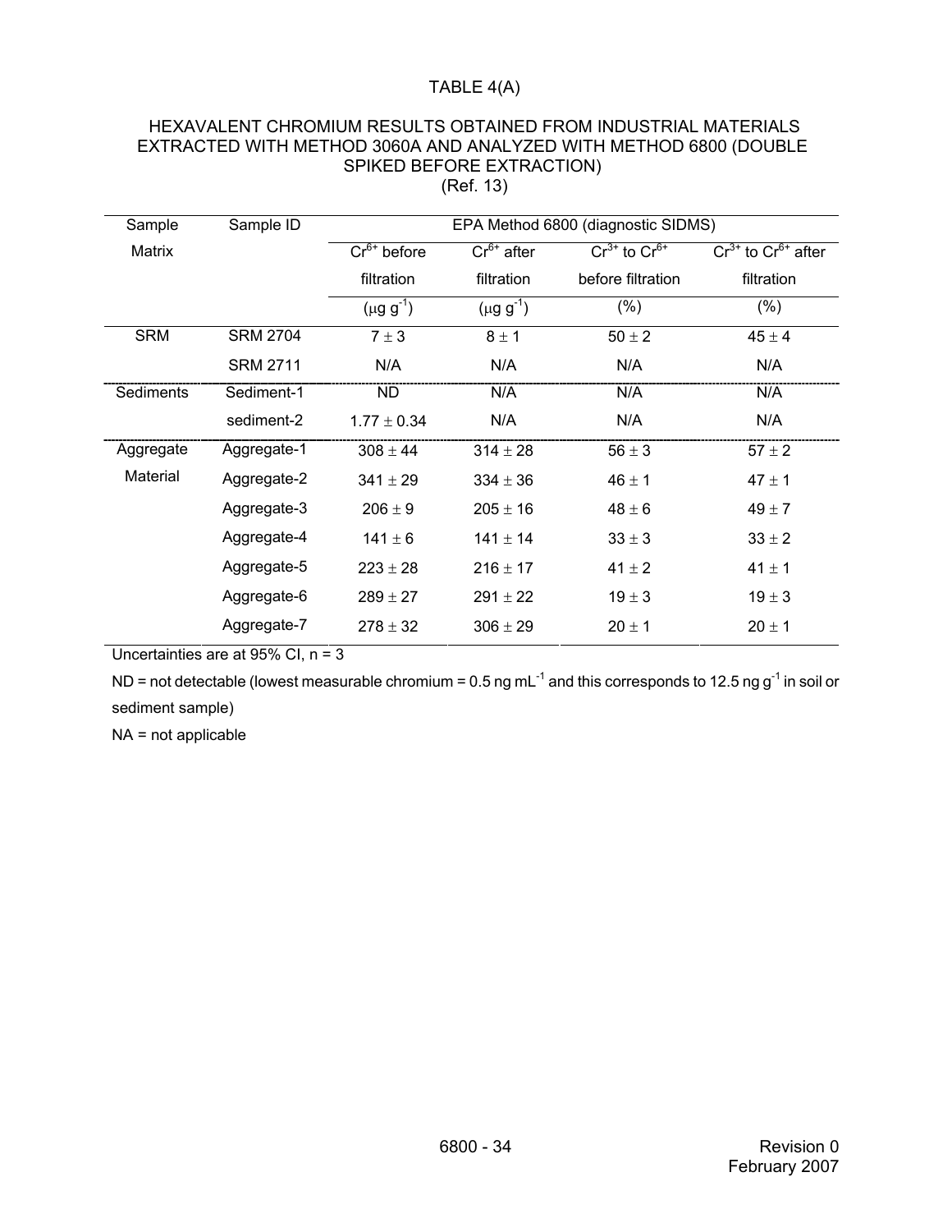TABLE 4(A)

HEXAVALENT CHROMIUM RESULTS OBTAINED FROM INDUSTRIAL MATERIALS EXTRACTED WITH METHOD 3060A AND ANALYZED WITH METHOD 6800 (DOUBLE SPIKED BEFORE EXTRACTION)
(Ref. 13)

| Sample Matrix | Sample ID | EPA Method 6800 (diagnostic SIDMS) | | | |
|---|---|---|---|---|---|
| | | $Cr^{6+}$ before filtration ($\mu g\ g^{-1}$) | $Cr^{6+}$ after filtration ($\mu g\ g^{-1}$) | $Cr^{3+}$ to $Cr^{6+}$ before filtration (%) | $Cr^{3+}$ to $Cr^{6+}$ after filtration (%) |
| SRM | SRM 2704 | $7 \pm 3$ | $8 \pm 1$ | $50 \pm 2$ | $45 \pm 4$ |
| | SRM 2711 | N/A | N/A | N/A | N/A |
| Sediments | Sediment-1 | ND | N/A | N/A | N/A |
| | sediment-2 | $1.77 \pm 0.34$ | N/A | N/A | N/A |
| Aggregate Material | Aggregate-1 | $308 \pm 44$ | $314 \pm 28$ | $56 \pm 3$ | $57 \pm 2$ |
| | Aggregate-2 | $341 \pm 29$ | $334 \pm 36$ | $46 \pm 1$ | $47 \pm 1$ |
| | Aggregate-3 | $206 \pm 9$ | $205 \pm 16$ | $48 \pm 6$ | $49 \pm 7$ |
| | Aggregate-4 | $141 \pm 6$ | $141 \pm 14$ | $33 \pm 3$ | $33 \pm 2$ |
| | Aggregate-5 | $223 \pm 28$ | $216 \pm 17$ | $41 \pm 2$ | $41 \pm 1$ |
| | Aggregate-6 | $289 \pm 27$ | $291 \pm 22$ | $19 \pm 3$ | $19 \pm 3$ |
| | Aggregate-7 | $278 \pm 32$ | $306 \pm 29$ | $20 \pm 1$ | $20 \pm 1$ |

Uncertainties are at 95% CI, n = 3

ND = not detectable (lowest measurable chromium = 0.5 ng $mL^{-1}$ and this corresponds to 12.5 ng $g^{-1}$ in soil or sediment sample)

NA = not applicable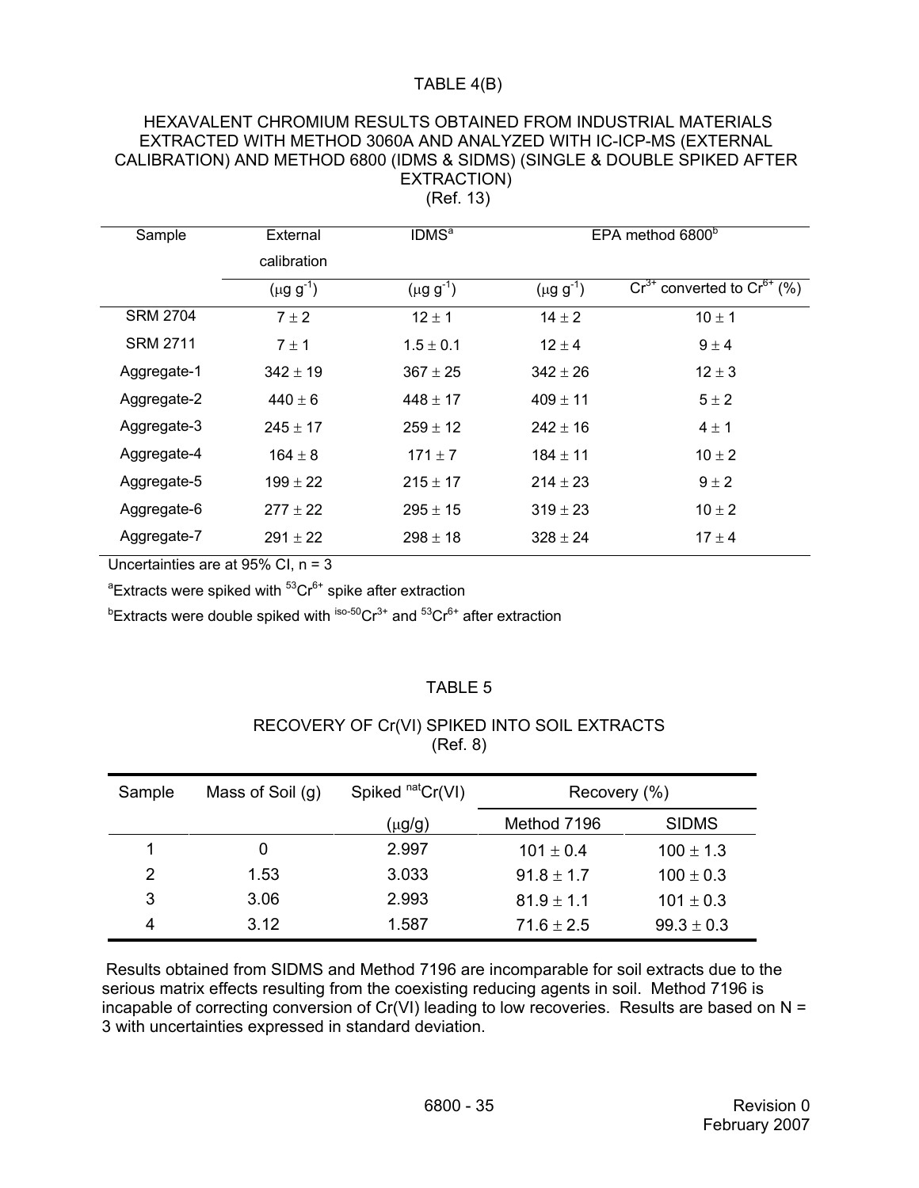# TABLE 4(B)

## HEXAVALENT CHROMIUM RESULTS OBTAINED FROM INDUSTRIAL MATERIALS EXTRACTED WITH METHOD 3060A AND ANALYZED WITH IC-ICP-MS (EXTERNAL CALIBRATION) AND METHOD 6800 (IDMS & SIDMS) (SINGLE & DOUBLE SPIKED AFTER EXTRACTION)

(Ref. 13)

| Sample | External calibration | IDMS[a] | EPA method 6800[b] | |
|---|---|---|---|---|
| | ($\mu g\ g^{-1}$) | ($\mu g\ g^{-1}$) | ($\mu g\ g^{-1}$) | $Cr^{3+}$ converted to $Cr^{6+}$ (%) |
| SRM 2704 | 7 ± 2 | 12 ± 1 | 14 ± 2 | 10 ± 1 |
| SRM 2711 | 7 ± 1 | 1.5 ± 0.1 | 12 ± 4 | 9 ± 4 |
| Aggregate-1 | 342 ± 19 | 367 ± 25 | 342 ± 26 | 12 ± 3 |
| Aggregate-2 | 440 ± 6 | 448 ± 17 | 409 ± 11 | 5 ± 2 |
| Aggregate-3 | 245 ± 17 | 259 ± 12 | 242 ± 16 | 4 ± 1 |
| Aggregate-4 | 164 ± 8 | 171 ± 7 | 184 ± 11 | 10 ± 2 |
| Aggregate-5 | 199 ± 22 | 215 ± 17 | 214 ± 23 | 9 ± 2 |
| Aggregate-6 | 277 ± 22 | 295 ± 15 | 319 ± 23 | 10 ± 2 |
| Aggregate-7 | 291 ± 22 | 298 ± 18 | 328 ± 24 | 17 ± 4 |

Uncertainties are at 95% CI, n = 3

[a]Extracts were spiked with $^{53}Cr^{6+}$ spike after extraction

[b]Extracts were double spiked with $^{iso\text{-}50}Cr^{3+}$ and $^{53}Cr^{6+}$ after extraction

# TABLE 5

## RECOVERY OF Cr(VI) SPIKED INTO SOIL EXTRACTS

(Ref. 8)

| Sample | Mass of Soil (g) | Spiked $^{nat}$Cr(VI) | Recovery (%) | |
|---|---|---|---|---|
| | | ($\mu$g/g) | Method 7196 | SIDMS |
| 1 | 0 | 2.997 | 101 ± 0.4 | 100 ± 1.3 |
| 2 | 1.53 | 3.033 | 91.8 ± 1.7 | 100 ± 0.3 |
| 3 | 3.06 | 2.993 | 81.9 ± 1.1 | 101 ± 0.3 |
| 4 | 3.12 | 1.587 | 71.6 ± 2.5 | 99.3 ± 0.3 |

Results obtained from SIDMS and Method 7196 are incomparable for soil extracts due to the serious matrix effects resulting from the coexisting reducing agents in soil. Method 7196 is incapable of correcting conversion of Cr(VI) leading to low recoveries. Results are based on N = 3 with uncertainties expressed in standard deviation.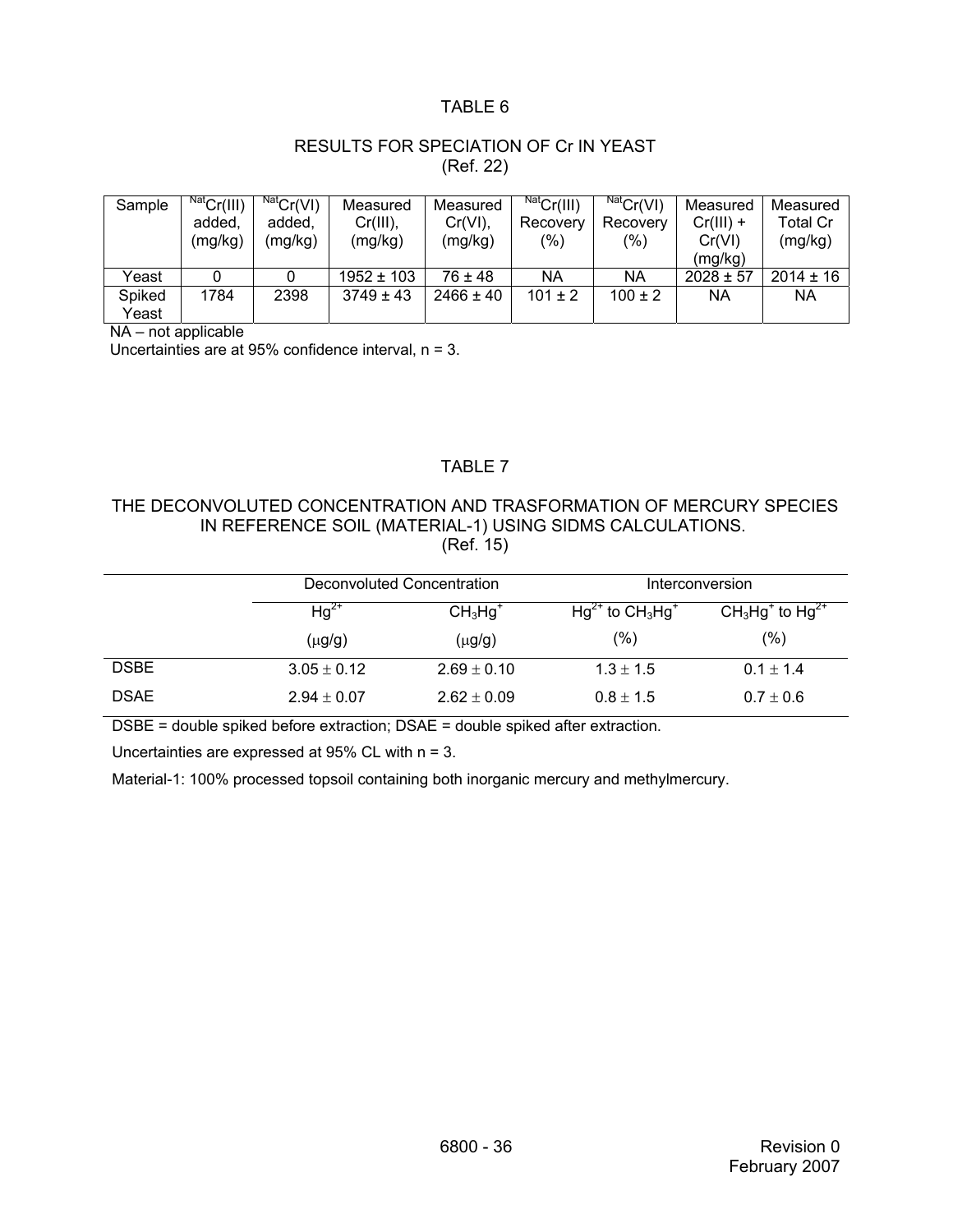## TABLE 6

### RESULTS FOR SPECIATION OF Cr IN YEAST
(Ref. 22)

| Sample | $^{Nat}Cr(III)$ added, (mg/kg) | $^{Nat}Cr(VI)$ added, (mg/kg) | Measured Cr(III), (mg/kg) | Measured Cr(VI), (mg/kg) | $^{Nat}Cr(III)$ Recovery (%) | $^{Nat}Cr(VI)$ Recovery (%) | Measured Cr(III) + Cr(VI) (mg/kg) | Measured Total Cr (mg/kg) |
|---|---|---|---|---|---|---|---|---|
| Yeast | 0 | 0 | 1952 ± 103 | 76 ± 48 | NA | NA | 2028 ± 57 | 2014 ± 16 |
| Spiked Yeast | 1784 | 2398 | 3749 ± 43 | 2466 ± 40 | 101 ± 2 | 100 ± 2 | NA | NA |

NA – not applicable

Uncertainties are at 95% confidence interval, n = 3.

## TABLE 7

### THE DECONVOLUTED CONCENTRATION AND TRASFORMATION OF MERCURY SPECIES IN REFERENCE SOIL (MATERIAL-1) USING SIDMS CALCULATIONS.
(Ref. 15)

| | Deconvoluted Concentration | | Interconversion | |
|---|---|---|---|---|
| | $Hg^{2+}$ ($\mu$g/g) | $CH_3Hg^+$ ($\mu$g/g) | $Hg^{2+}$ to $CH_3Hg^+$ (%) | $CH_3Hg^+$ to $Hg^{2+}$ (%) |
| DSBE | 3.05 ± 0.12 | 2.69 ± 0.10 | 1.3 ± 1.5 | 0.1 ± 1.4 |
| DSAE | 2.94 ± 0.07 | 2.62 ± 0.09 | 0.8 ± 1.5 | 0.7 ± 0.6 |

DSBE = double spiked before extraction; DSAE = double spiked after extraction.

Uncertainties are expressed at 95% CL with n = 3.

Material-1: 100% processed topsoil containing both inorganic mercury and methylmercury.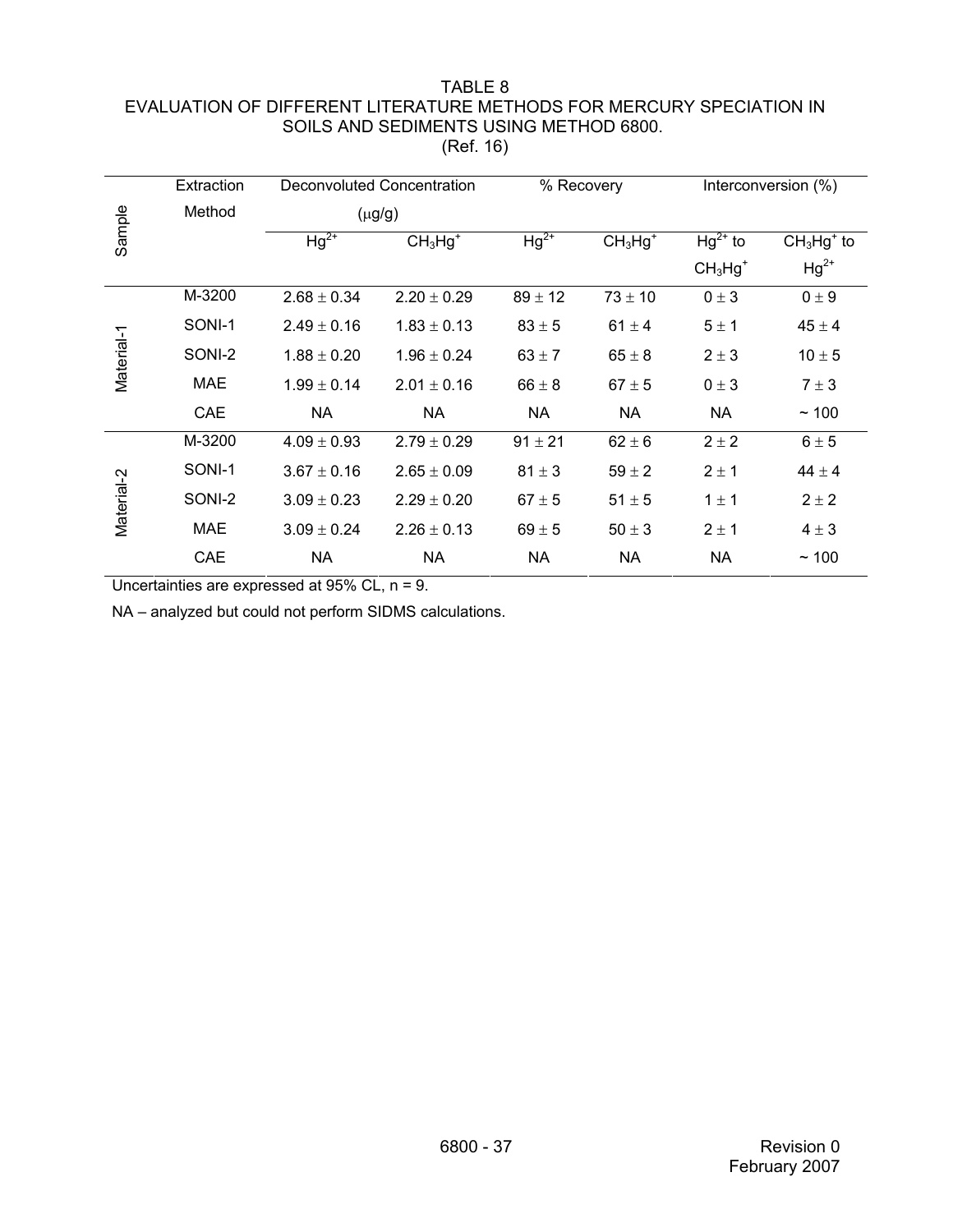TABLE 8
EVALUATION OF DIFFERENT LITERATURE METHODS FOR MERCURY SPECIATION IN SOILS AND SEDIMENTS USING METHOD 6800.
(Ref. 16)

| Sample | Extraction Method | Deconvoluted Concentration ($\mu$g/g) | | % Recovery | | Interconversion (%) | |
|---|---|---|---|---|---|---|---|
| | | $Hg^{2+}$ | $CH_3Hg^+$ | $Hg^{2+}$ | $CH_3Hg^+$ | $Hg^{2+}$ to $CH_3Hg^+$ | $CH_3Hg^+$ to $Hg^{2+}$ |
| Material-1 | M-3200 | $2.68 \pm 0.34$ | $2.20 \pm 0.29$ | $89 \pm 12$ | $73 \pm 10$ | $0 \pm 3$ | $0 \pm 9$ |
| | SONI-1 | $2.49 \pm 0.16$ | $1.83 \pm 0.13$ | $83 \pm 5$ | $61 \pm 4$ | $5 \pm 1$ | $45 \pm 4$ |
| | SONI-2 | $1.88 \pm 0.20$ | $1.96 \pm 0.24$ | $63 \pm 7$ | $65 \pm 8$ | $2 \pm 3$ | $10 \pm 5$ |
| | MAE | $1.99 \pm 0.14$ | $2.01 \pm 0.16$ | $66 \pm 8$ | $67 \pm 5$ | $0 \pm 3$ | $7 \pm 3$ |
| | CAE | NA | NA | NA | NA | NA | ~ 100 |
| Material-2 | M-3200 | $4.09 \pm 0.93$ | $2.79 \pm 0.29$ | $91 \pm 21$ | $62 \pm 6$ | $2 \pm 2$ | $6 \pm 5$ |
| | SONI-1 | $3.67 \pm 0.16$ | $2.65 \pm 0.09$ | $81 \pm 3$ | $59 \pm 2$ | $2 \pm 1$ | $44 \pm 4$ |
| | SONI-2 | $3.09 \pm 0.23$ | $2.29 \pm 0.20$ | $67 \pm 5$ | $51 \pm 5$ | $1 \pm 1$ | $2 \pm 2$ |
| | MAE | $3.09 \pm 0.24$ | $2.26 \pm 0.13$ | $69 \pm 5$ | $50 \pm 3$ | $2 \pm 1$ | $4 \pm 3$ |
| | CAE | NA | NA | NA | NA | NA | ~ 100 |

Uncertainties are expressed at 95% CL, n = 9.

NA – analyzed but could not perform SIDMS calculations.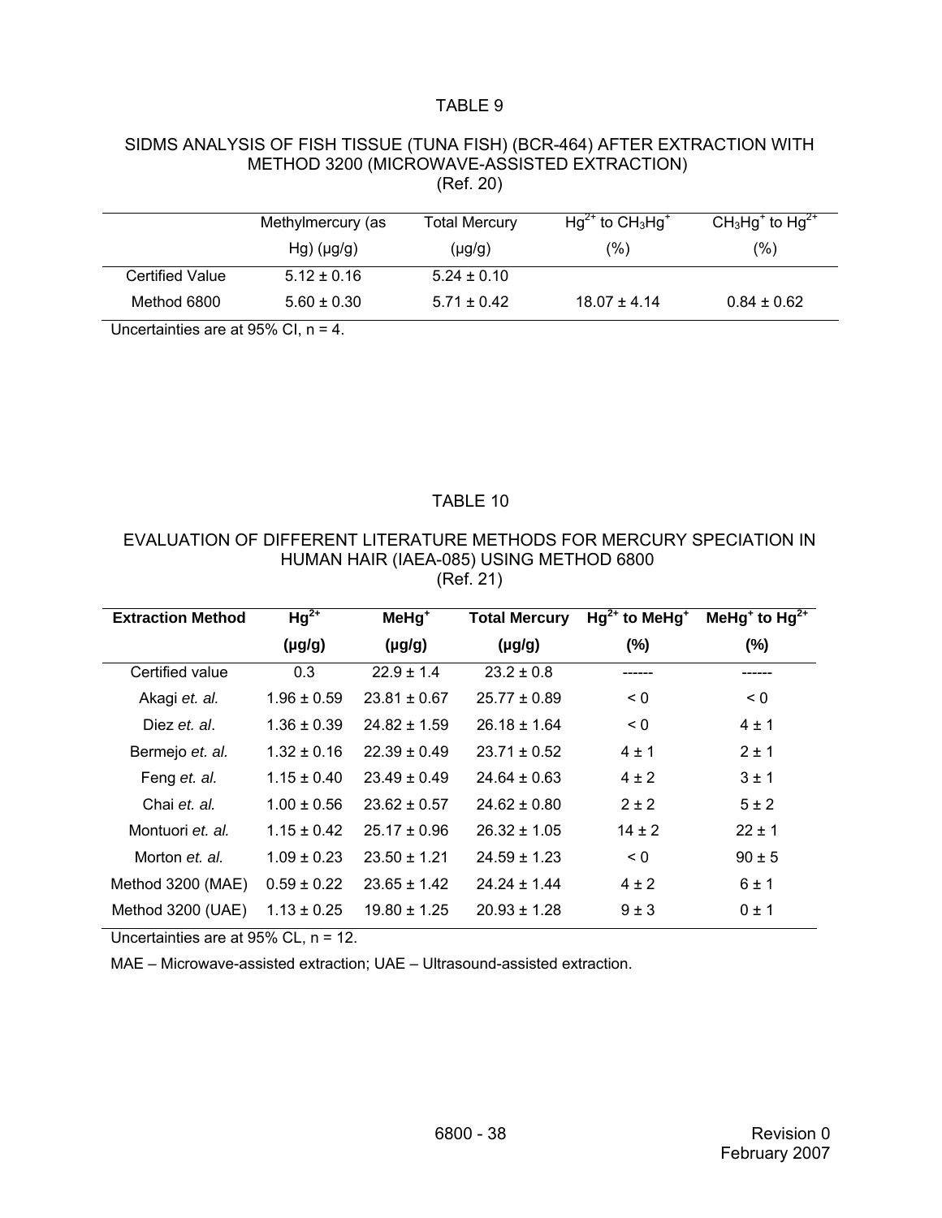## TABLE 9

### SIDMS ANALYSIS OF FISH TISSUE (TUNA FISH) (BCR-464) AFTER EXTRACTION WITH METHOD 3200 (MICROWAVE-ASSISTED EXTRACTION)
(Ref. 20)

| | Methylmercury (as Hg) (µg/g) | Total Mercury (µg/g) | $Hg^{2+}$ to $CH_3Hg^+$ (%) | $CH_3Hg^+$ to $Hg^{2+}$ (%) |
|---|---|---|---|---|
| Certified Value | 5.12 ± 0.16 | 5.24 ± 0.10 | | |
| Method 6800 | 5.60 ± 0.30 | 5.71 ± 0.42 | 18.07 ± 4.14 | 0.84 ± 0.62 |

Uncertainties are at 95% CI, n = 4.

## TABLE 10

### EVALUATION OF DIFFERENT LITERATURE METHODS FOR MERCURY SPECIATION IN HUMAN HAIR (IAEA-085) USING METHOD 6800
(Ref. 21)

| **Extraction Method** | **$Hg^{2+}$ (µg/g)** | **$MeHg^+$ (µg/g)** | **Total Mercury (µg/g)** | **$Hg^{2+}$ to $MeHg^+$ (%)** | **$MeHg^+$ to $Hg^{2+}$ (%)** |
|---|---|---|---|---|---|
| Certified value | 0.3 | 22.9 ± 1.4 | 23.2 ± 0.8 | ------ | ------ |
| Akagi *et. al.* | 1.96 ± 0.59 | 23.81 ± 0.67 | 25.77 ± 0.89 | < 0 | < 0 |
| Diez *et. al*. | 1.36 ± 0.39 | 24.82 ± 1.59 | 26.18 ± 1.64 | < 0 | 4 ± 1 |
| Bermejo *et. al.* | 1.32 ± 0.16 | 22.39 ± 0.49 | 23.71 ± 0.52 | 4 ± 1 | 2 ± 1 |
| Feng *et. al.* | 1.15 ± 0.40 | 23.49 ± 0.49 | 24.64 ± 0.63 | 4 ± 2 | 3 ± 1 |
| Chai *et. al.* | 1.00 ± 0.56 | 23.62 ± 0.57 | 24.62 ± 0.80 | 2 ± 2 | 5 ± 2 |
| Montuori *et. al.* | 1.15 ± 0.42 | 25.17 ± 0.96 | 26.32 ± 1.05 | 14 ± 2 | 22 ± 1 |
| Morton *et. al.* | 1.09 ± 0.23 | 23.50 ± 1.21 | 24.59 ± 1.23 | < 0 | 90 ± 5 |
| Method 3200 (MAE) | 0.59 ± 0.22 | 23.65 ± 1.42 | 24.24 ± 1.44 | 4 ± 2 | 6 ± 1 |
| Method 3200 (UAE) | 1.13 ± 0.25 | 19.80 ± 1.25 | 20.93 ± 1.28 | 9 ± 3 | 0 ± 1 |

Uncertainties are at 95% CL, n = 12.

MAE – Microwave-assisted extraction; UAE – Ultrasound-assisted extraction.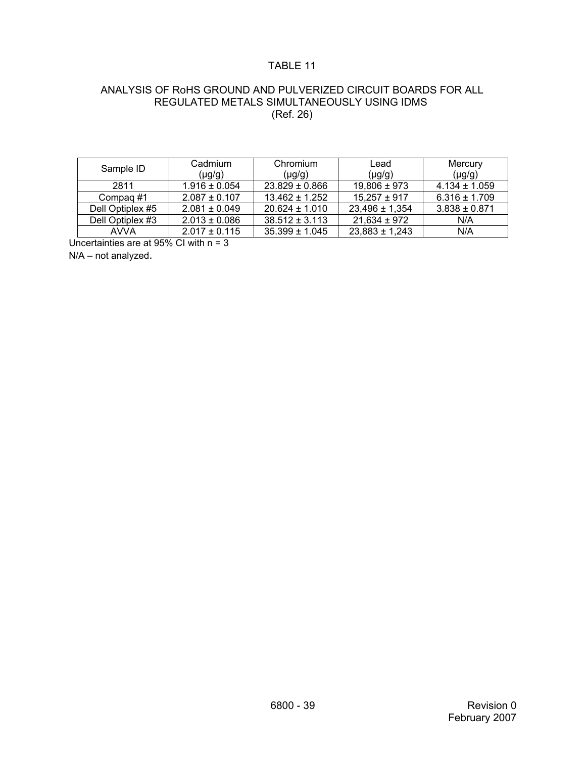TABLE 11

ANALYSIS OF RoHS GROUND AND PULVERIZED CIRCUIT BOARDS FOR ALL REGULATED METALS SIMULTANEOUSLY USING IDMS
(Ref. 26)

| Sample ID | Cadmium (µg/g) | Chromium (µg/g) | Lead (µg/g) | Mercury (µg/g) |
|---|---|---|---|---|
| 2811 | 1.916 ± 0.054 | 23.829 ± 0.866 | 19,806 ± 973 | 4.134 ± 1.059 |
| Compaq #1 | 2.087 ± 0.107 | 13.462 ± 1.252 | 15,257 ± 917 | 6.316 ± 1.709 |
| Dell Optiplex #5 | 2.081 ± 0.049 | 20.624 ± 1.010 | 23,496 ± 1,354 | 3.838 ± 0.871 |
| Dell Optiplex #3 | 2.013 ± 0.086 | 38.512 ± 3.113 | 21,634 ± 972 | N/A |
| AVVA | 2.017 ± 0.115 | 35.399 ± 1.045 | 23,883 ± 1,243 | N/A |

Uncertainties are at 95% CI with n = 3

N/A – not analyzed.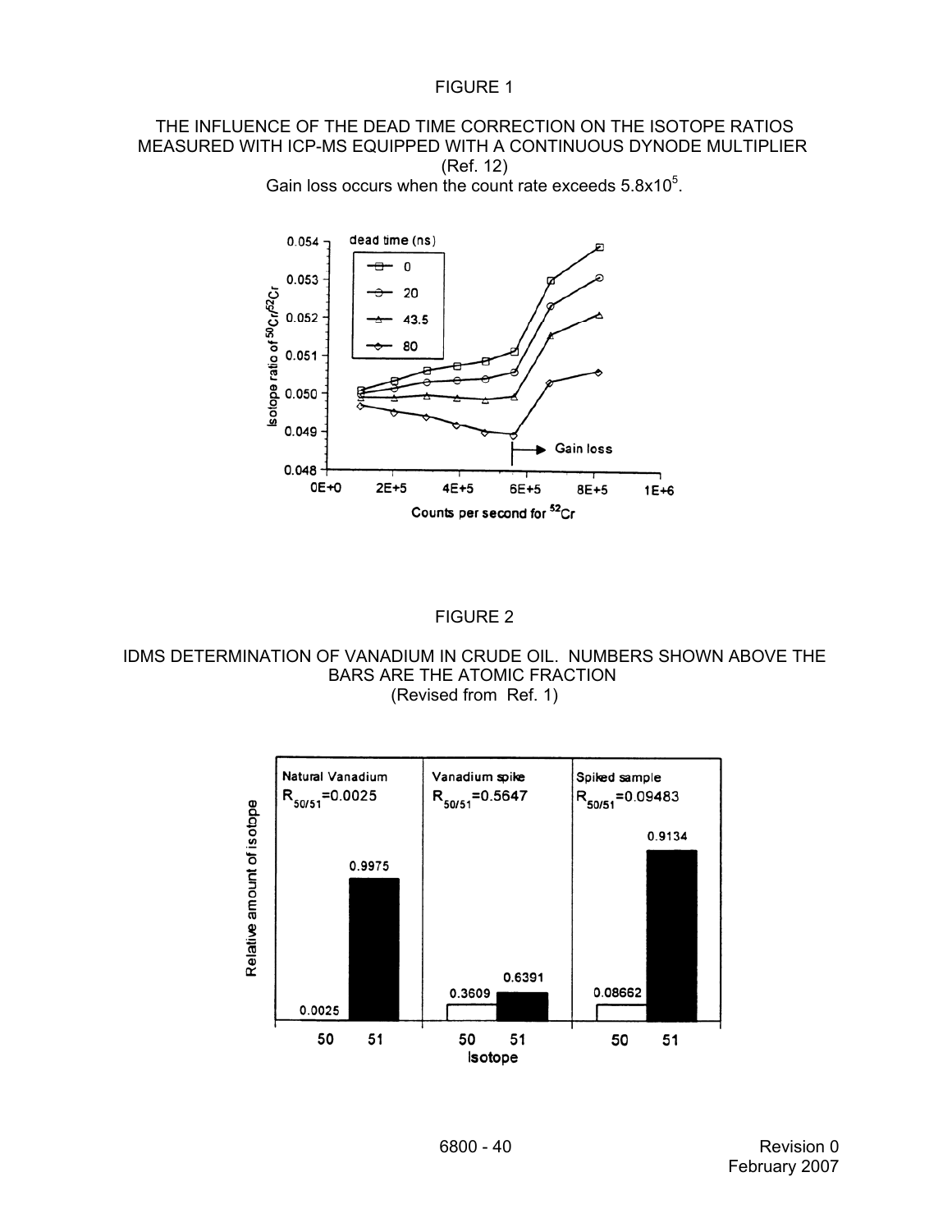FIGURE 1

THE INFLUENCE OF THE DEAD TIME CORRECTION ON THE ISOTOPE RATIOS MEASURED WITH ICP-MS EQUIPPED WITH A CONTINUOUS DYNODE MULTIPLIER (Ref. 12)

Gain loss occurs when the count rate exceeds $5.8 \times 10^5$.

FIGURE 2

IDMS DETERMINATION OF VANADIUM IN CRUDE OIL. NUMBERS SHOWN ABOVE THE BARS ARE THE ATOMIC FRACTION (Revised from Ref. 1)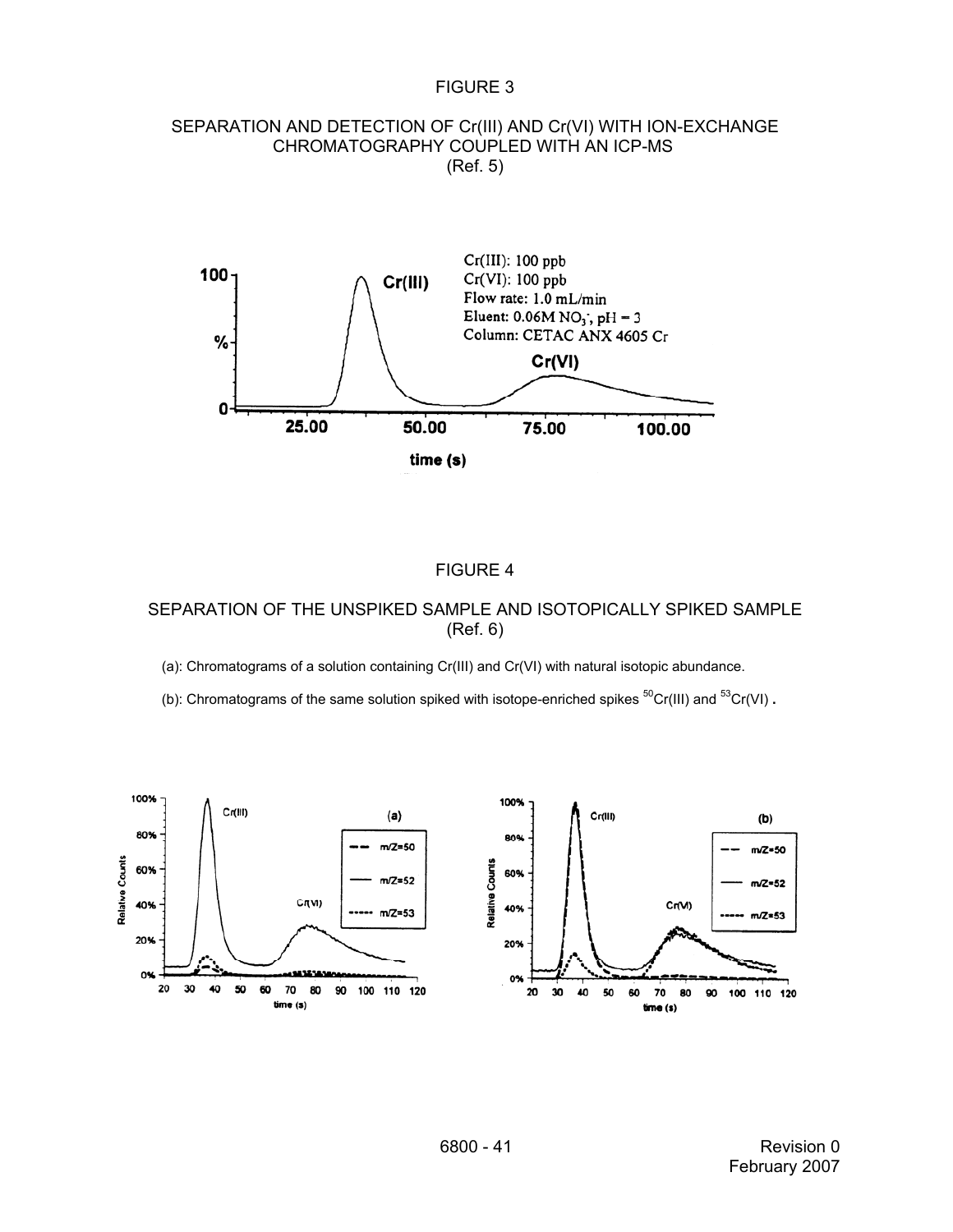# FIGURE 3

## SEPARATION AND DETECTION OF Cr(III) AND Cr(VI) WITH ION-EXCHANGE CHROMATOGRAPHY COUPLED WITH AN ICP-MS

(Ref. 5)

# FIGURE 4

## SEPARATION OF THE UNSPIKED SAMPLE AND ISOTOPICALLY SPIKED SAMPLE

(Ref. 6)

(a): Chromatograms of a solution containing Cr(III) and Cr(VI) with natural isotopic abundance.

(b): Chromatograms of the same solution spiked with isotope-enriched spikes $^{50}$Cr(III) and $^{53}$Cr(VI).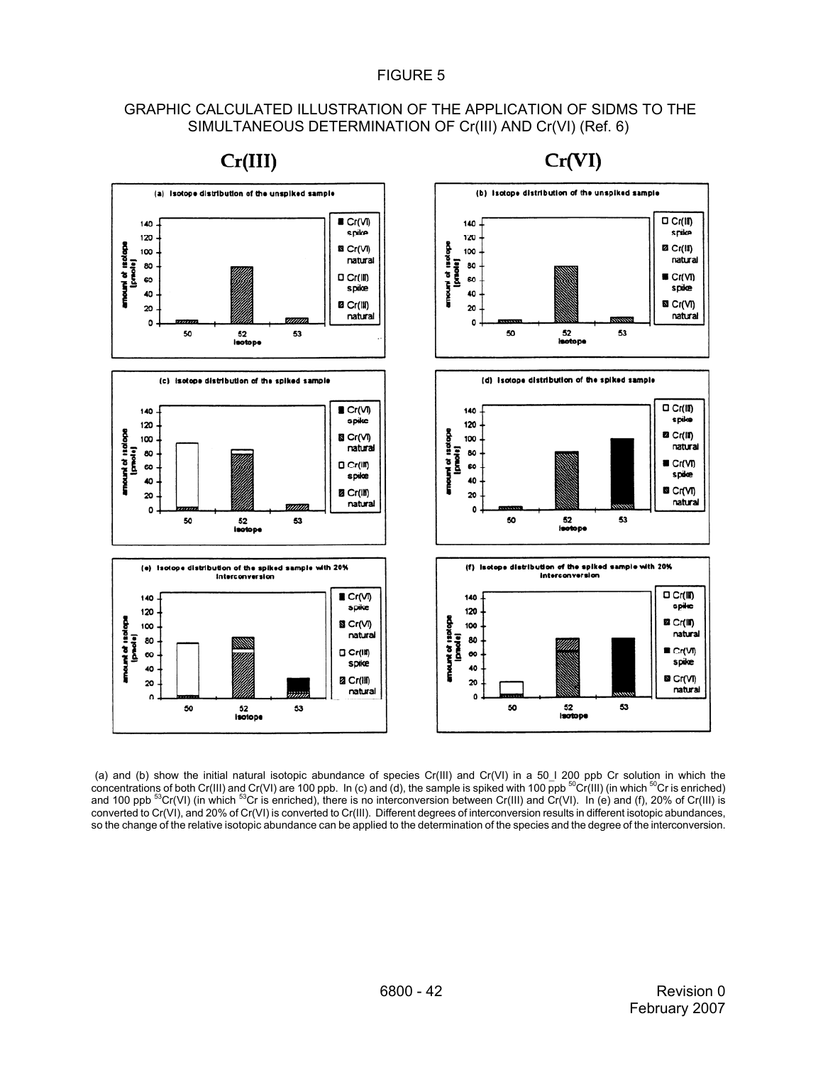# FIGURE 5

## GRAPHIC CALCULATED ILLUSTRATION OF THE APPLICATION OF SIDMS TO THE SIMULTANEOUS DETERMINATION OF Cr(III) AND Cr(VI) (Ref. 6)

(a) and (b) show the initial natural isotopic abundance of species Cr(III) and Cr(VI) in a 50_l 200 ppb Cr solution in which the concentrations of both Cr(III) and Cr(VI) are 100 ppb. In (c) and (d), the sample is spiked with 100 ppb $^{50}$Cr(III) (in which $^{50}$Cr is enriched) and 100 ppb $^{53}$Cr(VI) (in which $^{53}$Cr is enriched), there is no interconversion between Cr(III) and Cr(VI). In (e) and (f), 20% of Cr(III) is converted to Cr(VI), and 20% of Cr(VI) is converted to Cr(III). Different degrees of interconversion results in different isotopic abundances, so the change of the relative isotopic abundance can be applied to the determination of the species and the degree of the interconversion.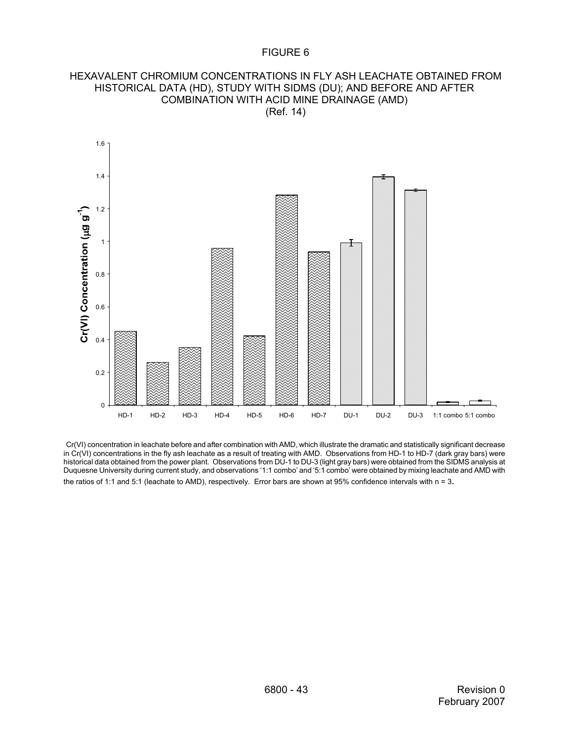# FIGURE 6

## HEXAVALENT CHROMIUM CONCENTRATIONS IN FLY ASH LEACHATE OBTAINED FROM HISTORICAL DATA (HD), STUDY WITH SIDMS (DU); AND BEFORE AND AFTER COMBINATION WITH ACID MINE DRAINAGE (AMD)

(Ref. 14)

Cr(VI) concentration in leachate before and after combination with AMD, which illustrate the dramatic and statistically significant decrease in Cr(VI) concentrations in the fly ash leachate as a result of treating with AMD. Observations from HD-1 to HD-7 (dark gray bars) were historical data obtained from the power plant. Observations from DU-1 to DU-3 (light gray bars) were obtained from the SIDMS analysis at Duquesne University during current study, and observations '1:1 combo' and '5:1 combo' were obtained by mixing leachate and AMD with the ratios of 1:1 and 5:1 (leachate to AMD), respectively. Error bars are shown at 95% confidence intervals with n = 3.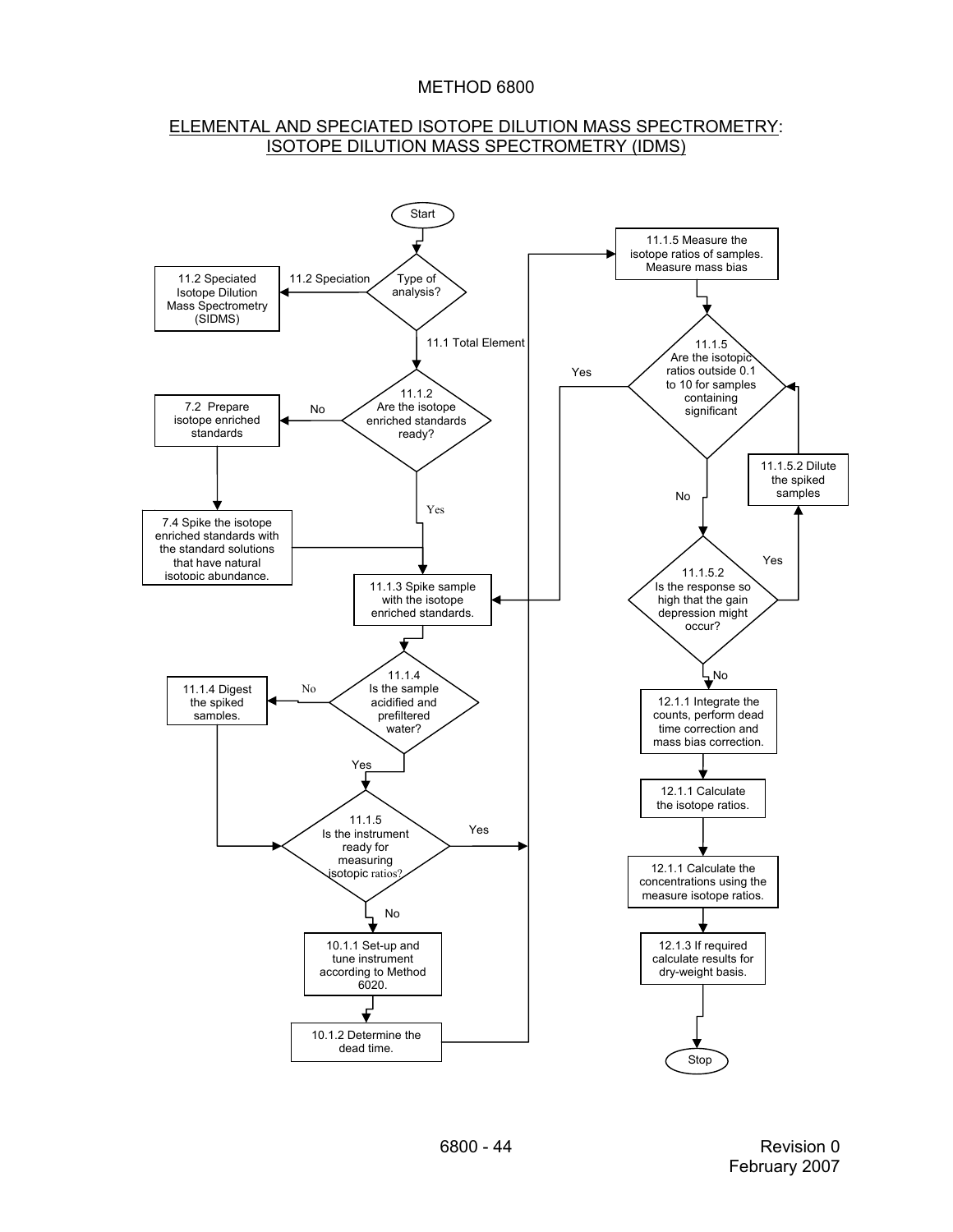METHOD 6800

## ELEMENTAL AND SPECIATED ISOTOPE DILUTION MASS SPECTROMETRY: ISOTOPE DILUTION MASS SPECTROMETRY (IDMS)

Start

Type of analysis?

11.2 Speciation

11.2 Speciated Isotope Dilution Mass Spectrometry (SIDMS)

11.1 Total Element

11.1.2 Are the isotope enriched standards ready?

No

7.2 Prepare isotope enriched standards

7.4 Spike the isotope enriched standards with the standard solutions that have natural isotopic abundance.

Yes

11.1.3 Spike sample with the isotope enriched standards.

11.1.4 Is the sample acidified and prefiltered water?

No

11.1.4 Digest the spiked samples.

Yes

11.1.5 Is the instrument ready for measuring isotopic ratios?

Yes

No

10.1.1 Set-up and tune instrument according to Method 6020.

10.1.2 Determine the dead time.

11.1.5 Measure the isotope ratios of samples. Measure mass bias

11.1.5 Are the isotopic ratios outside 0.1 to 10 for samples containing significant

Yes

No

11.1.5.2 Is the response so high that the gain depression might occur?

Yes

11.1.5.2 Dilute the spiked samples

No

12.1.1 Integrate the counts, perform dead time correction and mass bias correction.

12.1.1 Calculate the isotope ratios.

12.1.1 Calculate the concentrations using the measure isotope ratios.

12.1.3 If required calculate results for dry-weight basis.

Stop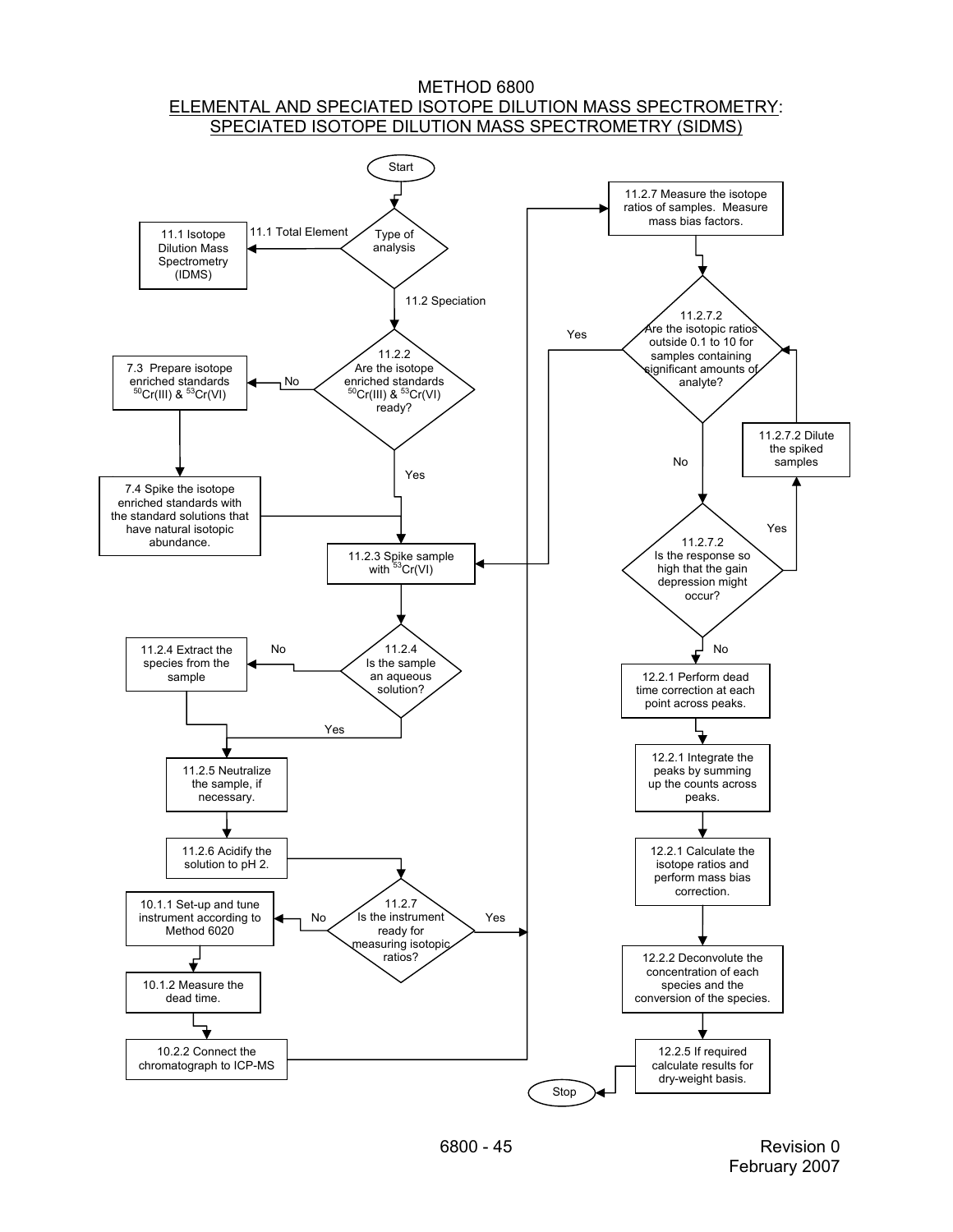# METHOD 6800

## ELEMENTAL AND SPECIATED ISOTOPE DILUTION MASS SPECTROMETRY: SPECIATED ISOTOPE DILUTION MASS SPECTROMETRY (SIDMS)

- Start
- **Type of analysis**
  - 11.1 Total Element → 11.1 Isotope Dilution Mass Spectrometry (IDMS)
  - 11.2 Speciation → 11.2.2
- **11.2.2 Are the isotope enriched standards $^{50}Cr(III)$ & $^{53}Cr(VI)$ ready?**
  - No → 7.3 Prepare isotope enriched standards $^{50}Cr(III)$ & $^{53}Cr(VI)$ → 7.4 Spike the isotope enriched standards with the standard solutions that have natural isotopic abundance. → 11.2.3
  - Yes → 11.2.3
- 11.2.3 Spike sample with $^{53}Cr(VI)$
- **11.2.4 Is the sample an aqueous solution?**
  - No → 11.2.4 Extract the species from the sample → 11.2.5
  - Yes → 11.2.5
- 11.2.5 Neutralize the sample, if necessary.
- 11.2.6 Acidify the solution to pH 2.
- **11.2.7 Is the instrument ready for measuring isotopic ratios?**
  - No → 10.1.1 Set-up and tune instrument according to Method 6020 → 10.1.2 Measure the dead time. → 10.2.2 Connect the chromatograph to ICP-MS → 11.2.7 Measure the isotope ratios of samples. Measure mass bias factors.
  - Yes → 11.2.7 Measure the isotope ratios of samples. Measure mass bias factors.
- 11.2.7 Measure the isotope ratios of samples. Measure mass bias factors.
- **11.2.7.2 Are the isotopic ratios outside 0.1 to 10 for samples containing significant amounts of analyte?**
  - Yes → 11.2.3 Spike sample with $^{53}Cr(VI)$
  - No → 11.2.7.2 (response)
- **11.2.7.2 Is the response so high that the gain depression might occur?**
  - Yes → 11.2.7.2 Dilute the spiked samples → 11.2.7.2 (isotopic ratios)
  - No → 12.2.1
- 12.2.1 Perform dead time correction at each point across peaks.
- 12.2.1 Integrate the peaks by summing up the counts across peaks.
- 12.2.1 Calculate the isotope ratios and perform mass bias correction.
- 12.2.2 Deconvolute the concentration of each species and the conversion of the species.
- 12.2.5 If required calculate results for dry-weight basis.
- Stop

Revision 0
February 2007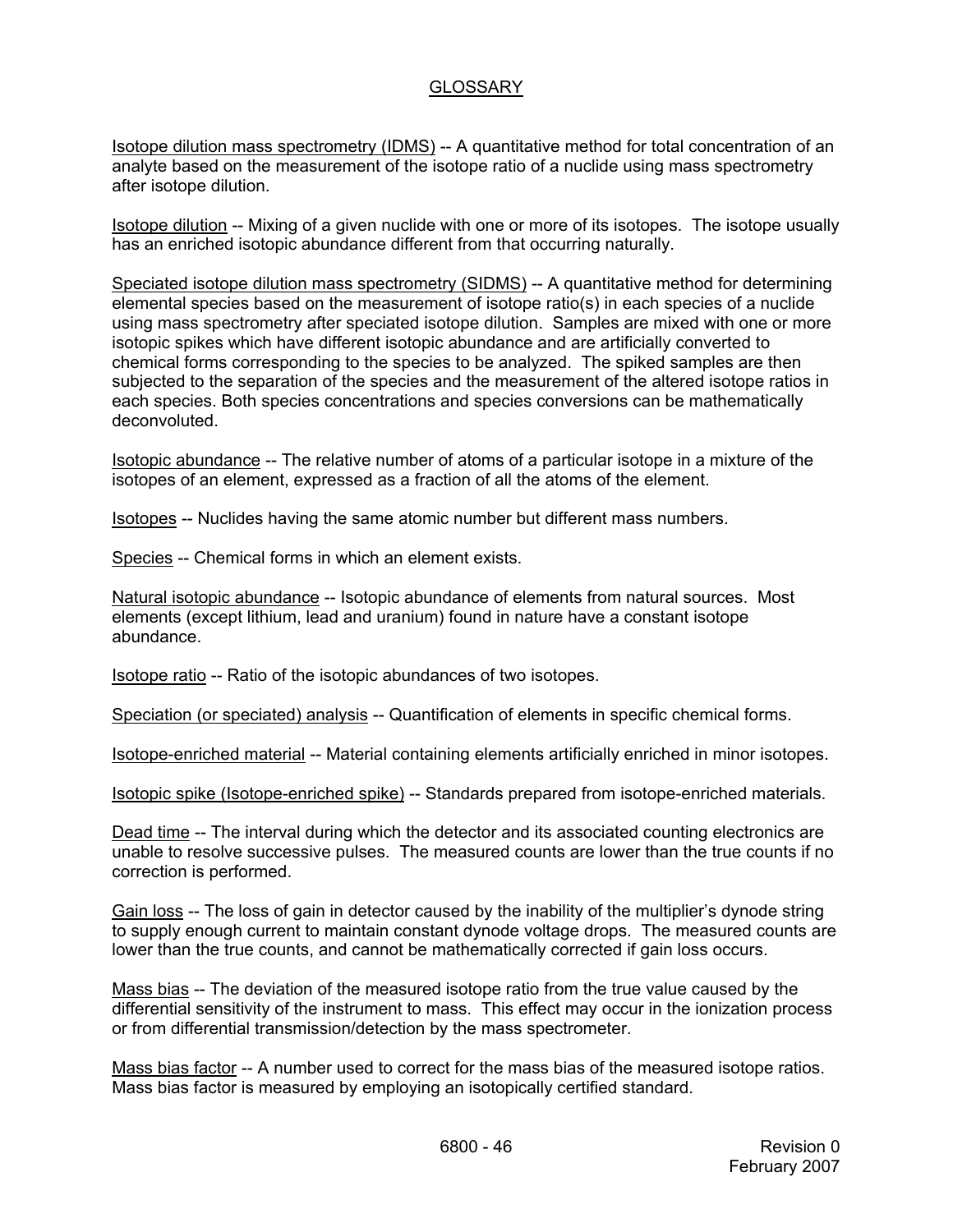## GLOSSARY

Isotope dilution mass spectrometry (IDMS) -- A quantitative method for total concentration of an analyte based on the measurement of the isotope ratio of a nuclide using mass spectrometry after isotope dilution.

Isotope dilution -- Mixing of a given nuclide with one or more of its isotopes. The isotope usually has an enriched isotopic abundance different from that occurring naturally.

Speciated isotope dilution mass spectrometry (SIDMS) -- A quantitative method for determining elemental species based on the measurement of isotope ratio(s) in each species of a nuclide using mass spectrometry after speciated isotope dilution. Samples are mixed with one or more isotopic spikes which have different isotopic abundance and are artificially converted to chemical forms corresponding to the species to be analyzed. The spiked samples are then subjected to the separation of the species and the measurement of the altered isotope ratios in each species. Both species concentrations and species conversions can be mathematically deconvoluted.

Isotopic abundance -- The relative number of atoms of a particular isotope in a mixture of the isotopes of an element, expressed as a fraction of all the atoms of the element.

Isotopes -- Nuclides having the same atomic number but different mass numbers.

Species -- Chemical forms in which an element exists.

Natural isotopic abundance -- Isotopic abundance of elements from natural sources. Most elements (except lithium, lead and uranium) found in nature have a constant isotope abundance.

Isotope ratio -- Ratio of the isotopic abundances of two isotopes.

Speciation (or speciated) analysis -- Quantification of elements in specific chemical forms.

Isotope-enriched material -- Material containing elements artificially enriched in minor isotopes.

Isotopic spike (Isotope-enriched spike) -- Standards prepared from isotope-enriched materials.

Dead time -- The interval during which the detector and its associated counting electronics are unable to resolve successive pulses. The measured counts are lower than the true counts if no correction is performed.

Gain loss -- The loss of gain in detector caused by the inability of the multiplier's dynode string to supply enough current to maintain constant dynode voltage drops. The measured counts are lower than the true counts, and cannot be mathematically corrected if gain loss occurs.

Mass bias -- The deviation of the measured isotope ratio from the true value caused by the differential sensitivity of the instrument to mass. This effect may occur in the ionization process or from differential transmission/detection by the mass spectrometer.

Mass bias factor -- A number used to correct for the mass bias of the measured isotope ratios. Mass bias factor is measured by employing an isotopically certified standard.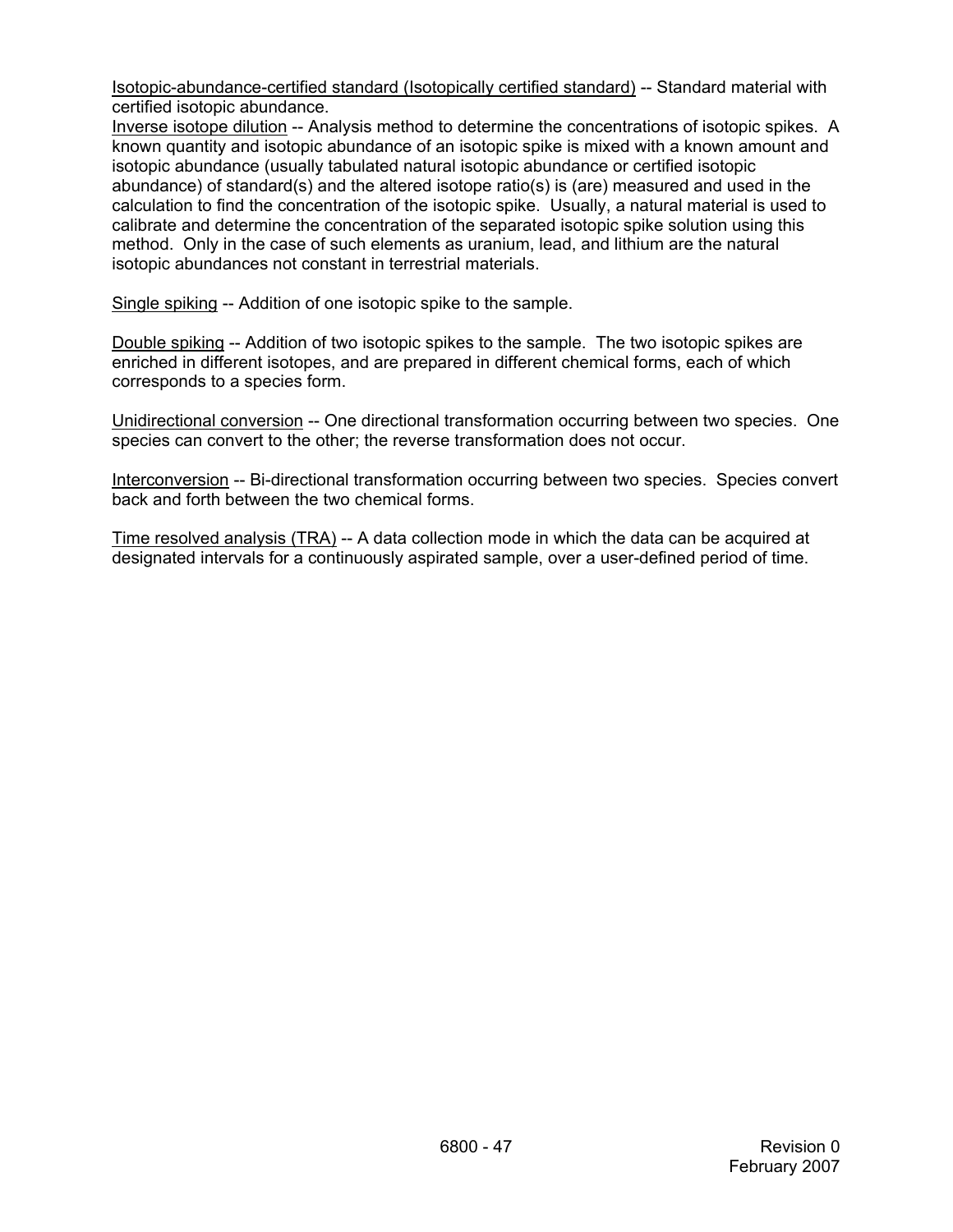Isotopic-abundance-certified standard (Isotopically certified standard) -- Standard material with certified isotopic abundance.

Inverse isotope dilution -- Analysis method to determine the concentrations of isotopic spikes. A known quantity and isotopic abundance of an isotopic spike is mixed with a known amount and isotopic abundance (usually tabulated natural isotopic abundance or certified isotopic abundance) of standard(s) and the altered isotope ratio(s) is (are) measured and used in the calculation to find the concentration of the isotopic spike. Usually, a natural material is used to calibrate and determine the concentration of the separated isotopic spike solution using this method. Only in the case of such elements as uranium, lead, and lithium are the natural isotopic abundances not constant in terrestrial materials.

Single spiking -- Addition of one isotopic spike to the sample.

Double spiking -- Addition of two isotopic spikes to the sample. The two isotopic spikes are enriched in different isotopes, and are prepared in different chemical forms, each of which corresponds to a species form.

Unidirectional conversion -- One directional transformation occurring between two species. One species can convert to the other; the reverse transformation does not occur.

Interconversion -- Bi-directional transformation occurring between two species. Species convert back and forth between the two chemical forms.

Time resolved analysis (TRA) -- A data collection mode in which the data can be acquired at designated intervals for a continuously aspirated sample, over a user-defined period of time.